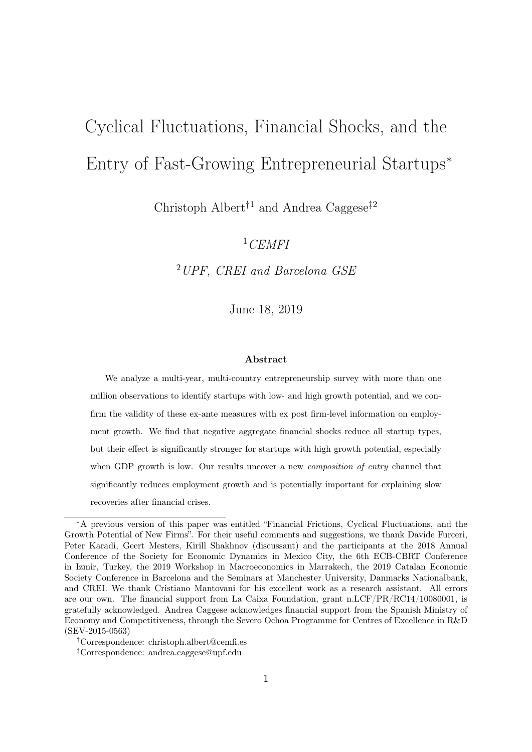# Cyclical Fluctuations, Financial Shocks, and the Entry of Fast-Growing Entrepreneurial Startups*

Christoph Albert[†1] and Andrea Caggese[‡2]

[1] *CEMFI*

[2] *UPF, CREI and Barcelona GSE*

June 18, 2019

## Abstract

We analyze a multi-year, multi-country entrepreneurship survey with more than one million observations to identify startups with low- and high growth potential, and we confirm the validity of these ex-ante measures with ex post firm-level information on employment growth. We find that negative aggregate financial shocks reduce all startup types, but their effect is significantly stronger for startups with high growth potential, especially when GDP growth is low. Our results uncover a new *composition of entry* channel that significantly reduces employment growth and is potentially important for explaining slow recoveries after financial crises.

---

*A previous version of this paper was entitled "Financial Frictions, Cyclical Fluctuations, and the Growth Potential of New Firms". For their useful comments and suggestions, we thank Davide Furceri, Peter Karadi, Geert Mesters, Kirill Shakhnov (discussant) and the participants at the 2018 Annual Conference of the Society for Economic Dynamics in Mexico City, the 6th ECB-CBRT Conference in Izmir, Turkey, the 2019 Workshop in Macroeconomics in Marrakech, the 2019 Catalan Economic Society Conference in Barcelona and the Seminars at Manchester University, Danmarks Nationalbank, and CREI. We thank Cristiano Mantovani for his excellent work as a research assistant. All errors are our own. The financial support from La Caixa Foundation, grant n.LCF/PR/RC14/10080001, is gratefully acknowledged. Andrea Caggese acknowledges financial support from the Spanish Ministry of Economy and Competitiveness, through the Severo Ochoa Programme for Centres of Excellence in R&D (SEV-2015-0563)

†Correspondence: christoph.albert@cemfi.es

‡Correspondence: andrea.caggese@upf.edu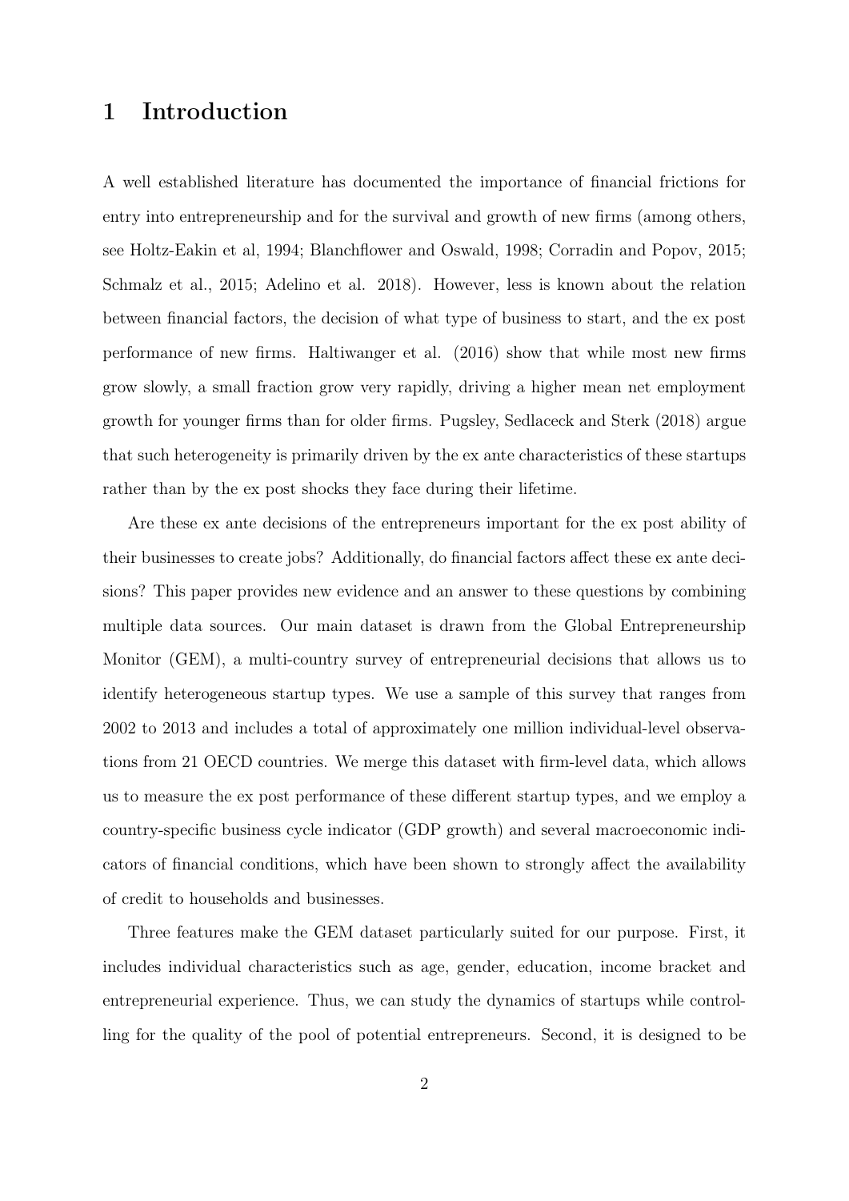# 1 Introduction

A well established literature has documented the importance of financial frictions for entry into entrepreneurship and for the survival and growth of new firms (among others, see Holtz-Eakin et al, 1994; Blanchflower and Oswald, 1998; Corradin and Popov, 2015; Schmalz et al., 2015; Adelino et al. 2018). However, less is known about the relation between financial factors, the decision of what type of business to start, and the ex post performance of new firms. Haltiwanger et al. (2016) show that while most new firms grow slowly, a small fraction grow very rapidly, driving a higher mean net employment growth for younger firms than for older firms. Pugsley, Sedlaceck and Sterk (2018) argue that such heterogeneity is primarily driven by the ex ante characteristics of these startups rather than by the ex post shocks they face during their lifetime.

Are these ex ante decisions of the entrepreneurs important for the ex post ability of their businesses to create jobs? Additionally, do financial factors affect these ex ante decisions? This paper provides new evidence and an answer to these questions by combining multiple data sources. Our main dataset is drawn from the Global Entrepreneurship Monitor (GEM), a multi-country survey of entrepreneurial decisions that allows us to identify heterogeneous startup types. We use a sample of this survey that ranges from 2002 to 2013 and includes a total of approximately one million individual-level observations from 21 OECD countries. We merge this dataset with firm-level data, which allows us to measure the ex post performance of these different startup types, and we employ a country-specific business cycle indicator (GDP growth) and several macroeconomic indicators of financial conditions, which have been shown to strongly affect the availability of credit to households and businesses.

Three features make the GEM dataset particularly suited for our purpose. First, it includes individual characteristics such as age, gender, education, income bracket and entrepreneurial experience. Thus, we can study the dynamics of startups while controlling for the quality of the pool of potential entrepreneurs. Second, it is designed to be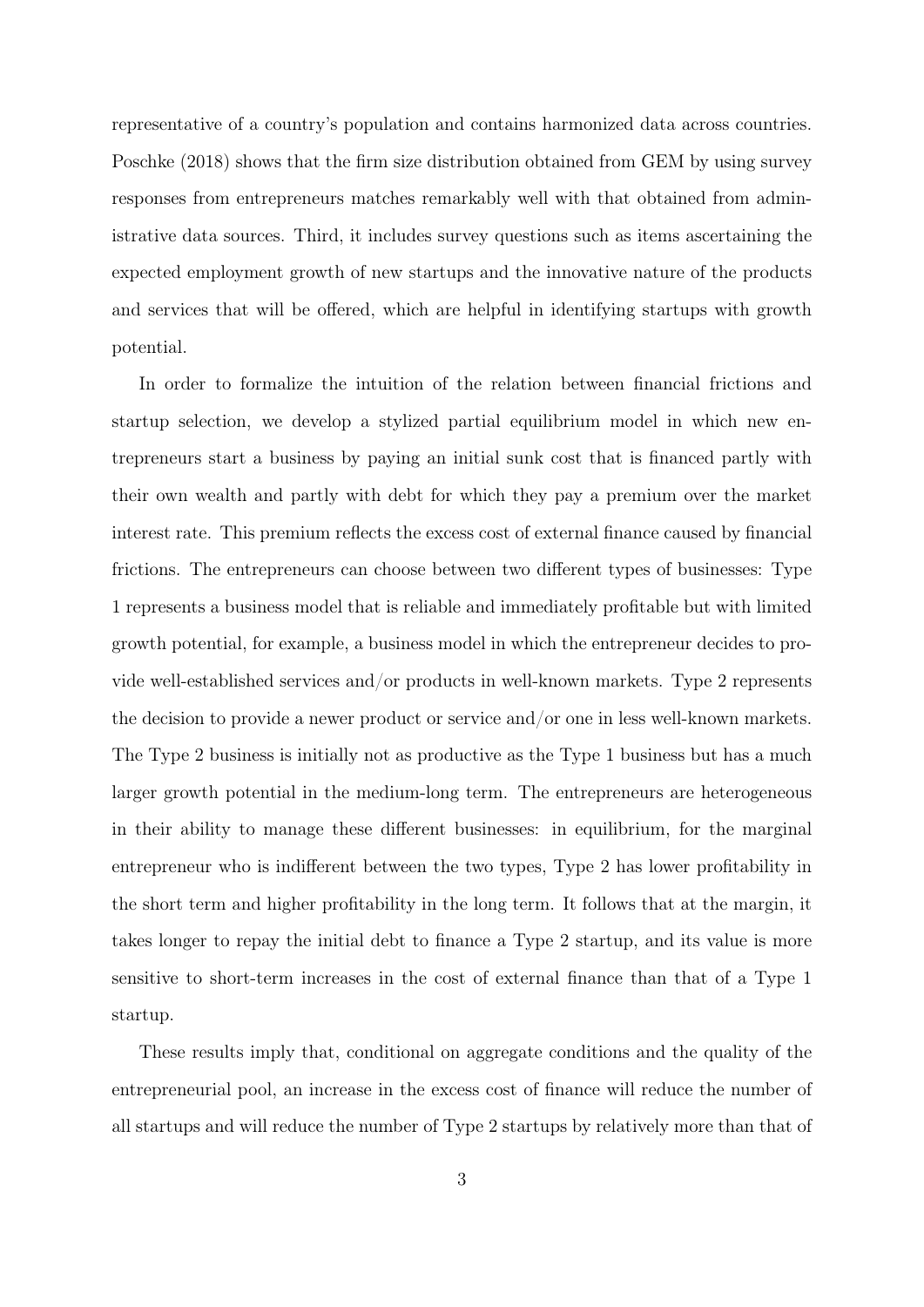representative of a country's population and contains harmonized data across countries. Poschke (2018) shows that the firm size distribution obtained from GEM by using survey responses from entrepreneurs matches remarkably well with that obtained from administrative data sources. Third, it includes survey questions such as items ascertaining the expected employment growth of new startups and the innovative nature of the products and services that will be offered, which are helpful in identifying startups with growth potential.

In order to formalize the intuition of the relation between financial frictions and startup selection, we develop a stylized partial equilibrium model in which new entrepreneurs start a business by paying an initial sunk cost that is financed partly with their own wealth and partly with debt for which they pay a premium over the market interest rate. This premium reflects the excess cost of external finance caused by financial frictions. The entrepreneurs can choose between two different types of businesses: Type 1 represents a business model that is reliable and immediately profitable but with limited growth potential, for example, a business model in which the entrepreneur decides to provide well-established services and/or products in well-known markets. Type 2 represents the decision to provide a newer product or service and/or one in less well-known markets. The Type 2 business is initially not as productive as the Type 1 business but has a much larger growth potential in the medium-long term. The entrepreneurs are heterogeneous in their ability to manage these different businesses: in equilibrium, for the marginal entrepreneur who is indifferent between the two types, Type 2 has lower profitability in the short term and higher profitability in the long term. It follows that at the margin, it takes longer to repay the initial debt to finance a Type 2 startup, and its value is more sensitive to short-term increases in the cost of external finance than that of a Type 1 startup.

These results imply that, conditional on aggregate conditions and the quality of the entrepreneurial pool, an increase in the excess cost of finance will reduce the number of all startups and will reduce the number of Type 2 startups by relatively more than that of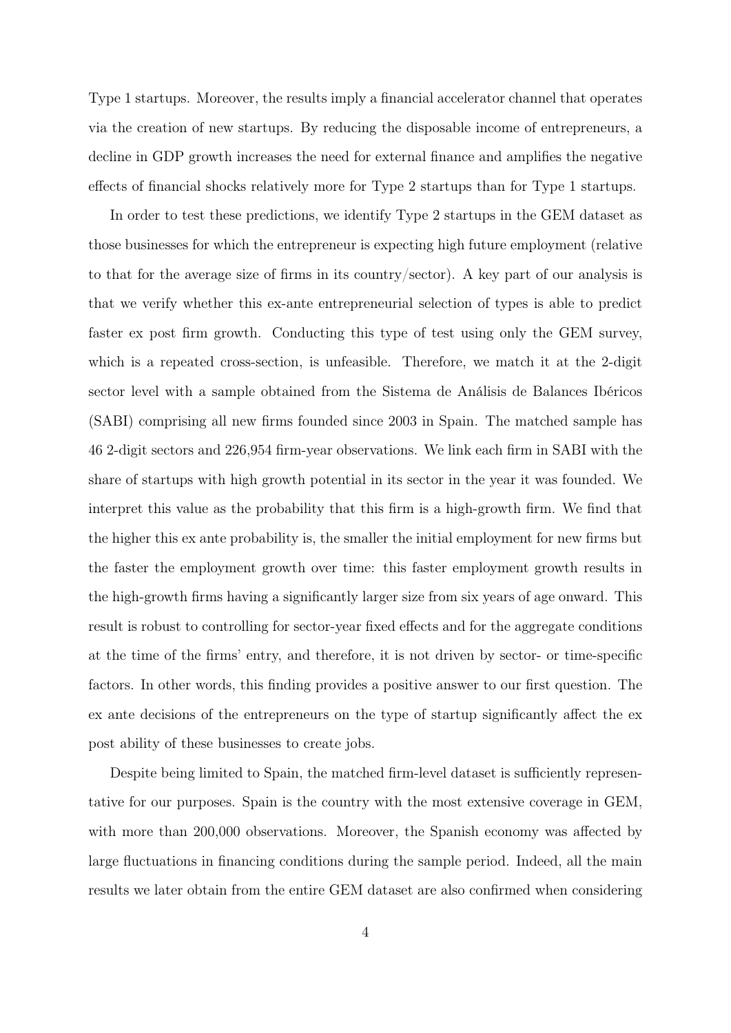Type 1 startups. Moreover, the results imply a financial accelerator channel that operates via the creation of new startups. By reducing the disposable income of entrepreneurs, a decline in GDP growth increases the need for external finance and amplifies the negative effects of financial shocks relatively more for Type 2 startups than for Type 1 startups.

In order to test these predictions, we identify Type 2 startups in the GEM dataset as those businesses for which the entrepreneur is expecting high future employment (relative to that for the average size of firms in its country/sector). A key part of our analysis is that we verify whether this ex-ante entrepreneurial selection of types is able to predict faster ex post firm growth. Conducting this type of test using only the GEM survey, which is a repeated cross-section, is unfeasible. Therefore, we match it at the 2-digit sector level with a sample obtained from the Sistema de Análisis de Balances Ibéricos (SABI) comprising all new firms founded since 2003 in Spain. The matched sample has 46 2-digit sectors and 226,954 firm-year observations. We link each firm in SABI with the share of startups with high growth potential in its sector in the year it was founded. We interpret this value as the probability that this firm is a high-growth firm. We find that the higher this ex ante probability is, the smaller the initial employment for new firms but the faster the employment growth over time: this faster employment growth results in the high-growth firms having a significantly larger size from six years of age onward. This result is robust to controlling for sector-year fixed effects and for the aggregate conditions at the time of the firms' entry, and therefore, it is not driven by sector- or time-specific factors. In other words, this finding provides a positive answer to our first question. The ex ante decisions of the entrepreneurs on the type of startup significantly affect the ex post ability of these businesses to create jobs.

Despite being limited to Spain, the matched firm-level dataset is sufficiently representative for our purposes. Spain is the country with the most extensive coverage in GEM, with more than 200,000 observations. Moreover, the Spanish economy was affected by large fluctuations in financing conditions during the sample period. Indeed, all the main results we later obtain from the entire GEM dataset are also confirmed when considering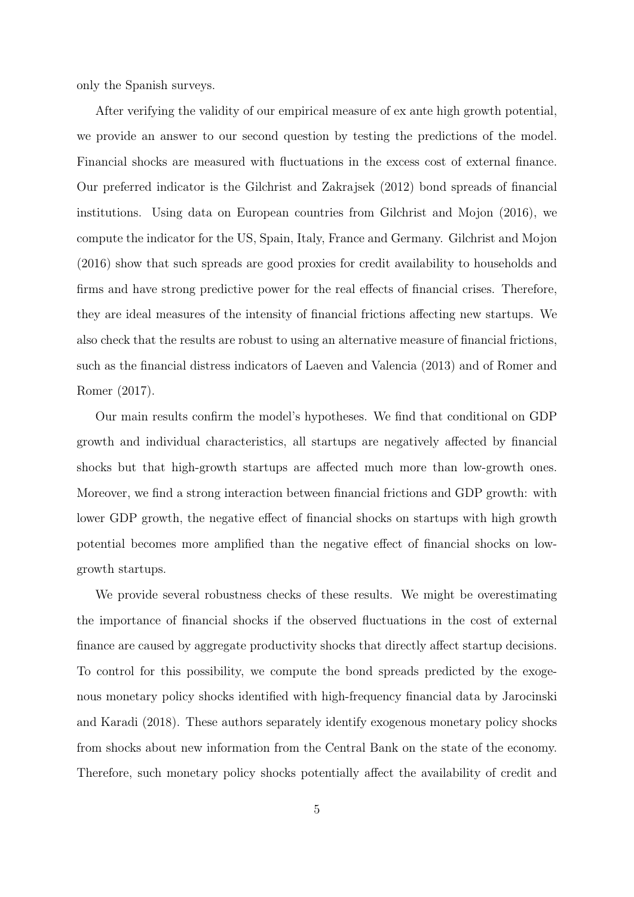only the Spanish surveys.

After verifying the validity of our empirical measure of ex ante high growth potential, we provide an answer to our second question by testing the predictions of the model. Financial shocks are measured with fluctuations in the excess cost of external finance. Our preferred indicator is the Gilchrist and Zakrajsek (2012) bond spreads of financial institutions. Using data on European countries from Gilchrist and Mojon (2016), we compute the indicator for the US, Spain, Italy, France and Germany. Gilchrist and Mojon (2016) show that such spreads are good proxies for credit availability to households and firms and have strong predictive power for the real effects of financial crises. Therefore, they are ideal measures of the intensity of financial frictions affecting new startups. We also check that the results are robust to using an alternative measure of financial frictions, such as the financial distress indicators of Laeven and Valencia (2013) and of Romer and Romer (2017).

Our main results confirm the model's hypotheses. We find that conditional on GDP growth and individual characteristics, all startups are negatively affected by financial shocks but that high-growth startups are affected much more than low-growth ones. Moreover, we find a strong interaction between financial frictions and GDP growth: with lower GDP growth, the negative effect of financial shocks on startups with high growth potential becomes more amplified than the negative effect of financial shocks on low-growth startups.

We provide several robustness checks of these results. We might be overestimating the importance of financial shocks if the observed fluctuations in the cost of external finance are caused by aggregate productivity shocks that directly affect startup decisions. To control for this possibility, we compute the bond spreads predicted by the exogenous monetary policy shocks identified with high-frequency financial data by Jarocinski and Karadi (2018). These authors separately identify exogenous monetary policy shocks from shocks about new information from the Central Bank on the state of the economy. Therefore, such monetary policy shocks potentially affect the availability of credit and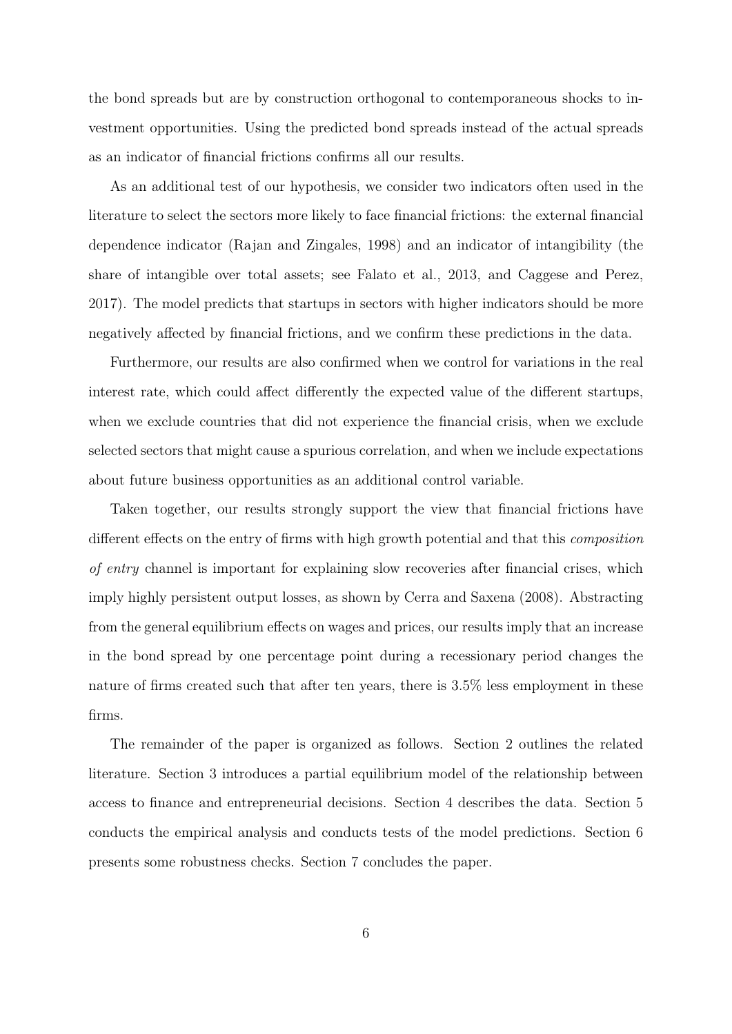the bond spreads but are by construction orthogonal to contemporaneous shocks to investment opportunities. Using the predicted bond spreads instead of the actual spreads as an indicator of financial frictions confirms all our results.

As an additional test of our hypothesis, we consider two indicators often used in the literature to select the sectors more likely to face financial frictions: the external financial dependence indicator (Rajan and Zingales, 1998) and an indicator of intangibility (the share of intangible over total assets; see Falato et al., 2013, and Caggese and Perez, 2017). The model predicts that startups in sectors with higher indicators should be more negatively affected by financial frictions, and we confirm these predictions in the data.

Furthermore, our results are also confirmed when we control for variations in the real interest rate, which could affect differently the expected value of the different startups, when we exclude countries that did not experience the financial crisis, when we exclude selected sectors that might cause a spurious correlation, and when we include expectations about future business opportunities as an additional control variable.

Taken together, our results strongly support the view that financial frictions have different effects on the entry of firms with high growth potential and that this *composition of entry* channel is important for explaining slow recoveries after financial crises, which imply highly persistent output losses, as shown by Cerra and Saxena (2008). Abstracting from the general equilibrium effects on wages and prices, our results imply that an increase in the bond spread by one percentage point during a recessionary period changes the nature of firms created such that after ten years, there is 3.5% less employment in these firms.

The remainder of the paper is organized as follows. Section 2 outlines the related literature. Section 3 introduces a partial equilibrium model of the relationship between access to finance and entrepreneurial decisions. Section 4 describes the data. Section 5 conducts the empirical analysis and conducts tests of the model predictions. Section 6 presents some robustness checks. Section 7 concludes the paper.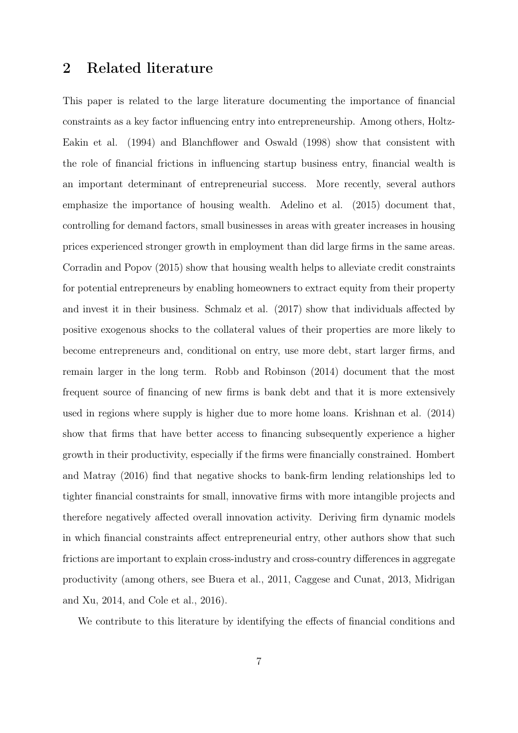## 2 Related literature

This paper is related to the large literature documenting the importance of financial constraints as a key factor influencing entry into entrepreneurship. Among others, Holtz-Eakin et al. (1994) and Blanchflower and Oswald (1998) show that consistent with the role of financial frictions in influencing startup business entry, financial wealth is an important determinant of entrepreneurial success. More recently, several authors emphasize the importance of housing wealth. Adelino et al. (2015) document that, controlling for demand factors, small businesses in areas with greater increases in housing prices experienced stronger growth in employment than did large firms in the same areas. Corradin and Popov (2015) show that housing wealth helps to alleviate credit constraints for potential entrepreneurs by enabling homeowners to extract equity from their property and invest it in their business. Schmalz et al. (2017) show that individuals affected by positive exogenous shocks to the collateral values of their properties are more likely to become entrepreneurs and, conditional on entry, use more debt, start larger firms, and remain larger in the long term. Robb and Robinson (2014) document that the most frequent source of financing of new firms is bank debt and that it is more extensively used in regions where supply is higher due to more home loans. Krishnan et al. (2014) show that firms that have better access to financing subsequently experience a higher growth in their productivity, especially if the firms were financially constrained. Hombert and Matray (2016) find that negative shocks to bank-firm lending relationships led to tighter financial constraints for small, innovative firms with more intangible projects and therefore negatively affected overall innovation activity. Deriving firm dynamic models in which financial constraints affect entrepreneurial entry, other authors show that such frictions are important to explain cross-industry and cross-country differences in aggregate productivity (among others, see Buera et al., 2011, Caggese and Cunat, 2013, Midrigan and Xu, 2014, and Cole et al., 2016).

We contribute to this literature by identifying the effects of financial conditions and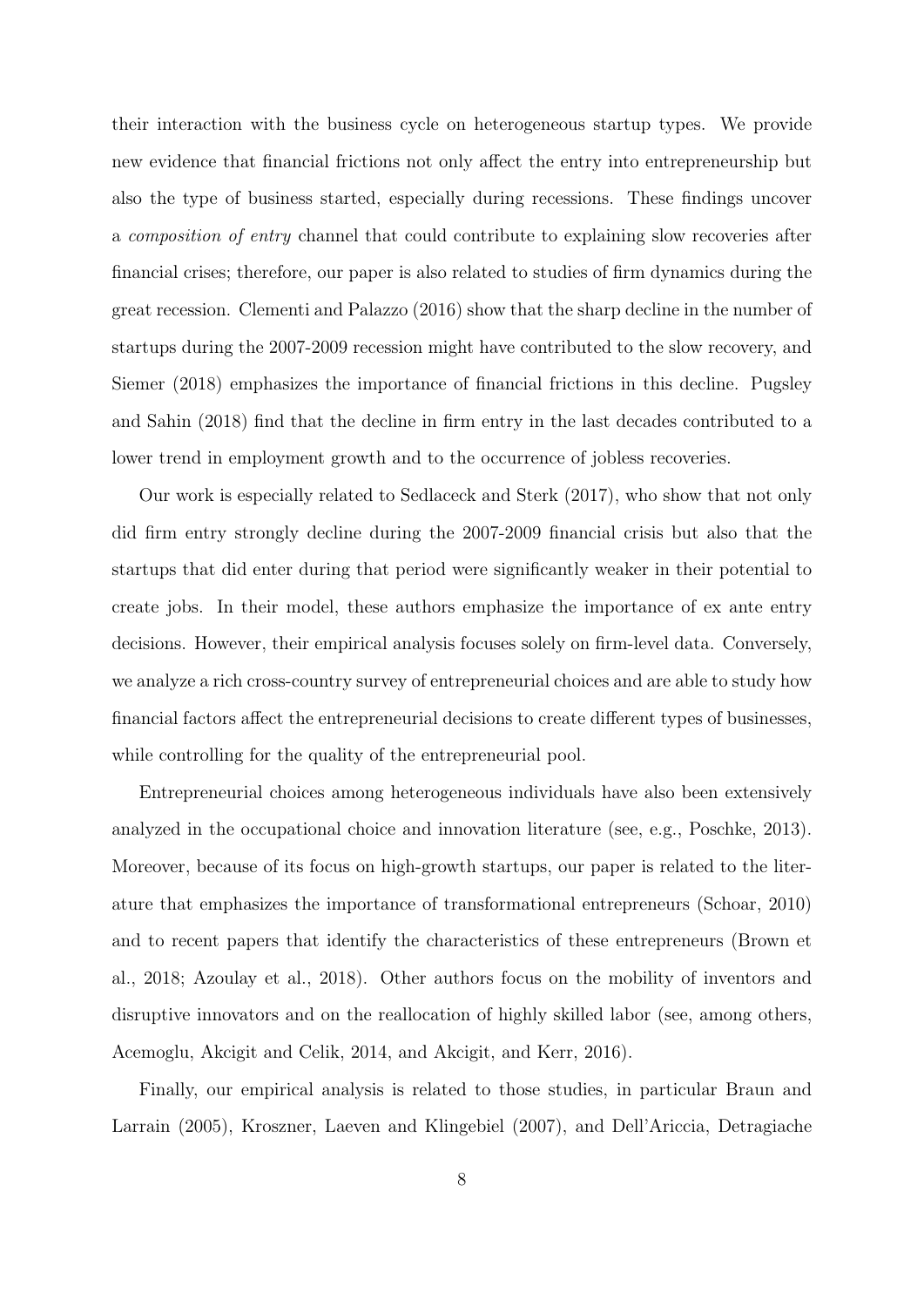their interaction with the business cycle on heterogeneous startup types. We provide new evidence that financial frictions not only affect the entry into entrepreneurship but also the type of business started, especially during recessions. These findings uncover a *composition of entry* channel that could contribute to explaining slow recoveries after financial crises; therefore, our paper is also related to studies of firm dynamics during the great recession. Clementi and Palazzo (2016) show that the sharp decline in the number of startups during the 2007-2009 recession might have contributed to the slow recovery, and Siemer (2018) emphasizes the importance of financial frictions in this decline. Pugsley and Sahin (2018) find that the decline in firm entry in the last decades contributed to a lower trend in employment growth and to the occurrence of jobless recoveries.

Our work is especially related to Sedlaceck and Sterk (2017), who show that not only did firm entry strongly decline during the 2007-2009 financial crisis but also that the startups that did enter during that period were significantly weaker in their potential to create jobs. In their model, these authors emphasize the importance of ex ante entry decisions. However, their empirical analysis focuses solely on firm-level data. Conversely, we analyze a rich cross-country survey of entrepreneurial choices and are able to study how financial factors affect the entrepreneurial decisions to create different types of businesses, while controlling for the quality of the entrepreneurial pool.

Entrepreneurial choices among heterogeneous individuals have also been extensively analyzed in the occupational choice and innovation literature (see, e.g., Poschke, 2013). Moreover, because of its focus on high-growth startups, our paper is related to the literature that emphasizes the importance of transformational entrepreneurs (Schoar, 2010) and to recent papers that identify the characteristics of these entrepreneurs (Brown et al., 2018; Azoulay et al., 2018). Other authors focus on the mobility of inventors and disruptive innovators and on the reallocation of highly skilled labor (see, among others, Acemoglu, Akcigit and Celik, 2014, and Akcigit, and Kerr, 2016).

Finally, our empirical analysis is related to those studies, in particular Braun and Larrain (2005), Kroszner, Laeven and Klingebiel (2007), and Dell'Ariccia, Detragiache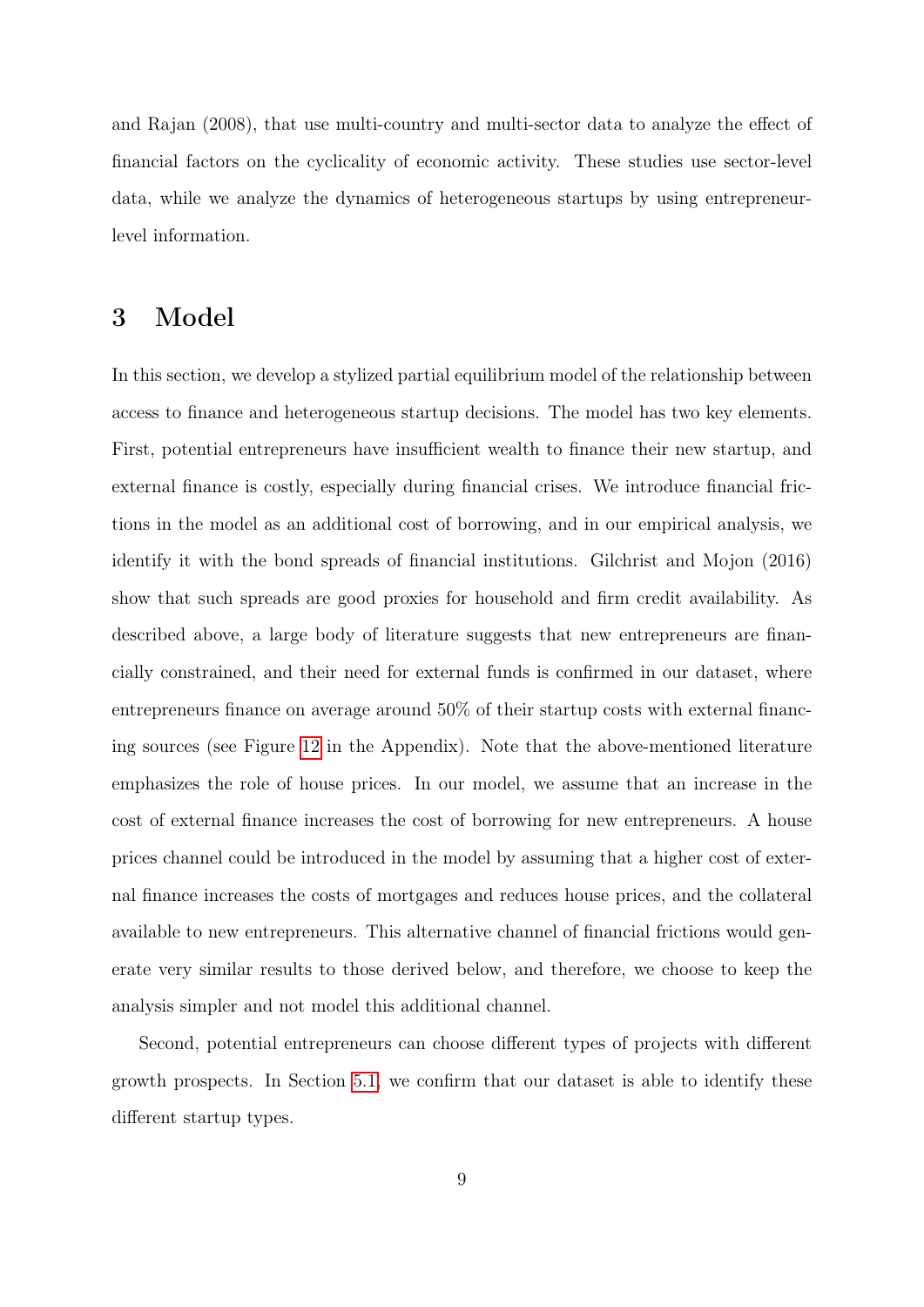and Rajan (2008), that use multi-country and multi-sector data to analyze the effect of financial factors on the cyclicality of economic activity. These studies use sector-level data, while we analyze the dynamics of heterogeneous startups by using entrepreneur-level information.

# 3 Model

In this section, we develop a stylized partial equilibrium model of the relationship between access to finance and heterogeneous startup decisions. The model has two key elements. First, potential entrepreneurs have insufficient wealth to finance their new startup, and external finance is costly, especially during financial crises. We introduce financial frictions in the model as an additional cost of borrowing, and in our empirical analysis, we identify it with the bond spreads of financial institutions. Gilchrist and Mojon (2016) show that such spreads are good proxies for household and firm credit availability. As described above, a large body of literature suggests that new entrepreneurs are financially constrained, and their need for external funds is confirmed in our dataset, where entrepreneurs finance on average around 50% of their startup costs with external financing sources (see Figure 12 in the Appendix). Note that the above-mentioned literature emphasizes the role of house prices. In our model, we assume that an increase in the cost of external finance increases the cost of borrowing for new entrepreneurs. A house prices channel could be introduced in the model by assuming that a higher cost of external finance increases the costs of mortgages and reduces house prices, and the collateral available to new entrepreneurs. This alternative channel of financial frictions would generate very similar results to those derived below, and therefore, we choose to keep the analysis simpler and not model this additional channel.

Second, potential entrepreneurs can choose different types of projects with different growth prospects. In Section 5.1, we confirm that our dataset is able to identify these different startup types.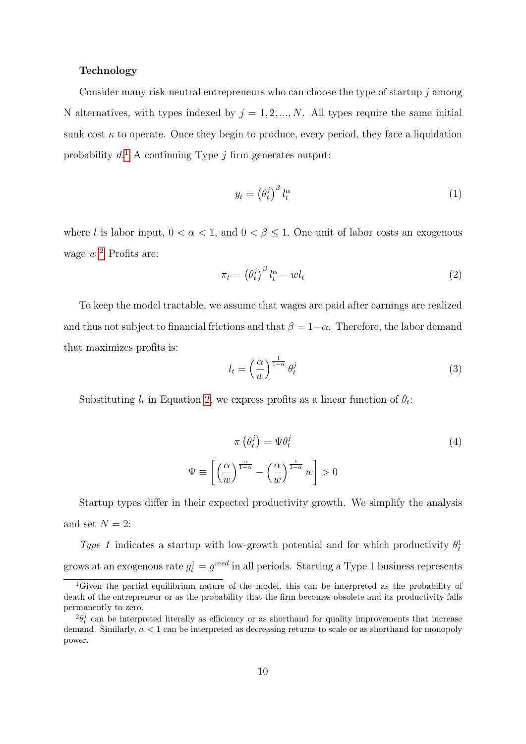**Technology**

Consider many risk-neutral entrepreneurs who can choose the type of startup $j$ among N alternatives, with types indexed by $j = 1, 2, ..., N$. All types require the same initial sunk cost $\kappa$ to operate. Once they begin to produce, every period, they face a liquidation probability $d$.[1] A continuing Type $j$ firm generates output:

$$y_t = \left(\theta_t^j\right)^\beta l_t^\alpha \tag{1}$$

where $l$ is labor input, $0 < \alpha < 1$, and $0 < \beta \leq 1$. One unit of labor costs an exogenous wage $w$.[2] Profits are:

$$\pi_t = \left(\theta_t^j\right)^\beta l_t^\alpha - w l_t \tag{2}$$

To keep the model tractable, we assume that wages are paid after earnings are realized and thus not subject to financial frictions and that $\beta = 1-\alpha$. Therefore, the labor demand that maximizes profits is:

$$l_t = \left(\frac{\alpha}{w}\right)^{\frac{1}{1-\alpha}} \theta_t^j \tag{3}$$

Substituting $l_t$ in Equation 2, we express profits as a linear function of $\theta_t$:

$$\pi\left(\theta_t^j\right) = \Psi \theta_t^j \tag{4}$$

$$\Psi \equiv \left[\left(\frac{\alpha}{w}\right)^{\frac{\alpha}{1-\alpha}} - \left(\frac{\alpha}{w}\right)^{\frac{1}{1-\alpha}} w\right] > 0$$

Startup types differ in their expected productivity growth. We simplify the analysis and set $N = 2$:

*Type 1* indicates a startup with low-growth potential and for which productivity $\theta_t^1$ grows at an exogenous rate $g_t^1 = g^{med}$ in all periods. Starting a Type 1 business represents

[1] Given the partial equilibrium nature of the model, this can be interpreted as the probability of death of the entrepreneur or as the probability that the firm becomes obsolete and its productivity falls permanently to zero.

[2] $\theta_t^j$ can be interpreted literally as efficiency or as shorthand for quality improvements that increase demand. Similarly, $\alpha < 1$ can be interpreted as decreasing returns to scale or as shorthand for monopoly power.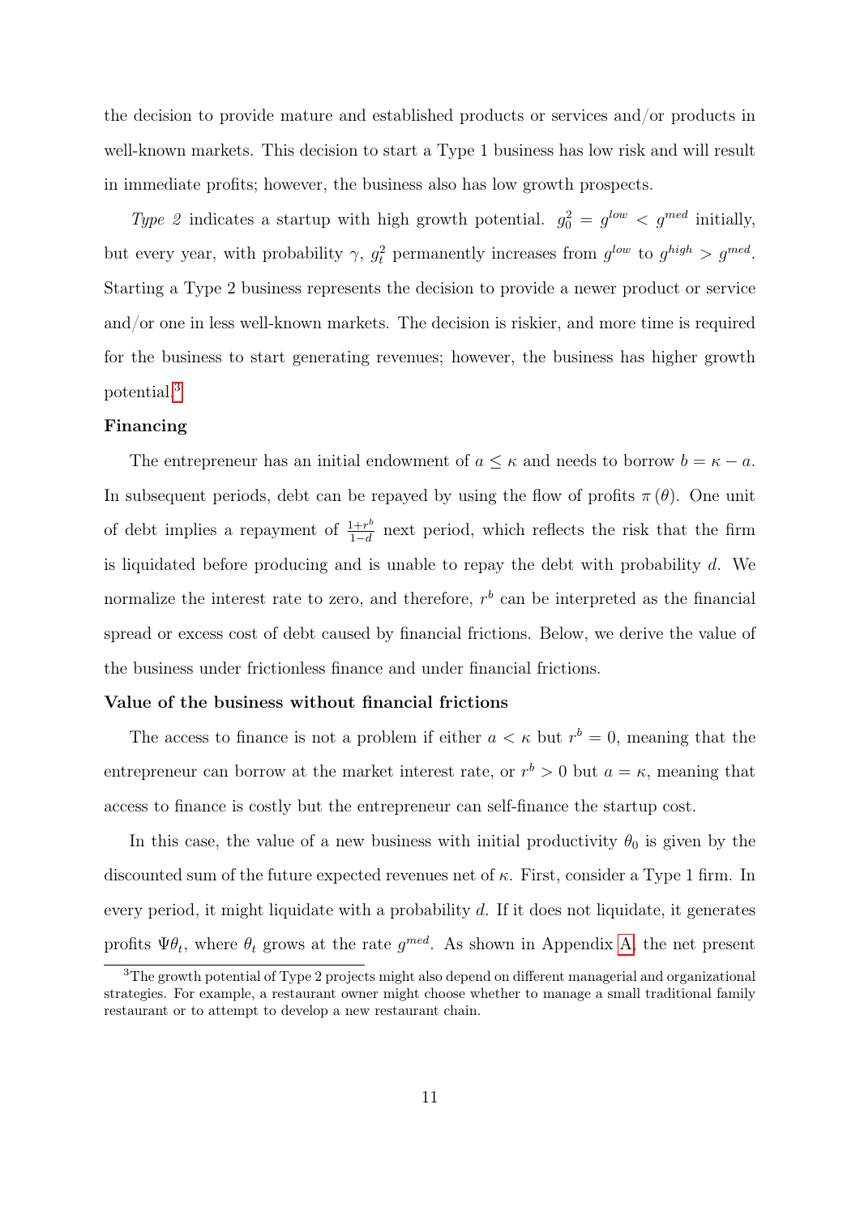the decision to provide mature and established products or services and/or products in well-known markets. This decision to start a Type 1 business has low risk and will result in immediate profits; however, the business also has low growth prospects.

*Type 2* indicates a startup with high growth potential. $g_0^2 = g^{low} < g^{med}$ initially, but every year, with probability $\gamma$, $g_t^2$ permanently increases from $g^{low}$ to $g^{high} > g^{med}$. Starting a Type 2 business represents the decision to provide a newer product or service and/or one in less well-known markets. The decision is riskier, and more time is required for the business to start generating revenues; however, the business has higher growth potential.[3]

**Financing**

The entrepreneur has an initial endowment of $a \leq \kappa$ and needs to borrow $b = \kappa - a$. In subsequent periods, debt can be repayed by using the flow of profits $\pi(\theta)$. One unit of debt implies a repayment of $\frac{1+r^b}{1-d}$ next period, which reflects the risk that the firm is liquidated before producing and is unable to repay the debt with probability $d$. We normalize the interest rate to zero, and therefore, $r^b$ can be interpreted as the financial spread or excess cost of debt caused by financial frictions. Below, we derive the value of the business under frictionless finance and under financial frictions.

**Value of the business without financial frictions**

The access to finance is not a problem if either $a < \kappa$ but $r^b = 0$, meaning that the entrepreneur can borrow at the market interest rate, or $r^b > 0$ but $a = \kappa$, meaning that access to finance is costly but the entrepreneur can self-finance the startup cost.

In this case, the value of a new business with initial productivity $\theta_0$ is given by the discounted sum of the future expected revenues net of $\kappa$. First, consider a Type 1 firm. In every period, it might liquidate with a probability $d$. If it does not liquidate, it generates profits $\Psi\theta_t$, where $\theta_t$ grows at the rate $g^{med}$. As shown in Appendix A, the net present

[3] The growth potential of Type 2 projects might also depend on different managerial and organizational strategies. For example, a restaurant owner might choose whether to manage a small traditional family restaurant or to attempt to develop a new restaurant chain.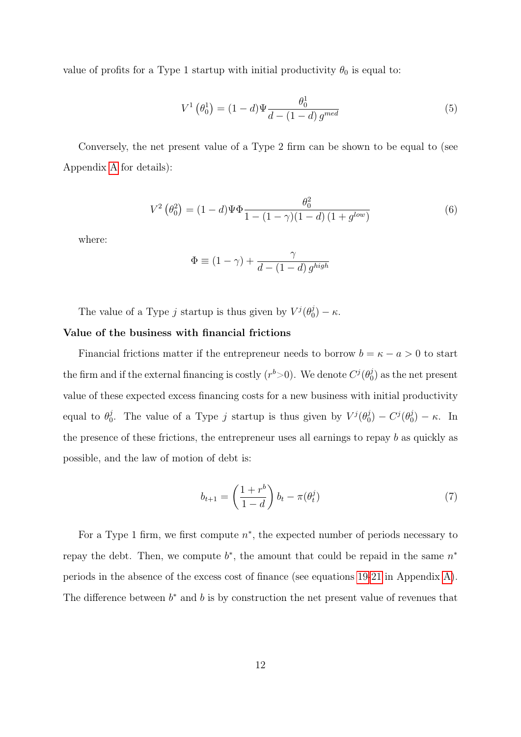value of profits for a Type 1 startup with initial productivity $\theta_0$ is equal to:

$$V^1\left(\theta_0^1\right) = (1-d)\Psi \frac{\theta_0^1}{d-(1-d)\,g^{med}} \tag{5}$$

Conversely, the net present value of a Type 2 firm can be shown to be equal to (see Appendix A for details):

$$V^2\left(\theta_0^2\right) = (1-d)\Psi\Phi \frac{\theta_0^2}{1-(1-\gamma)(1-d)\left(1+g^{low}\right)} \tag{6}$$

where:

$$\Phi \equiv (1-\gamma) + \frac{\gamma}{d-(1-d)\,g^{high}}$$

The value of a Type $j$ startup is thus given by $V^j(\theta_0^j) - \kappa$.

**Value of the business with financial frictions**

Financial frictions matter if the entrepreneur needs to borrow $b = \kappa - a > 0$ to start the firm and if the external financing is costly ($r^b>0$). We denote $C^j(\theta_0^j)$ as the net present value of these expected excess financing costs for a new business with initial productivity equal to $\theta_0^j$. The value of a Type $j$ startup is thus given by $V^j(\theta_0^j) - C^j(\theta_0^j) - \kappa$. In the presence of these frictions, the entrepreneur uses all earnings to repay $b$ as quickly as possible, and the law of motion of debt is:

$$b_{t+1} = \left(\frac{1+r^b}{1-d}\right) b_t - \pi(\theta_t^j) \tag{7}$$

For a Type 1 firm, we first compute $n^*$, the expected number of periods necessary to repay the debt. Then, we compute $b^*$, the amount that could be repaid in the same $n^*$ periods in the absence of the excess cost of finance (see equations 19-21 in Appendix A). The difference between $b^*$ and $b$ is by construction the net present value of revenues that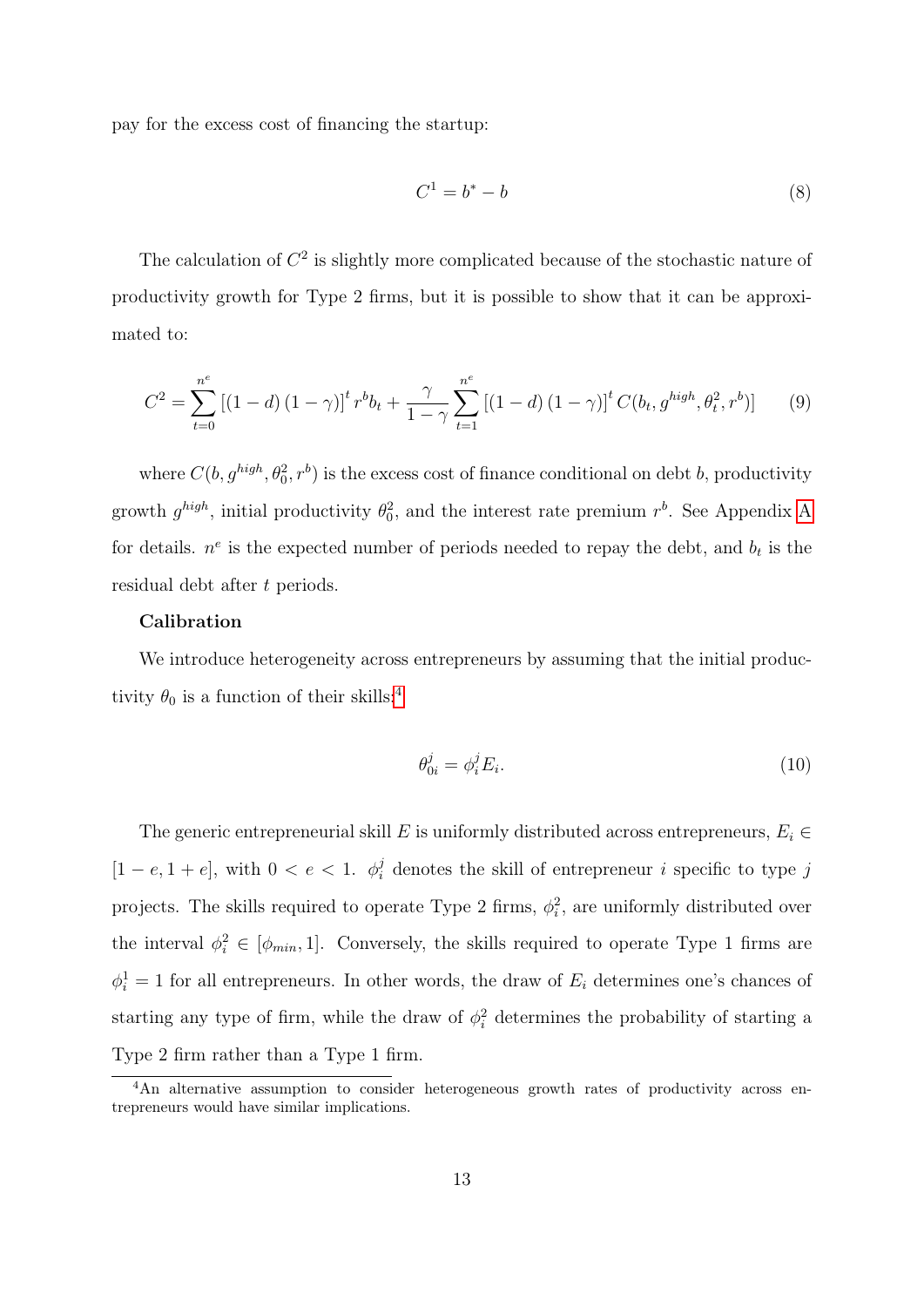pay for the excess cost of financing the startup:

$$C^1 = b^* - b \tag{8}$$

The calculation of $C^2$ is slightly more complicated because of the stochastic nature of productivity growth for Type 2 firms, but it is possible to show that it can be approximated to:

$$C^2 = \sum_{t=0}^{n^e} \left[(1-d)(1-\gamma)\right]^t r^b b_t + \frac{\gamma}{1-\gamma} \sum_{t=1}^{n^e} \left[(1-d)(1-\gamma)\right]^t C(b_t, g^{high}, \theta_t^2, r^b)] \tag{9}$$

where $C(b, g^{high}, \theta_0^2, r^b)$ is the excess cost of finance conditional on debt $b$, productivity growth $g^{high}$, initial productivity $\theta_0^2$, and the interest rate premium $r^b$. See Appendix A for details. $n^e$ is the expected number of periods needed to repay the debt, and $b_t$ is the residual debt after $t$ periods.

**Calibration**

We introduce heterogeneity across entrepreneurs by assuming that the initial productivity $\theta_0$ is a function of their skills:[4]

$$\theta_{0i}^j = \phi_i^j E_i. \tag{10}$$

The generic entrepreneurial skill $E$ is uniformly distributed across entrepreneurs, $E_i \in [1-e, 1+e]$, with $0 < e < 1$. $\phi_i^j$ denotes the skill of entrepreneur $i$ specific to type $j$ projects. The skills required to operate Type 2 firms, $\phi_i^2$, are uniformly distributed over the interval $\phi_i^2 \in [\phi_{min}, 1]$. Conversely, the skills required to operate Type 1 firms are $\phi_i^1 = 1$ for all entrepreneurs. In other words, the draw of $E_i$ determines one's chances of starting any type of firm, while the draw of $\phi_i^2$ determines the probability of starting a Type 2 firm rather than a Type 1 firm.

[4] An alternative assumption to consider heterogeneous growth rates of productivity across entrepreneurs would have similar implications.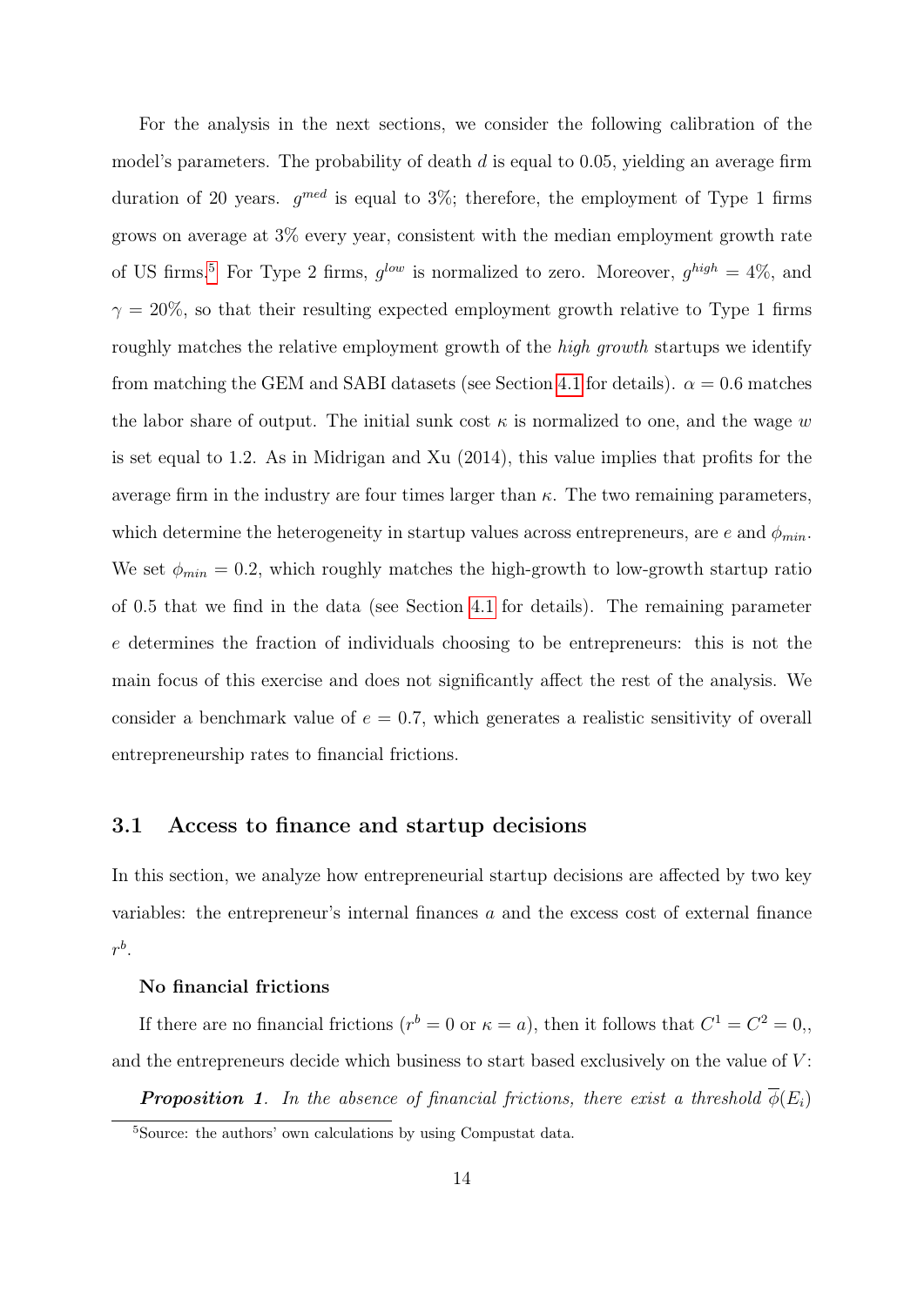For the analysis in the next sections, we consider the following calibration of the model's parameters. The probability of death $d$ is equal to 0.05, yielding an average firm duration of 20 years. $g^{med}$ is equal to 3%; therefore, the employment of Type 1 firms grows on average at 3% every year, consistent with the median employment growth rate of US firms.[5] For Type 2 firms, $g^{low}$ is normalized to zero. Moreover, $g^{high} = 4\%$, and $\gamma = 20\%$, so that their resulting expected employment growth relative to Type 1 firms roughly matches the relative employment growth of the *high growth* startups we identify from matching the GEM and SABI datasets (see Section 4.1 for details). $\alpha = 0.6$ matches the labor share of output. The initial sunk cost $\kappa$ is normalized to one, and the wage $w$ is set equal to 1.2. As in Midrigan and Xu (2014), this value implies that profits for the average firm in the industry are four times larger than $\kappa$. The two remaining parameters, which determine the heterogeneity in startup values across entrepreneurs, are $e$ and $\phi_{min}$. We set $\phi_{min} = 0.2$, which roughly matches the high-growth to low-growth startup ratio of 0.5 that we find in the data (see Section 4.1 for details). The remaining parameter $e$ determines the fraction of individuals choosing to be entrepreneurs: this is not the main focus of this exercise and does not significantly affect the rest of the analysis. We consider a benchmark value of $e = 0.7$, which generates a realistic sensitivity of overall entrepreneurship rates to financial frictions.

## 3.1 Access to finance and startup decisions

In this section, we analyze how entrepreneurial startup decisions are affected by two key variables: the entrepreneur's internal finances $a$ and the excess cost of external finance $r^b$.

**No financial frictions**

If there are no financial frictions ($r^b = 0$ or $\kappa = a$), then it follows that $C^1 = C^2 = 0$,, and the entrepreneurs decide which business to start based exclusively on the value of $V$:

***Proposition 1***. *In the absence of financial frictions, there exist a threshold* $\overline{\phi}(E_i)$

[5] Source: the authors' own calculations by using Compustat data.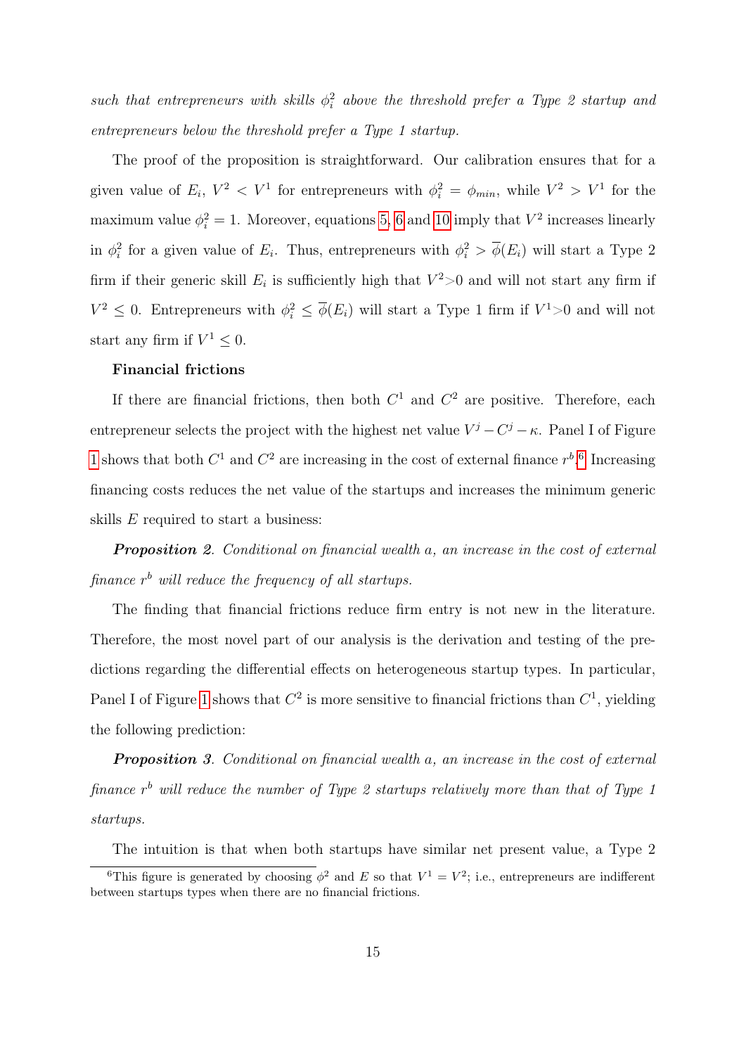*such that entrepreneurs with skills $\phi_i^2$ above the threshold prefer a Type 2 startup and entrepreneurs below the threshold prefer a Type 1 startup.*

The proof of the proposition is straightforward. Our calibration ensures that for a given value of $E_i$, $V^2 < V^1$ for entrepreneurs with $\phi_i^2 = \phi_{min}$, while $V^2 > V^1$ for the maximum value $\phi_i^2 = 1$. Moreover, equations 5, 6 and 10 imply that $V^2$ increases linearly in $\phi_i^2$ for a given value of $E_i$. Thus, entrepreneurs with $\phi_i^2 > \overline{\phi}(E_i)$ will start a Type 2 firm if their generic skill $E_i$ is sufficiently high that $V^2 > 0$ and will not start any firm if $V^2 \leq 0$. Entrepreneurs with $\phi_i^2 \leq \overline{\phi}(E_i)$ will start a Type 1 firm if $V^1 > 0$ and will not start any firm if $V^1 \leq 0$.

**Financial frictions**

If there are financial frictions, then both $C^1$ and $C^2$ are positive. Therefore, each entrepreneur selects the project with the highest net value $V^j - C^j - \kappa$. Panel I of Figure 1 shows that both $C^1$ and $C^2$ are increasing in the cost of external finance $r^b$.[6] Increasing financing costs reduces the net value of the startups and increases the minimum generic skills $E$ required to start a business:

***Proposition 2***. *Conditional on financial wealth $a$, an increase in the cost of external finance $r^b$ will reduce the frequency of all startups.*

The finding that financial frictions reduce firm entry is not new in the literature. Therefore, the most novel part of our analysis is the derivation and testing of the predictions regarding the differential effects on heterogeneous startup types. In particular, Panel I of Figure 1 shows that $C^2$ is more sensitive to financial frictions than $C^1$, yielding the following prediction:

***Proposition 3***. *Conditional on financial wealth $a$, an increase in the cost of external finance $r^b$ will reduce the number of Type 2 startups relatively more than that of Type 1 startups.*

The intuition is that when both startups have similar net present value, a Type 2

[6] This figure is generated by choosing $\phi^2$ and $E$ so that $V^1 = V^2$; i.e., entrepreneurs are indifferent between startups types when there are no financial frictions.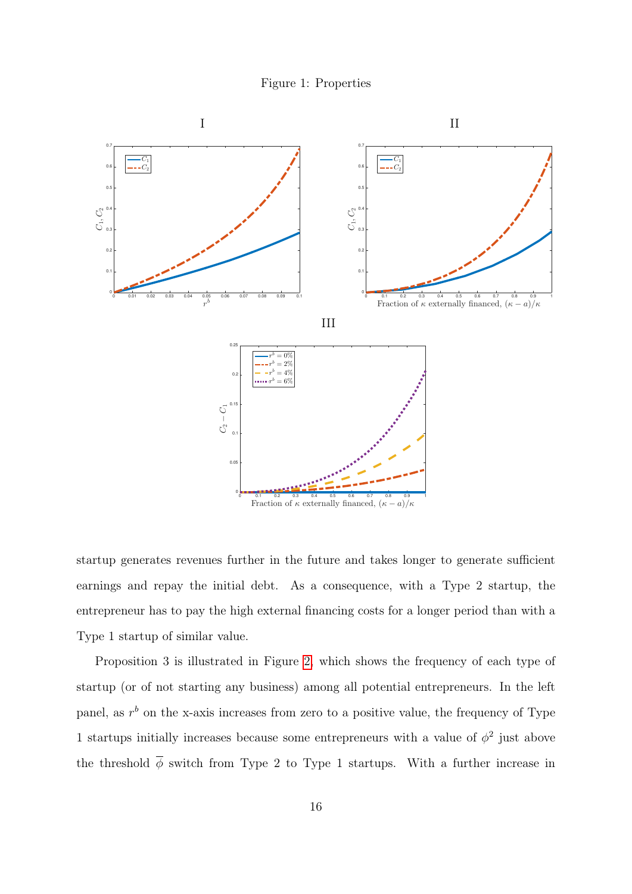Figure 1: Properties

startup generates revenues further in the future and takes longer to generate sufficient earnings and repay the initial debt. As a consequence, with a Type 2 startup, the entrepreneur has to pay the high external financing costs for a longer period than with a Type 1 startup of similar value.

Proposition 3 is illustrated in Figure 2, which shows the frequency of each type of startup (or of not starting any business) among all potential entrepreneurs. In the left panel, as $r^b$ on the x-axis increases from zero to a positive value, the frequency of Type 1 startups initially increases because some entrepreneurs with a value of $\phi^2$ just above the threshold $\overline{\phi}$ switch from Type 2 to Type 1 startups. With a further increase in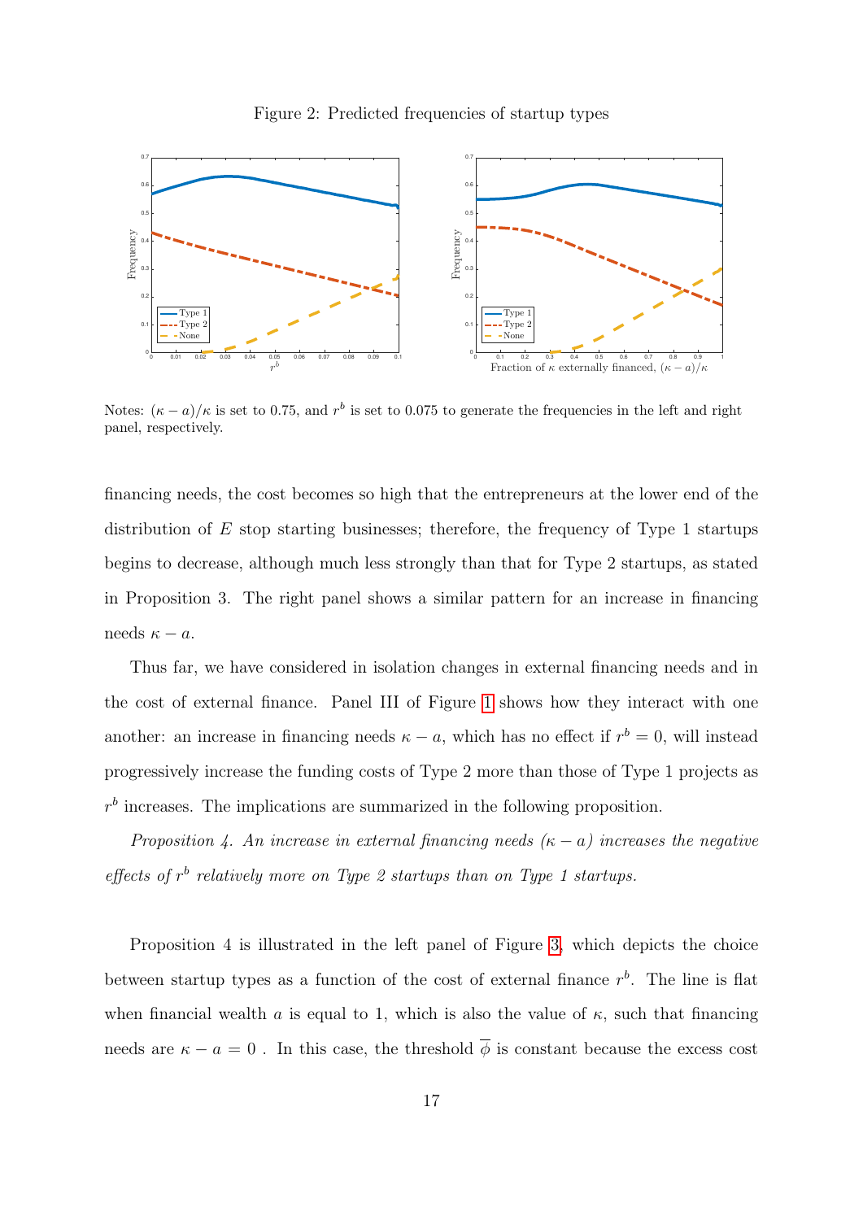Figure 2: Predicted frequencies of startup types

Notes: $(\kappa - a)/\kappa$ is set to 0.75, and $r^b$ is set to 0.075 to generate the frequencies in the left and right panel, respectively.

financing needs, the cost becomes so high that the entrepreneurs at the lower end of the distribution of $E$ stop starting businesses; therefore, the frequency of Type 1 startups begins to decrease, although much less strongly than that for Type 2 startups, as stated in Proposition 3. The right panel shows a similar pattern for an increase in financing needs $\kappa - a$.

Thus far, we have considered in isolation changes in external financing needs and in the cost of external finance. Panel III of Figure 1 shows how they interact with one another: an increase in financing needs $\kappa - a$, which has no effect if $r^b = 0$, will instead progressively increase the funding costs of Type 2 more than those of Type 1 projects as $r^b$ increases. The implications are summarized in the following proposition.

*Proposition 4. An increase in external financing needs $(\kappa - a)$ increases the negative effects of $r^b$ relatively more on Type 2 startups than on Type 1 startups.*

Proposition 4 is illustrated in the left panel of Figure 3, which depicts the choice between startup types as a function of the cost of external finance $r^b$. The line is flat when financial wealth $a$ is equal to 1, which is also the value of $\kappa$, such that financing needs are $\kappa - a = 0$ . In this case, the threshold $\overline{\phi}$ is constant because the excess cost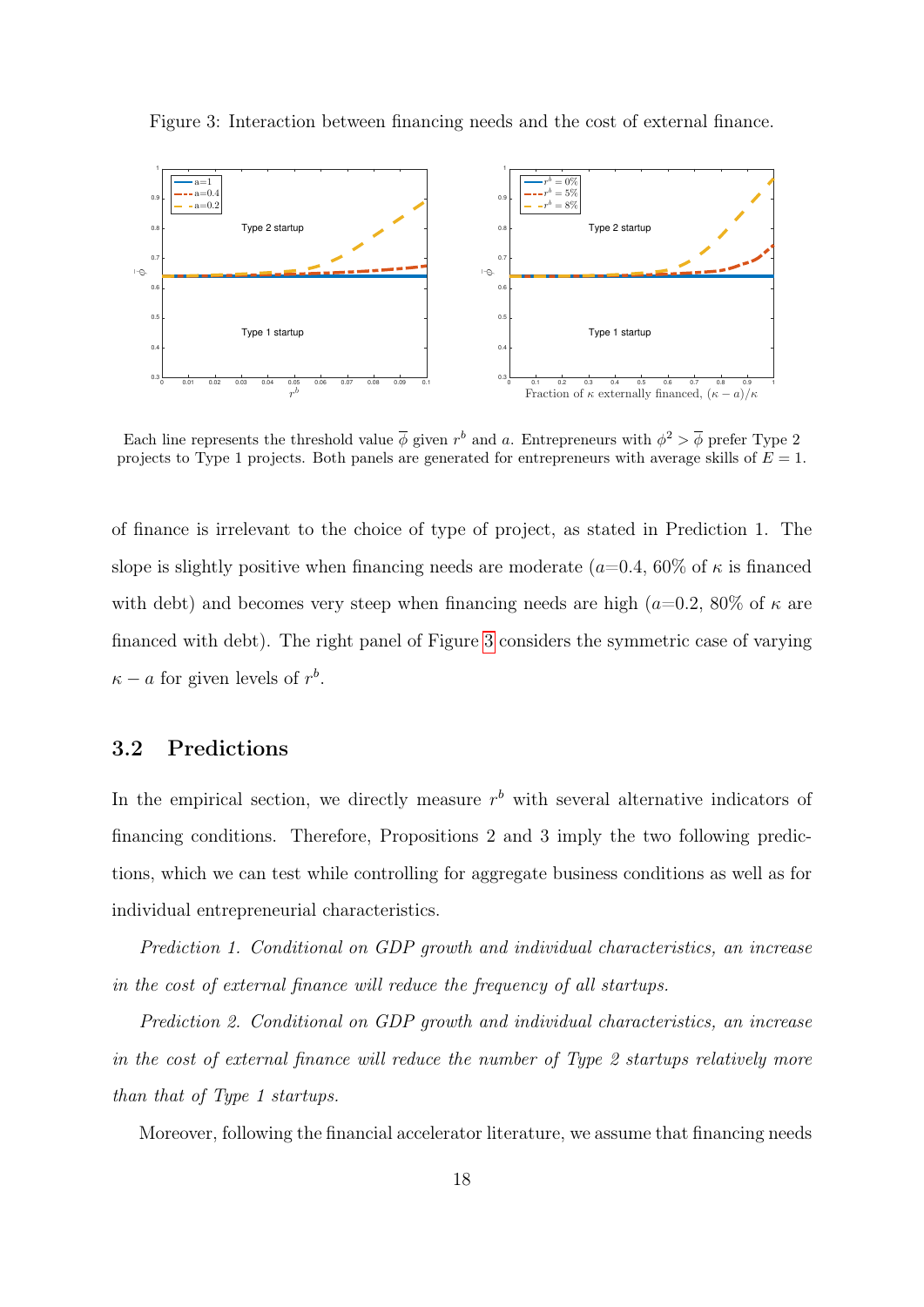Figure 3: Interaction between financing needs and the cost of external finance.

Each line represents the threshold value $\overline{\phi}$ given $r^b$ and $a$. Entrepreneurs with $\phi^2 > \overline{\phi}$ prefer Type 2 projects to Type 1 projects. Both panels are generated for entrepreneurs with average skills of $E = 1$.

of finance is irrelevant to the choice of type of project, as stated in Prediction 1. The slope is slightly positive when financing needs are moderate ($a$=0.4, 60% of $\kappa$ is financed with debt) and becomes very steep when financing needs are high ($a$=0.2, 80% of $\kappa$ are financed with debt). The right panel of Figure 3 considers the symmetric case of varying $\kappa - a$ for given levels of $r^b$.

## 3.2 Predictions

In the empirical section, we directly measure $r^b$ with several alternative indicators of financing conditions. Therefore, Propositions 2 and 3 imply the two following predictions, which we can test while controlling for aggregate business conditions as well as for individual entrepreneurial characteristics.

*Prediction 1. Conditional on GDP growth and individual characteristics, an increase in the cost of external finance will reduce the frequency of all startups.*

*Prediction 2. Conditional on GDP growth and individual characteristics, an increase in the cost of external finance will reduce the number of Type 2 startups relatively more than that of Type 1 startups.*

Moreover, following the financial accelerator literature, we assume that financing needs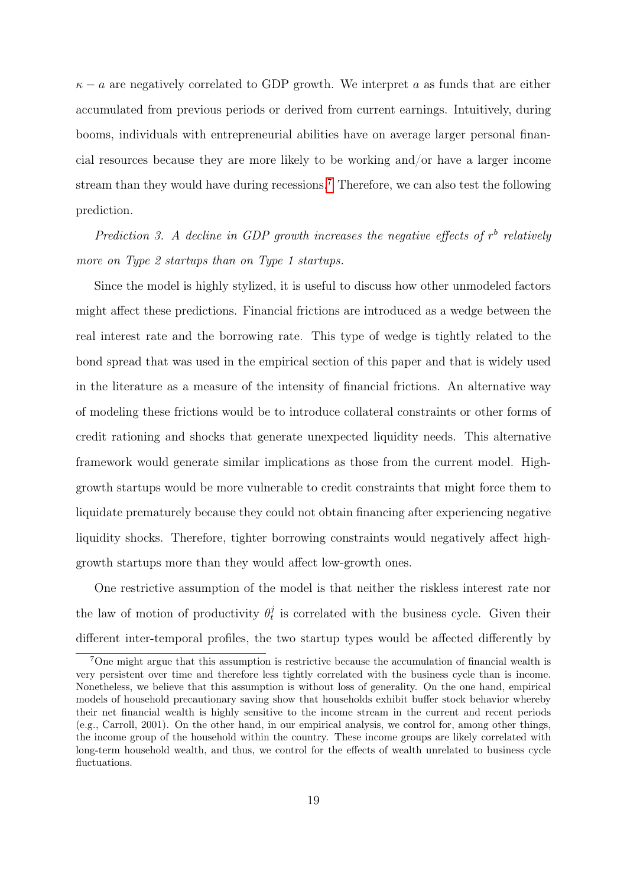$\kappa - a$ are negatively correlated to GDP growth. We interpret $a$ as funds that are either accumulated from previous periods or derived from current earnings. Intuitively, during booms, individuals with entrepreneurial abilities have on average larger personal financial resources because they are more likely to be working and/or have a larger income stream than they would have during recessions.[7] Therefore, we can also test the following prediction.

*Prediction 3. A decline in GDP growth increases the negative effects of $r^b$ relatively more on Type 2 startups than on Type 1 startups.*

Since the model is highly stylized, it is useful to discuss how other unmodeled factors might affect these predictions. Financial frictions are introduced as a wedge between the real interest rate and the borrowing rate. This type of wedge is tightly related to the bond spread that was used in the empirical section of this paper and that is widely used in the literature as a measure of the intensity of financial frictions. An alternative way of modeling these frictions would be to introduce collateral constraints or other forms of credit rationing and shocks that generate unexpected liquidity needs. This alternative framework would generate similar implications as those from the current model. High-growth startups would be more vulnerable to credit constraints that might force them to liquidate prematurely because they could not obtain financing after experiencing negative liquidity shocks. Therefore, tighter borrowing constraints would negatively affect high-growth startups more than they would affect low-growth ones.

One restrictive assumption of the model is that neither the riskless interest rate nor the law of motion of productivity $\theta_t^j$ is correlated with the business cycle. Given their different inter-temporal profiles, the two startup types would be affected differently by

[7] One might argue that this assumption is restrictive because the accumulation of financial wealth is very persistent over time and therefore less tightly correlated with the business cycle than is income. Nonetheless, we believe that this assumption is without loss of generality. On the one hand, empirical models of household precautionary saving show that households exhibit buffer stock behavior whereby their net financial wealth is highly sensitive to the income stream in the current and recent periods (e.g., Carroll, 2001). On the other hand, in our empirical analysis, we control for, among other things, the income group of the household within the country. These income groups are likely correlated with long-term household wealth, and thus, we control for the effects of wealth unrelated to business cycle fluctuations.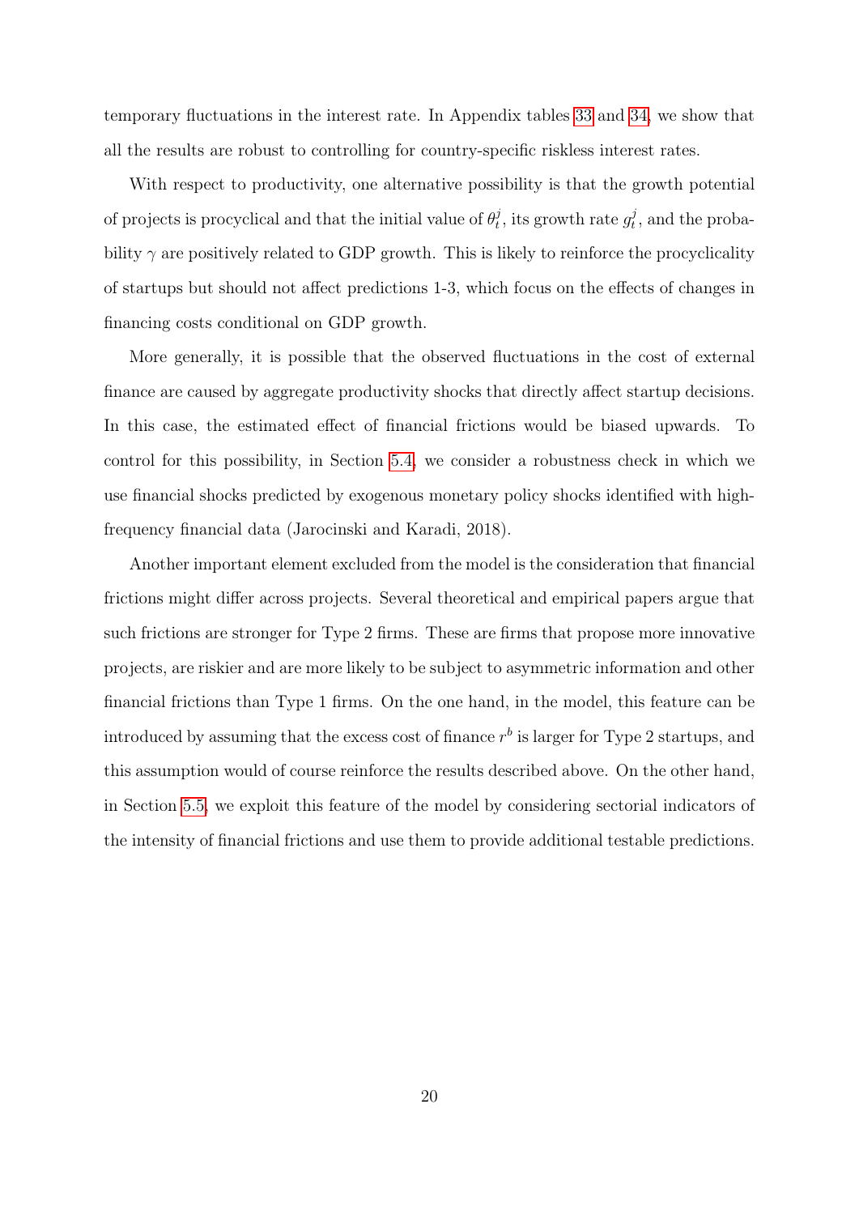temporary fluctuations in the interest rate. In Appendix tables 33 and 34, we show that all the results are robust to controlling for country-specific riskless interest rates.

With respect to productivity, one alternative possibility is that the growth potential of projects is procyclical and that the initial value of $\theta_t^j$, its growth rate $g_t^j$, and the probability $\gamma$ are positively related to GDP growth. This is likely to reinforce the procyclicality of startups but should not affect predictions 1-3, which focus on the effects of changes in financing costs conditional on GDP growth.

More generally, it is possible that the observed fluctuations in the cost of external finance are caused by aggregate productivity shocks that directly affect startup decisions. In this case, the estimated effect of financial frictions would be biased upwards. To control for this possibility, in Section 5.4, we consider a robustness check in which we use financial shocks predicted by exogenous monetary policy shocks identified with high-frequency financial data (Jarocinski and Karadi, 2018).

Another important element excluded from the model is the consideration that financial frictions might differ across projects. Several theoretical and empirical papers argue that such frictions are stronger for Type 2 firms. These are firms that propose more innovative projects, are riskier and are more likely to be subject to asymmetric information and other financial frictions than Type 1 firms. On the one hand, in the model, this feature can be introduced by assuming that the excess cost of finance $r^b$ is larger for Type 2 startups, and this assumption would of course reinforce the results described above. On the other hand, in Section 5.5, we exploit this feature of the model by considering sectorial indicators of the intensity of financial frictions and use them to provide additional testable predictions.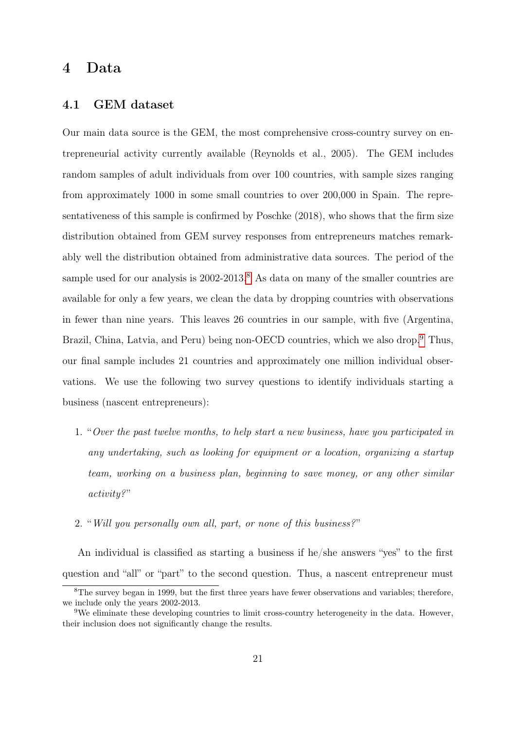# 4 Data

## 4.1 GEM dataset

Our main data source is the GEM, the most comprehensive cross-country survey on entrepreneurial activity currently available (Reynolds et al., 2005). The GEM includes random samples of adult individuals from over 100 countries, with sample sizes ranging from approximately 1000 in some small countries to over 200,000 in Spain. The representativeness of this sample is confirmed by Poschke (2018), who shows that the firm size distribution obtained from GEM survey responses from entrepreneurs matches remarkably well the distribution obtained from administrative data sources. The period of the sample used for our analysis is 2002-2013.[8] As data on many of the smaller countries are available for only a few years, we clean the data by dropping countries with observations in fewer than nine years. This leaves 26 countries in our sample, with five (Argentina, Brazil, China, Latvia, and Peru) being non-OECD countries, which we also drop.[9] Thus, our final sample includes 21 countries and approximately one million individual observations. We use the following two survey questions to identify individuals starting a business (nascent entrepreneurs):

1. "*Over the past twelve months, to help start a new business, have you participated in any undertaking, such as looking for equipment or a location, organizing a startup team, working on a business plan, beginning to save money, or any other similar activity?*"

2. "*Will you personally own all, part, or none of this business?*"

An individual is classified as starting a business if he/she answers "yes" to the first question and "all" or "part" to the second question. Thus, a nascent entrepreneur must

[8] The survey began in 1999, but the first three years have fewer observations and variables; therefore, we include only the years 2002-2013.

[9] We eliminate these developing countries to limit cross-country heterogeneity in the data. However, their inclusion does not significantly change the results.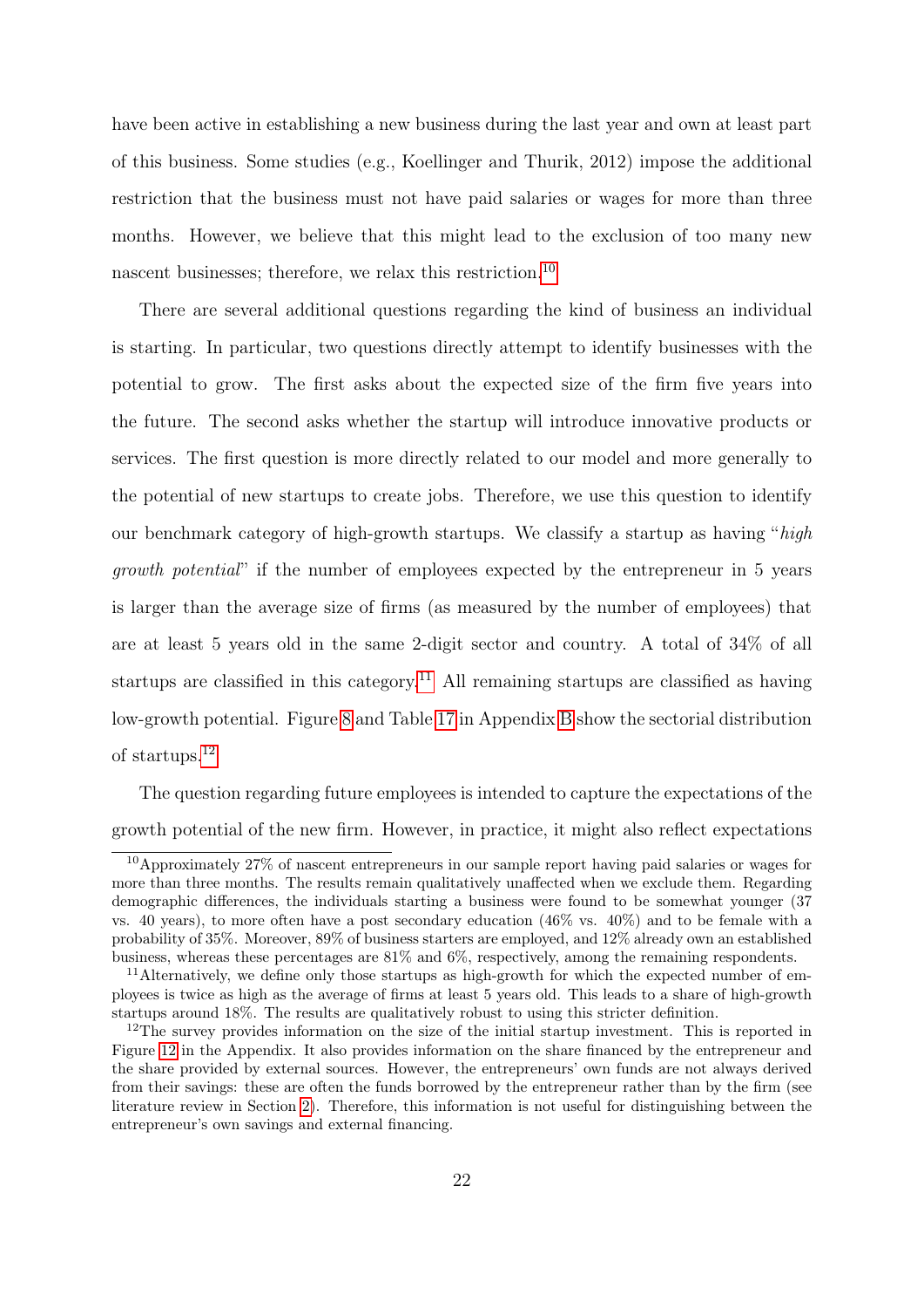have been active in establishing a new business during the last year and own at least part of this business. Some studies (e.g., Koellinger and Thurik, 2012) impose the additional restriction that the business must not have paid salaries or wages for more than three months. However, we believe that this might lead to the exclusion of too many new nascent businesses; therefore, we relax this restriction.[10]

There are several additional questions regarding the kind of business an individual is starting. In particular, two questions directly attempt to identify businesses with the potential to grow. The first asks about the expected size of the firm five years into the future. The second asks whether the startup will introduce innovative products or services. The first question is more directly related to our model and more generally to the potential of new startups to create jobs. Therefore, we use this question to identify our benchmark category of high-growth startups. We classify a startup as having "*high growth potential*" if the number of employees expected by the entrepreneur in 5 years is larger than the average size of firms (as measured by the number of employees) that are at least 5 years old in the same 2-digit sector and country. A total of 34% of all startups are classified in this category.[11] All remaining startups are classified as having low-growth potential. Figure 8 and Table 17 in Appendix B show the sectorial distribution of startups.[12]

The question regarding future employees is intended to capture the expectations of the growth potential of the new firm. However, in practice, it might also reflect expectations

---

[10] Approximately 27% of nascent entrepreneurs in our sample report having paid salaries or wages for more than three months. The results remain qualitatively unaffected when we exclude them. Regarding demographic differences, the individuals starting a business were found to be somewhat younger (37 vs. 40 years), to more often have a post secondary education (46% vs. 40%) and to be female with a probability of 35%. Moreover, 89% of business starters are employed, and 12% already own an established business, whereas these percentages are 81% and 6%, respectively, among the remaining respondents.

[11] Alternatively, we define only those startups as high-growth for which the expected number of employees is twice as high as the average of firms at least 5 years old. This leads to a share of high-growth startups around 18%. The results are qualitatively robust to using this stricter definition.

[12] The survey provides information on the size of the initial startup investment. This is reported in Figure 12 in the Appendix. It also provides information on the share financed by the entrepreneur and the share provided by external sources. However, the entrepreneurs' own funds are not always derived from their savings: these are often the funds borrowed by the entrepreneur rather than by the firm (see literature review in Section 2). Therefore, this information is not useful for distinguishing between the entrepreneur's own savings and external financing.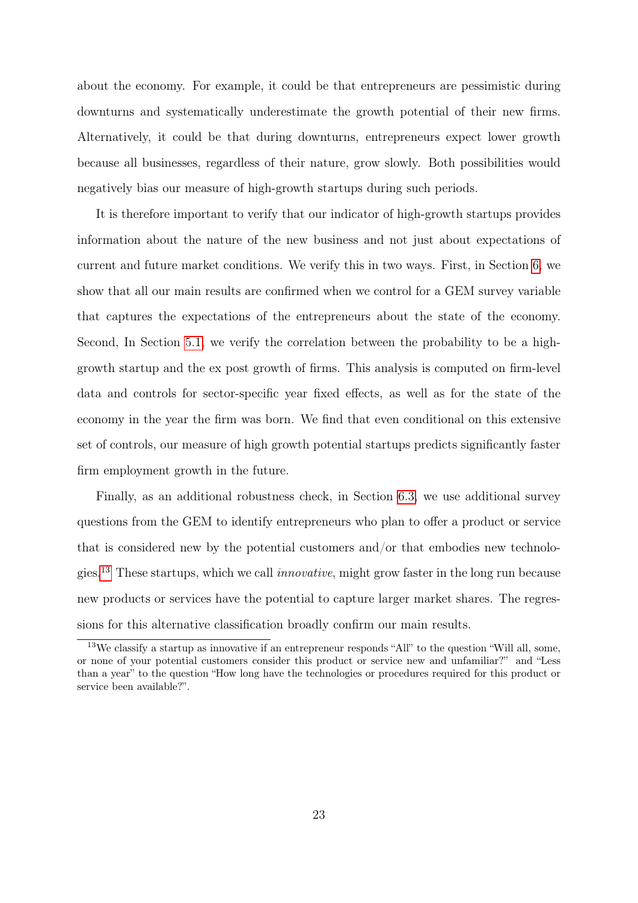about the economy. For example, it could be that entrepreneurs are pessimistic during downturns and systematically underestimate the growth potential of their new firms. Alternatively, it could be that during downturns, entrepreneurs expect lower growth because all businesses, regardless of their nature, grow slowly. Both possibilities would negatively bias our measure of high-growth startups during such periods.

It is therefore important to verify that our indicator of high-growth startups provides information about the nature of the new business and not just about expectations of current and future market conditions. We verify this in two ways. First, in Section 6, we show that all our main results are confirmed when we control for a GEM survey variable that captures the expectations of the entrepreneurs about the state of the economy. Second, In Section 5.1, we verify the correlation between the probability to be a high-growth startup and the ex post growth of firms. This analysis is computed on firm-level data and controls for sector-specific year fixed effects, as well as for the state of the economy in the year the firm was born. We find that even conditional on this extensive set of controls, our measure of high growth potential startups predicts significantly faster firm employment growth in the future.

Finally, as an additional robustness check, in Section 6.3, we use additional survey questions from the GEM to identify entrepreneurs who plan to offer a product or service that is considered new by the potential customers and/or that embodies new technologies.[13] These startups, which we call *innovative*, might grow faster in the long run because new products or services have the potential to capture larger market shares. The regressions for this alternative classification broadly confirm our main results.

[13]We classify a startup as innovative if an entrepreneur responds "All" to the question "Will all, some, or none of your potential customers consider this product or service new and unfamiliar?" and "Less than a year" to the question "How long have the technologies or procedures required for this product or service been available?".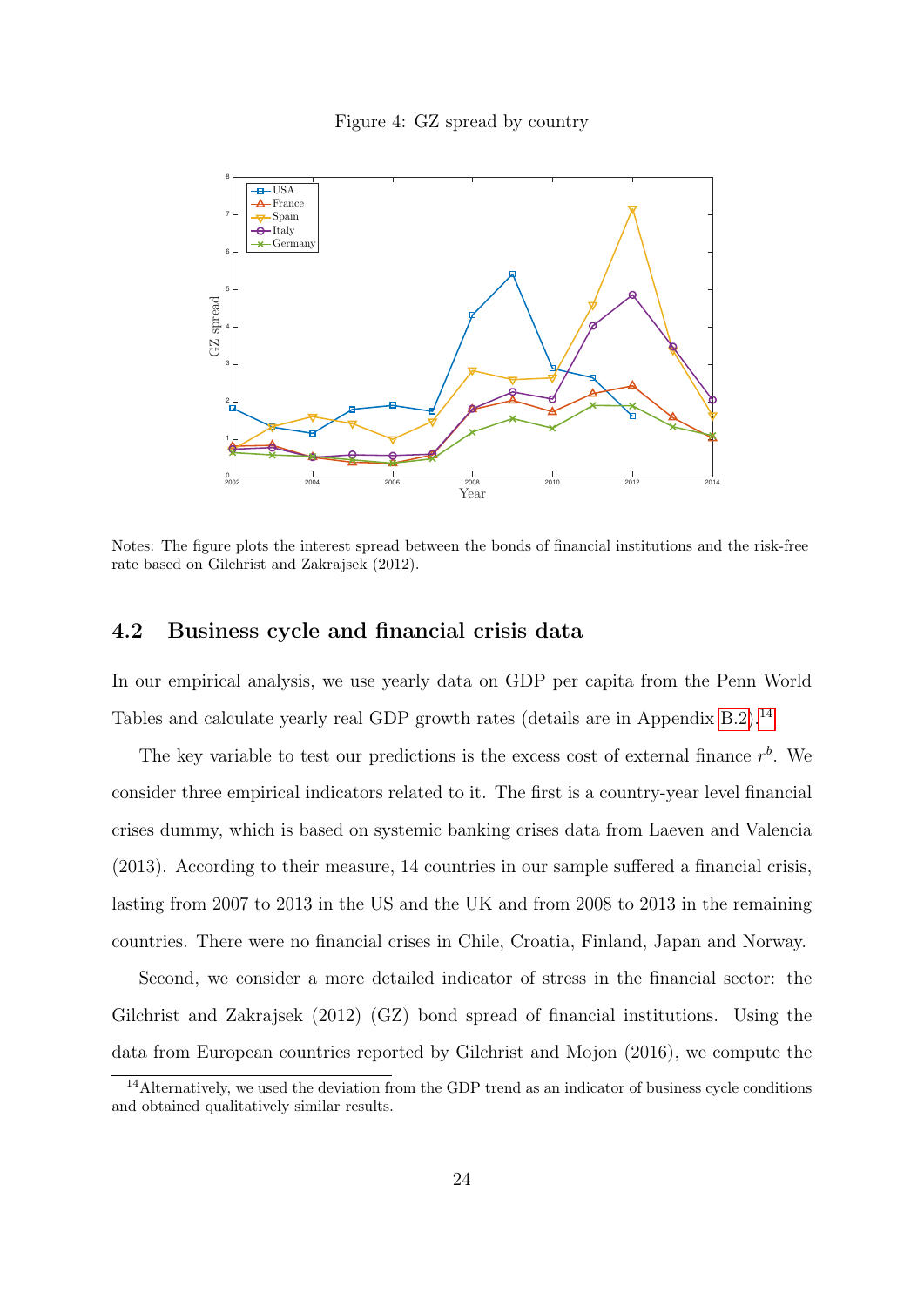Figure 4: GZ spread by country

Notes: The figure plots the interest spread between the bonds of financial institutions and the risk-free rate based on Gilchrist and Zakrajsek (2012).

## 4.2 Business cycle and financial crisis data

In our empirical analysis, we use yearly data on GDP per capita from the Penn World Tables and calculate yearly real GDP growth rates (details are in Appendix B.2).[14]

The key variable to test our predictions is the excess cost of external finance $r^b$. We consider three empirical indicators related to it. The first is a country-year level financial crises dummy, which is based on systemic banking crises data from Laeven and Valencia (2013). According to their measure, 14 countries in our sample suffered a financial crisis, lasting from 2007 to 2013 in the US and the UK and from 2008 to 2013 in the remaining countries. There were no financial crises in Chile, Croatia, Finland, Japan and Norway.

Second, we consider a more detailed indicator of stress in the financial sector: the Gilchrist and Zakrajsek (2012) (GZ) bond spread of financial institutions. Using the data from European countries reported by Gilchrist and Mojon (2016), we compute the

[14] Alternatively, we used the deviation from the GDP trend as an indicator of business cycle conditions and obtained qualitatively similar results.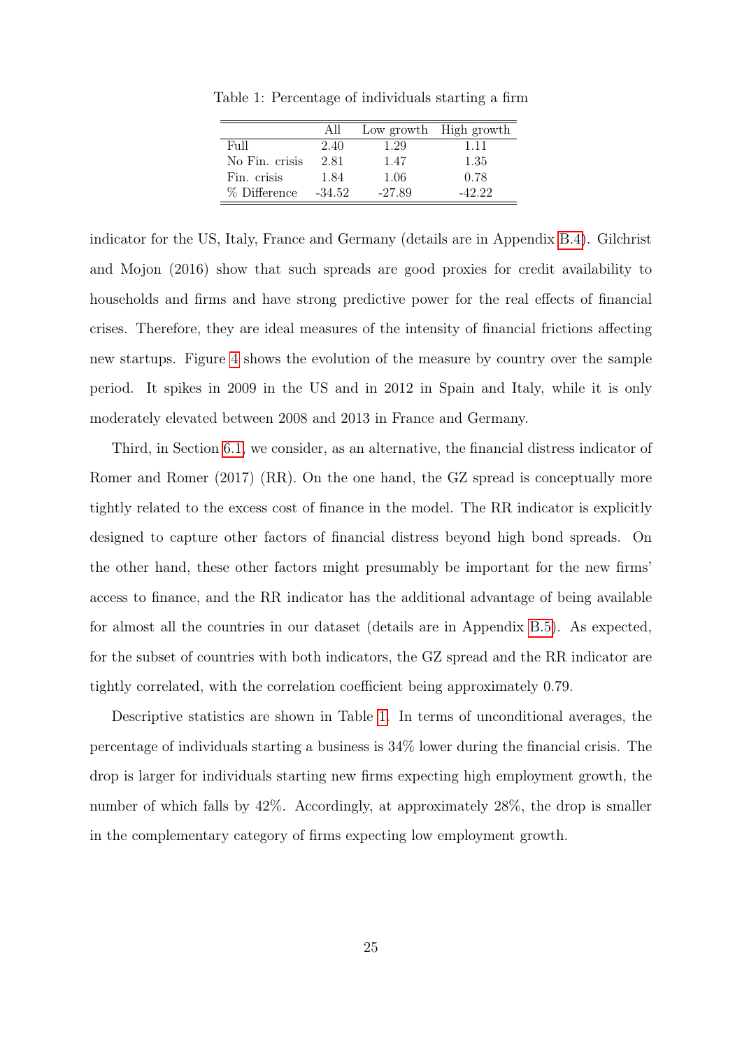Table 1: Percentage of individuals starting a firm

| | All | Low growth | High growth |
|---|---|---|---|
| Full | 2.40 | 1.29 | 1.11 |
| No Fin. crisis | 2.81 | 1.47 | 1.35 |
| Fin. crisis | 1.84 | 1.06 | 0.78 |
| % Difference | -34.52 | -27.89 | -42.22 |

indicator for the US, Italy, France and Germany (details are in Appendix B.4). Gilchrist and Mojon (2016) show that such spreads are good proxies for credit availability to households and firms and have strong predictive power for the real effects of financial crises. Therefore, they are ideal measures of the intensity of financial frictions affecting new startups. Figure 4 shows the evolution of the measure by country over the sample period. It spikes in 2009 in the US and in 2012 in Spain and Italy, while it is only moderately elevated between 2008 and 2013 in France and Germany.

Third, in Section 6.1, we consider, as an alternative, the financial distress indicator of Romer and Romer (2017) (RR). On the one hand, the GZ spread is conceptually more tightly related to the excess cost of finance in the model. The RR indicator is explicitly designed to capture other factors of financial distress beyond high bond spreads. On the other hand, these other factors might presumably be important for the new firms' access to finance, and the RR indicator has the additional advantage of being available for almost all the countries in our dataset (details are in Appendix B.5). As expected, for the subset of countries with both indicators, the GZ spread and the RR indicator are tightly correlated, with the correlation coefficient being approximately 0.79.

Descriptive statistics are shown in Table 1. In terms of unconditional averages, the percentage of individuals starting a business is 34% lower during the financial crisis. The drop is larger for individuals starting new firms expecting high employment growth, the number of which falls by 42%. Accordingly, at approximately 28%, the drop is smaller in the complementary category of firms expecting low employment growth.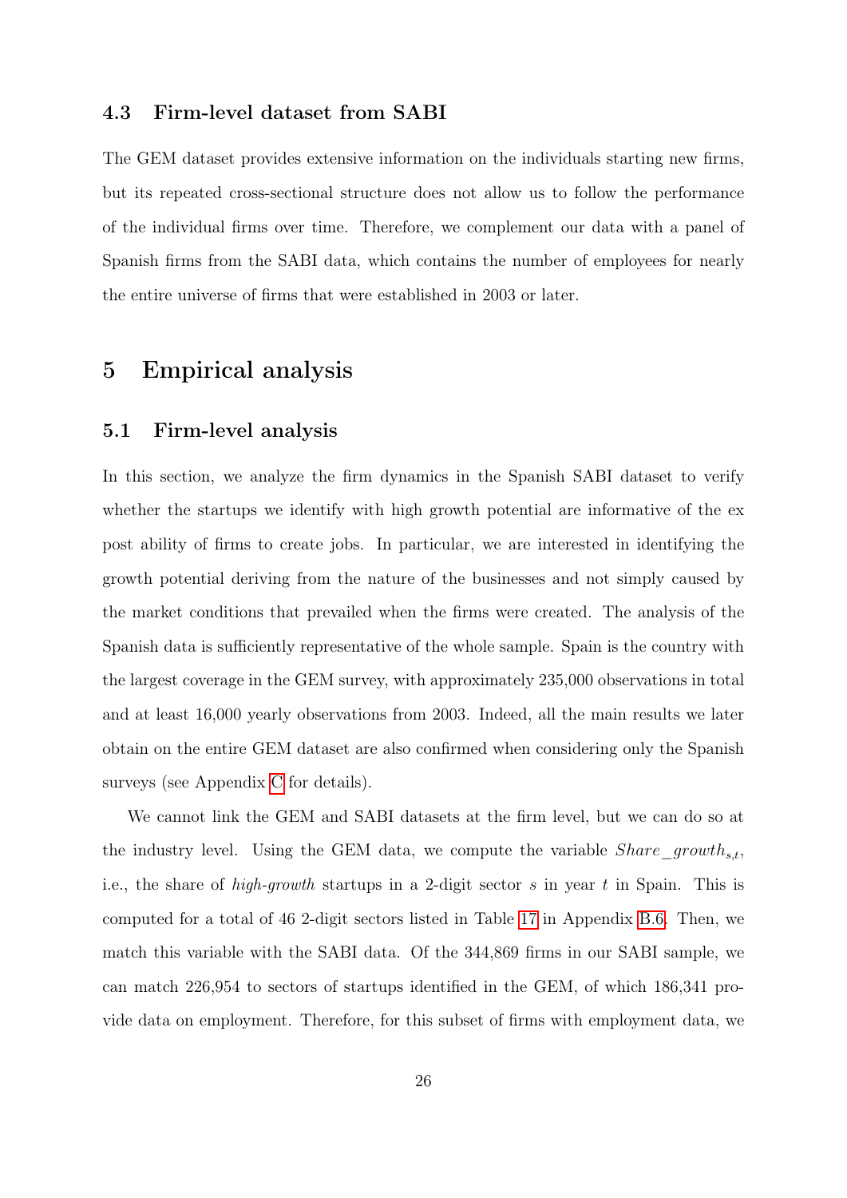### 4.3 Firm-level dataset from SABI

The GEM dataset provides extensive information on the individuals starting new firms, but its repeated cross-sectional structure does not allow us to follow the performance of the individual firms over time. Therefore, we complement our data with a panel of Spanish firms from the SABI data, which contains the number of employees for nearly the entire universe of firms that were established in 2003 or later.

# 5 Empirical analysis

## 5.1 Firm-level analysis

In this section, we analyze the firm dynamics in the Spanish SABI dataset to verify whether the startups we identify with high growth potential are informative of the ex post ability of firms to create jobs. In particular, we are interested in identifying the growth potential deriving from the nature of the businesses and not simply caused by the market conditions that prevailed when the firms were created. The analysis of the Spanish data is sufficiently representative of the whole sample. Spain is the country with the largest coverage in the GEM survey, with approximately 235,000 observations in total and at least 16,000 yearly observations from 2003. Indeed, all the main results we later obtain on the entire GEM dataset are also confirmed when considering only the Spanish surveys (see Appendix C for details).

We cannot link the GEM and SABI datasets at the firm level, but we can do so at the industry level. Using the GEM data, we compute the variable $Share\_growth_{s,t}$, i.e., the share of *high-growth* startups in a 2-digit sector $s$ in year $t$ in Spain. This is computed for a total of 46 2-digit sectors listed in Table 17 in Appendix B.6. Then, we match this variable with the SABI data. Of the 344,869 firms in our SABI sample, we can match 226,954 to sectors of startups identified in the GEM, of which 186,341 provide data on employment. Therefore, for this subset of firms with employment data, we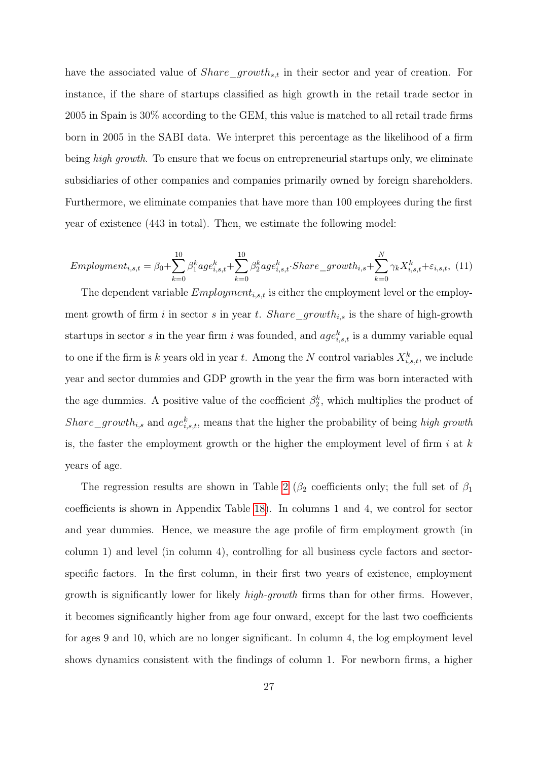have the associated value of $Share\_growth_{s,t}$ in their sector and year of creation. For instance, if the share of startups classified as high growth in the retail trade sector in 2005 in Spain is 30% according to the GEM, this value is matched to all retail trade firms born in 2005 in the SABI data. We interpret this percentage as the likelihood of a firm being *high growth*. To ensure that we focus on entrepreneurial startups only, we eliminate subsidiaries of other companies and companies primarily owned by foreign shareholders. Furthermore, we eliminate companies that have more than 100 employees during the first year of existence (443 in total). Then, we estimate the following model:

$$Employment_{i,s,t} = \beta_0 + \sum_{k=0}^{10} \beta_1^k age_{i,s,t}^k + \sum_{k=0}^{10} \beta_2^k age_{i,s,t}^k \cdot Share\_growth_{i,s} + \sum_{k=0}^{N} \gamma_k X_{i,s,t}^k + \varepsilon_{i,s,t}, \quad (11)$$

The dependent variable $Employment_{i,s,t}$ is either the employment level or the employment growth of firm $i$ in sector $s$ in year $t$. $Share\_growth_{i,s}$ is the share of high-growth startups in sector $s$ in the year firm $i$ was founded, and $age_{i,s,t}^k$ is a dummy variable equal to one if the firm is $k$ years old in year $t$. Among the $N$ control variables $X_{i,s,t}^k$, we include year and sector dummies and GDP growth in the year the firm was born interacted with the age dummies. A positive value of the coefficient $\beta_2^k$, which multiplies the product of $Share\_growth_{i,s}$ and $age_{i,s,t}^k$, means that the higher the probability of being *high growth* is, the faster the employment growth or the higher the employment level of firm $i$ at $k$ years of age.

The regression results are shown in Table 2 ($\beta_2$ coefficients only; the full set of $\beta_1$ coefficients is shown in Appendix Table 18). In columns 1 and 4, we control for sector and year dummies. Hence, we measure the age profile of firm employment growth (in column 1) and level (in column 4), controlling for all business cycle factors and sector-specific factors. In the first column, in their first two years of existence, employment growth is significantly lower for likely *high-growth* firms than for other firms. However, it becomes significantly higher from age four onward, except for the last two coefficients for ages 9 and 10, which are no longer significant. In column 4, the log employment level shows dynamics consistent with the findings of column 1. For newborn firms, a higher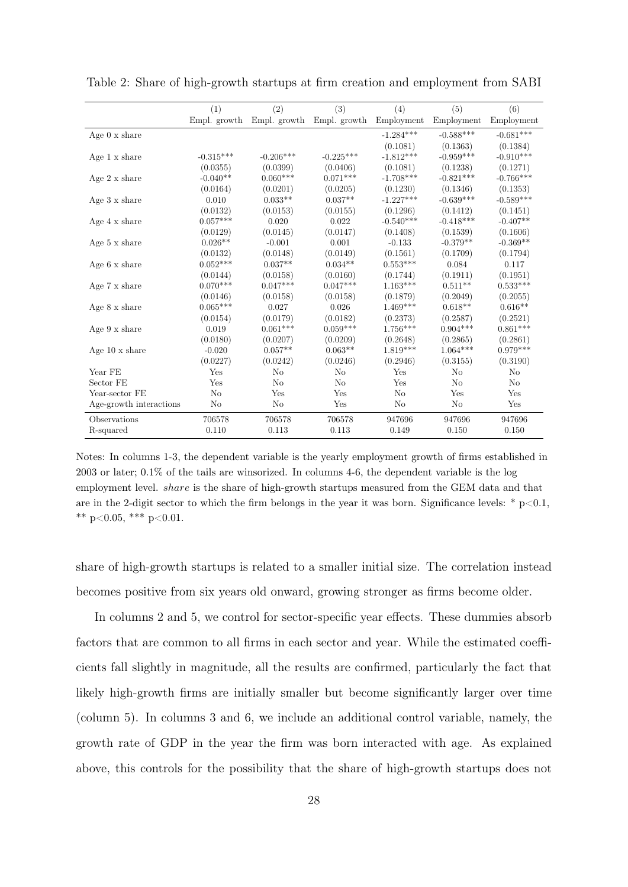Table 2: Share of high-growth startups at firm creation and employment from SABI

| | (1) | (2) | (3) | (4) | (5) | (6) |
|---|---|---|---|---|---|---|
| | Empl. growth | Empl. growth | Empl. growth | Employment | Employment | Employment |
| Age 0 x share | | | | -1.284*** | -0.588*** | -0.681*** |
| | | | | (0.1081) | (0.1363) | (0.1384) |
| Age 1 x share | -0.315*** | -0.206*** | -0.225*** | -1.812*** | -0.959*** | -0.910*** |
| | (0.0355) | (0.0399) | (0.0406) | (0.1081) | (0.1238) | (0.1271) |
| Age 2 x share | -0.040** | 0.060*** | 0.071*** | -1.708*** | -0.821*** | -0.766*** |
| | (0.0164) | (0.0201) | (0.0205) | (0.1230) | (0.1346) | (0.1353) |
| Age 3 x share | 0.010 | 0.033** | 0.037** | -1.227*** | -0.639*** | -0.589*** |
| | (0.0132) | (0.0153) | (0.0155) | (0.1296) | (0.1412) | (0.1451) |
| Age 4 x share | 0.057*** | 0.020 | 0.022 | -0.540*** | -0.418*** | -0.407** |
| | (0.0129) | (0.0145) | (0.0147) | (0.1408) | (0.1539) | (0.1606) |
| Age 5 x share | 0.026** | -0.001 | 0.001 | -0.133 | -0.379** | -0.369** |
| | (0.0132) | (0.0148) | (0.0149) | (0.1561) | (0.1709) | (0.1794) |
| Age 6 x share | 0.052*** | 0.037** | 0.034** | 0.553*** | 0.084 | 0.117 |
| | (0.0144) | (0.0158) | (0.0160) | (0.1744) | (0.1911) | (0.1951) |
| Age 7 x share | 0.070*** | 0.047*** | 0.047*** | 1.163*** | 0.511** | 0.533*** |
| | (0.0146) | (0.0158) | (0.0158) | (0.1879) | (0.2049) | (0.2055) |
| Age 8 x share | 0.065*** | 0.027 | 0.026 | 1.469*** | 0.618** | 0.616** |
| | (0.0154) | (0.0179) | (0.0182) | (0.2373) | (0.2587) | (0.2521) |
| Age 9 x share | 0.019 | 0.061*** | 0.059*** | 1.756*** | 0.904*** | 0.861*** |
| | (0.0180) | (0.0207) | (0.0209) | (0.2648) | (0.2865) | (0.2861) |
| Age 10 x share | -0.020 | 0.057** | 0.063** | 1.819*** | 1.064*** | 0.979*** |
| | (0.0227) | (0.0242) | (0.0246) | (0.2946) | (0.3155) | (0.3190) |
| Year FE | Yes | No | No | Yes | No | No |
| Sector FE | Yes | No | No | Yes | No | No |
| Year-sector FE | No | Yes | Yes | No | Yes | Yes |
| Age-growth interactions | No | No | Yes | No | No | Yes |
| Observations | 706578 | 706578 | 706578 | 947696 | 947696 | 947696 |
| R-squared | 0.110 | 0.113 | 0.113 | 0.149 | 0.150 | 0.150 |

Notes: In columns 1-3, the dependent variable is the yearly employment growth of firms established in 2003 or later; 0.1% of the tails are winsorized. In columns 4-6, the dependent variable is the log employment level. *share* is the share of high-growth startups measured from the GEM data and that are in the 2-digit sector to which the firm belongs in the year it was born. Significance levels: * p<0.1, ** p<0.05, *** p<0.01.

share of high-growth startups is related to a smaller initial size. The correlation instead becomes positive from six years old onward, growing stronger as firms become older.

In columns 2 and 5, we control for sector-specific year effects. These dummies absorb factors that are common to all firms in each sector and year. While the estimated coefficients fall slightly in magnitude, all the results are confirmed, particularly the fact that likely high-growth firms are initially smaller but become significantly larger over time (column 5). In columns 3 and 6, we include an additional control variable, namely, the growth rate of GDP in the year the firm was born interacted with age. As explained above, this controls for the possibility that the share of high-growth startups does not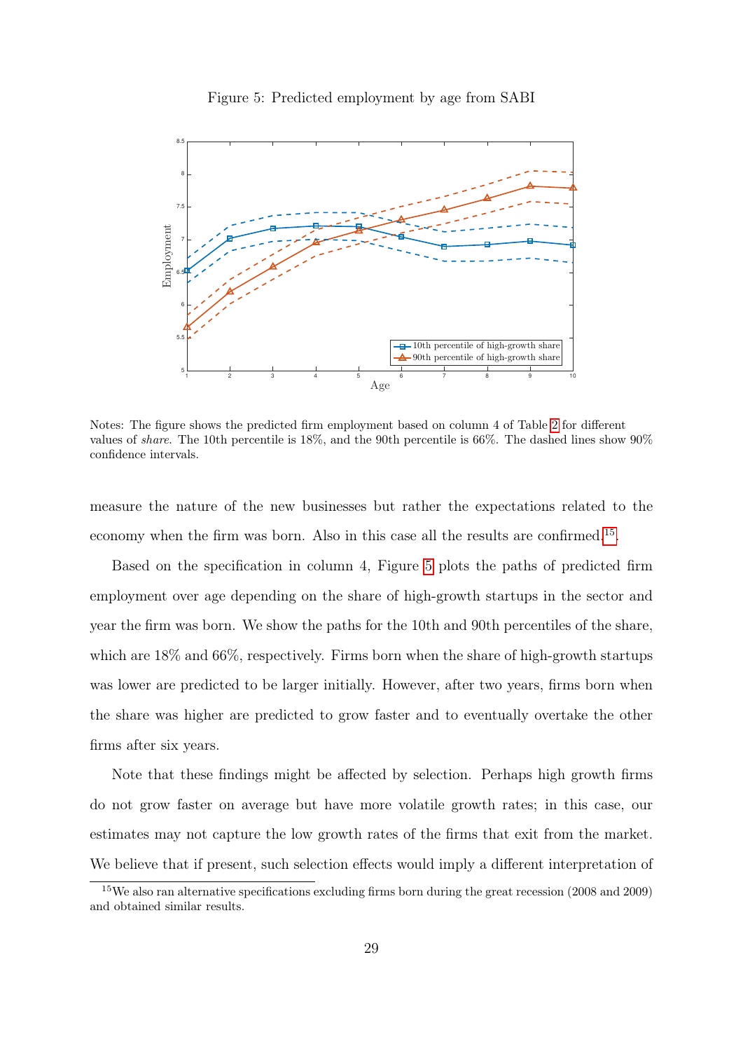Figure 5: Predicted employment by age from SABI

Notes: The figure shows the predicted firm employment based on column 4 of Table 2 for different values of *share*. The 10th percentile is 18%, and the 90th percentile is 66%. The dashed lines show 90% confidence intervals.

measure the nature of the new businesses but rather the expectations related to the economy when the firm was born. Also in this case all the results are confirmed.[15]

Based on the specification in column 4, Figure 5 plots the paths of predicted firm employment over age depending on the share of high-growth startups in the sector and year the firm was born. We show the paths for the 10th and 90th percentiles of the share, which are 18% and 66%, respectively. Firms born when the share of high-growth startups was lower are predicted to be larger initially. However, after two years, firms born when the share was higher are predicted to grow faster and to eventually overtake the other firms after six years.

Note that these findings might be affected by selection. Perhaps high growth firms do not grow faster on average but have more volatile growth rates; in this case, our estimates may not capture the low growth rates of the firms that exit from the market. We believe that if present, such selection effects would imply a different interpretation of

[15] We also ran alternative specifications excluding firms born during the great recession (2008 and 2009) and obtained similar results.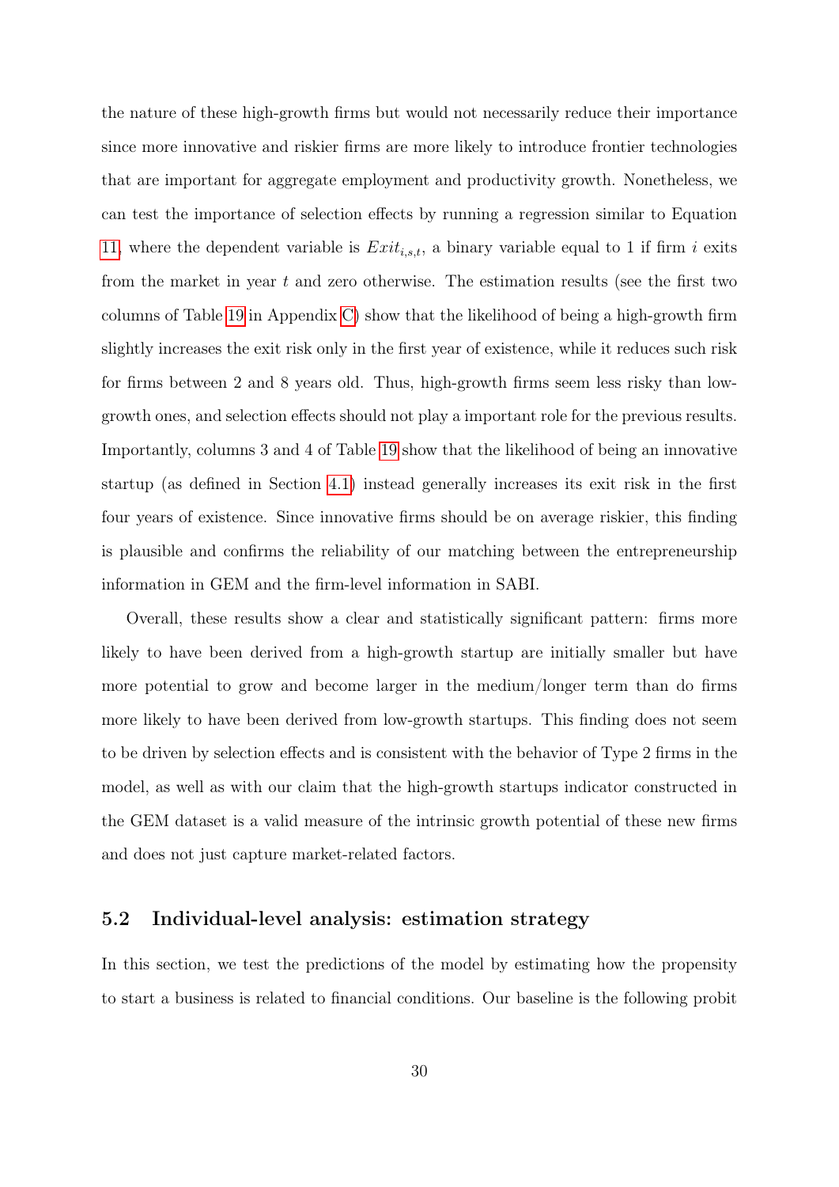the nature of these high-growth firms but would not necessarily reduce their importance since more innovative and riskier firms are more likely to introduce frontier technologies that are important for aggregate employment and productivity growth. Nonetheless, we can test the importance of selection effects by running a regression similar to Equation 11, where the dependent variable is $Exit_{i,s,t}$, a binary variable equal to 1 if firm $i$ exits from the market in year $t$ and zero otherwise. The estimation results (see the first two columns of Table 19 in Appendix C) show that the likelihood of being a high-growth firm slightly increases the exit risk only in the first year of existence, while it reduces such risk for firms between 2 and 8 years old. Thus, high-growth firms seem less risky than low-growth ones, and selection effects should not play a important role for the previous results. Importantly, columns 3 and 4 of Table 19 show that the likelihood of being an innovative startup (as defined in Section 4.1) instead generally increases its exit risk in the first four years of existence. Since innovative firms should be on average riskier, this finding is plausible and confirms the reliability of our matching between the entrepreneurship information in GEM and the firm-level information in SABI.

Overall, these results show a clear and statistically significant pattern: firms more likely to have been derived from a high-growth startup are initially smaller but have more potential to grow and become larger in the medium/longer term than do firms more likely to have been derived from low-growth startups. This finding does not seem to be driven by selection effects and is consistent with the behavior of Type 2 firms in the model, as well as with our claim that the high-growth startups indicator constructed in the GEM dataset is a valid measure of the intrinsic growth potential of these new firms and does not just capture market-related factors.

## 5.2 Individual-level analysis: estimation strategy

In this section, we test the predictions of the model by estimating how the propensity to start a business is related to financial conditions. Our baseline is the following probit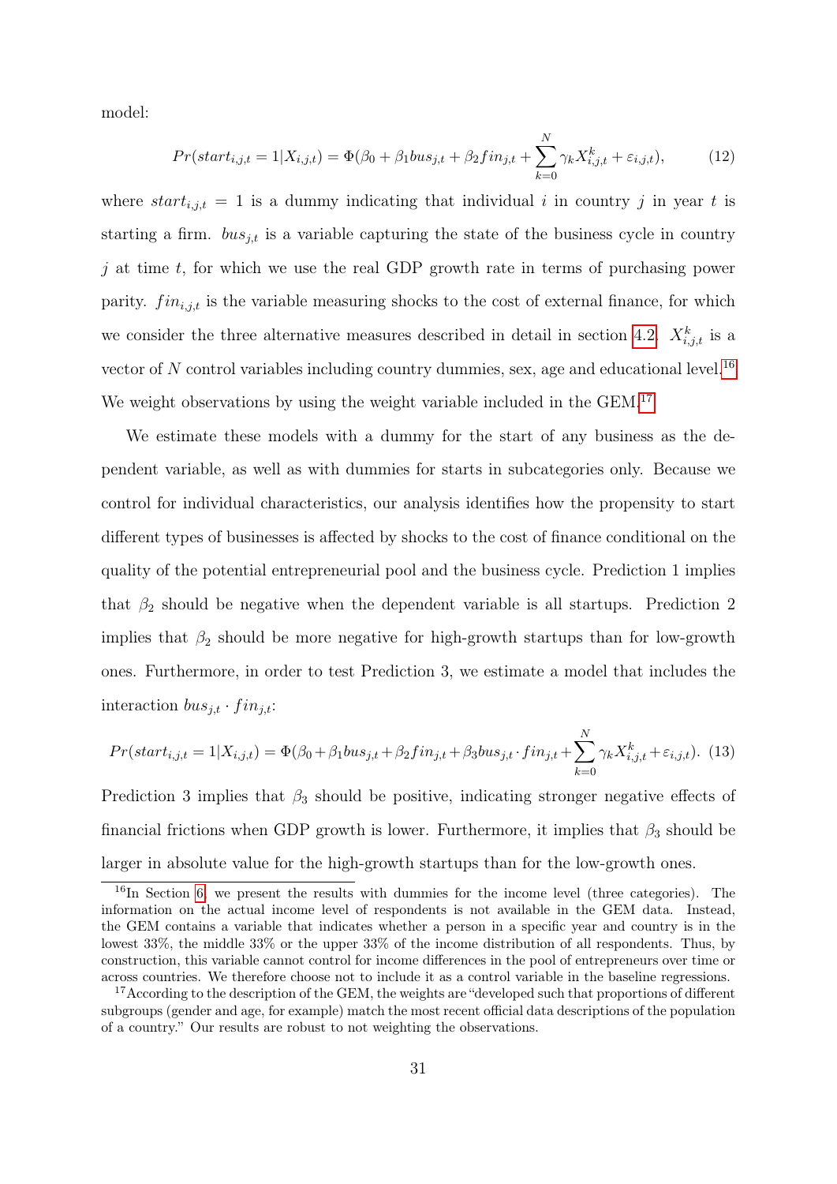model:

$$Pr(start_{i,j,t} = 1|X_{i,j,t}) = \Phi(\beta_0 + \beta_1 bus_{j,t} + \beta_2 fin_{j,t} + \sum_{k=0}^{N} \gamma_k X_{i,j,t}^k + \varepsilon_{i,j,t}), \tag{12}$$

where $start_{i,j,t} = 1$ is a dummy indicating that individual $i$ in country $j$ in year $t$ is starting a firm. $bus_{j,t}$ is a variable capturing the state of the business cycle in country $j$ at time $t$, for which we use the real GDP growth rate in terms of purchasing power parity. $fin_{i,j,t}$ is the variable measuring shocks to the cost of external finance, for which we consider the three alternative measures described in detail in section 4.2. $X_{i,j,t}^k$ is a vector of $N$ control variables including country dummies, sex, age and educational level.[16] We weight observations by using the weight variable included in the GEM.[17]

We estimate these models with a dummy for the start of any business as the dependent variable, as well as with dummies for starts in subcategories only. Because we control for individual characteristics, our analysis identifies how the propensity to start different types of businesses is affected by shocks to the cost of finance conditional on the quality of the potential entrepreneurial pool and the business cycle. Prediction 1 implies that $\beta_2$ should be negative when the dependent variable is all startups. Prediction 2 implies that $\beta_2$ should be more negative for high-growth startups than for low-growth ones. Furthermore, in order to test Prediction 3, we estimate a model that includes the interaction $bus_{j,t} \cdot fin_{j,t}$:

$$Pr(start_{i,j,t} = 1|X_{i,j,t}) = \Phi(\beta_0 + \beta_1 bus_{j,t} + \beta_2 fin_{j,t} + \beta_3 bus_{j,t} \cdot fin_{j,t} + \sum_{k=0}^{N} \gamma_k X_{i,j,t}^k + \varepsilon_{i,j,t}). \tag{13}$$

Prediction 3 implies that $\beta_3$ should be positive, indicating stronger negative effects of financial frictions when GDP growth is lower. Furthermore, it implies that $\beta_3$ should be larger in absolute value for the high-growth startups than for the low-growth ones.

[16] In Section 6, we present the results with dummies for the income level (three categories). The information on the actual income level of respondents is not available in the GEM data. Instead, the GEM contains a variable that indicates whether a person in a specific year and country is in the lowest 33%, the middle 33% or the upper 33% of the income distribution of all respondents. Thus, by construction, this variable cannot control for income differences in the pool of entrepreneurs over time or across countries. We therefore choose not to include it as a control variable in the baseline regressions.

[17] According to the description of the GEM, the weights are "developed such that proportions of different subgroups (gender and age, for example) match the most recent official data descriptions of the population of a country." Our results are robust to not weighting the observations.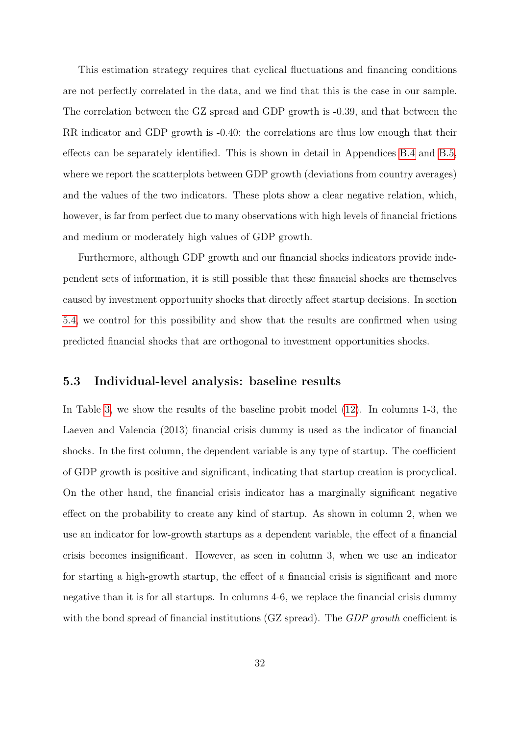This estimation strategy requires that cyclical fluctuations and financing conditions are not perfectly correlated in the data, and we find that this is the case in our sample. The correlation between the GZ spread and GDP growth is -0.39, and that between the RR indicator and GDP growth is -0.40: the correlations are thus low enough that their effects can be separately identified. This is shown in detail in Appendices B.4 and B.5, where we report the scatterplots between GDP growth (deviations from country averages) and the values of the two indicators. These plots show a clear negative relation, which, however, is far from perfect due to many observations with high levels of financial frictions and medium or moderately high values of GDP growth.

Furthermore, although GDP growth and our financial shocks indicators provide independent sets of information, it is still possible that these financial shocks are themselves caused by investment opportunity shocks that directly affect startup decisions. In section 5.4, we control for this possibility and show that the results are confirmed when using predicted financial shocks that are orthogonal to investment opportunities shocks.

### 5.3 Individual-level analysis: baseline results

In Table 3, we show the results of the baseline probit model (12). In columns 1-3, the Laeven and Valencia (2013) financial crisis dummy is used as the indicator of financial shocks. In the first column, the dependent variable is any type of startup. The coefficient of GDP growth is positive and significant, indicating that startup creation is procyclical. On the other hand, the financial crisis indicator has a marginally significant negative effect on the probability to create any kind of startup. As shown in column 2, when we use an indicator for low-growth startups as a dependent variable, the effect of a financial crisis becomes insignificant. However, as seen in column 3, when we use an indicator for starting a high-growth startup, the effect of a financial crisis is significant and more negative than it is for all startups. In columns 4-6, we replace the financial crisis dummy with the bond spread of financial institutions (GZ spread). The *GDP growth* coefficient is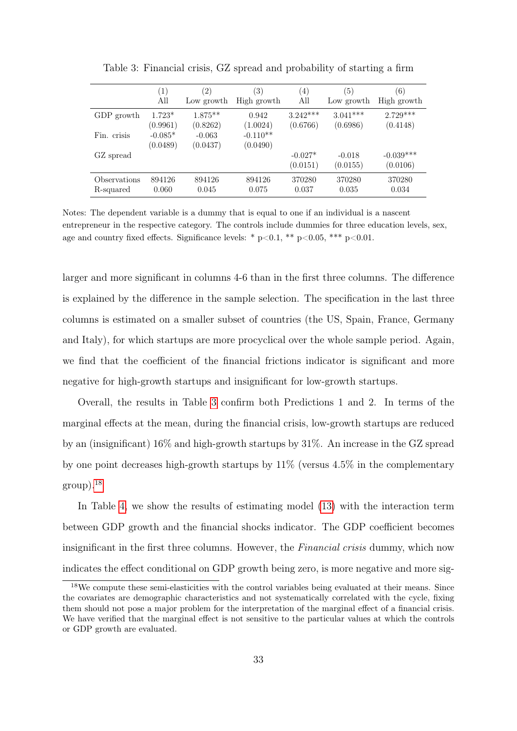Table 3: Financial crisis, GZ spread and probability of starting a firm

| | (1)<br>All | (2)<br>Low growth | (3)<br>High growth | (4)<br>All | (5)<br>Low growth | (6)<br>High growth |
|---|---|---|---|---|---|---|
| GDP growth | 1.723* | 1.875** | 0.942 | 3.242*** | 3.041*** | 2.729*** |
| | (0.9961) | (0.8262) | (1.0024) | (0.6766) | (0.6986) | (0.4148) |
| Fin. crisis | -0.085* | -0.063 | -0.110** | | | |
| | (0.0489) | (0.0437) | (0.0490) | | | |
| GZ spread | | | | -0.027* | -0.018 | -0.039*** |
| | | | | (0.0151) | (0.0155) | (0.0106) |
| Observations | 894126 | 894126 | 894126 | 370280 | 370280 | 370280 |
| R-squared | 0.060 | 0.045 | 0.075 | 0.037 | 0.035 | 0.034 |

Notes: The dependent variable is a dummy that is equal to one if an individual is a nascent entrepreneur in the respective category. The controls include dummies for three education levels, sex, age and country fixed effects. Significance levels: * p<0.1, ** p<0.05, *** p<0.01.

larger and more significant in columns 4-6 than in the first three columns. The difference is explained by the difference in the sample selection. The specification in the last three columns is estimated on a smaller subset of countries (the US, Spain, France, Germany and Italy), for which startups are more procyclical over the whole sample period. Again, we find that the coefficient of the financial frictions indicator is significant and more negative for high-growth startups and insignificant for low-growth startups.

Overall, the results in Table 3 confirm both Predictions 1 and 2. In terms of the marginal effects at the mean, during the financial crisis, low-growth startups are reduced by an (insignificant) 16% and high-growth startups by 31%. An increase in the GZ spread by one point decreases high-growth startups by 11% (versus 4.5% in the complementary group).[18]

In Table 4, we show the results of estimating model (13) with the interaction term between GDP growth and the financial shocks indicator. The GDP coefficient becomes insignificant in the first three columns. However, the *Financial crisis* dummy, which now indicates the effect conditional on GDP growth being zero, is more negative and more sig-

[18] We compute these semi-elasticities with the control variables being evaluated at their means. Since the covariates are demographic characteristics and not systematically correlated with the cycle, fixing them should not pose a major problem for the interpretation of the marginal effect of a financial crisis. We have verified that the marginal effect is not sensitive to the particular values at which the controls or GDP growth are evaluated.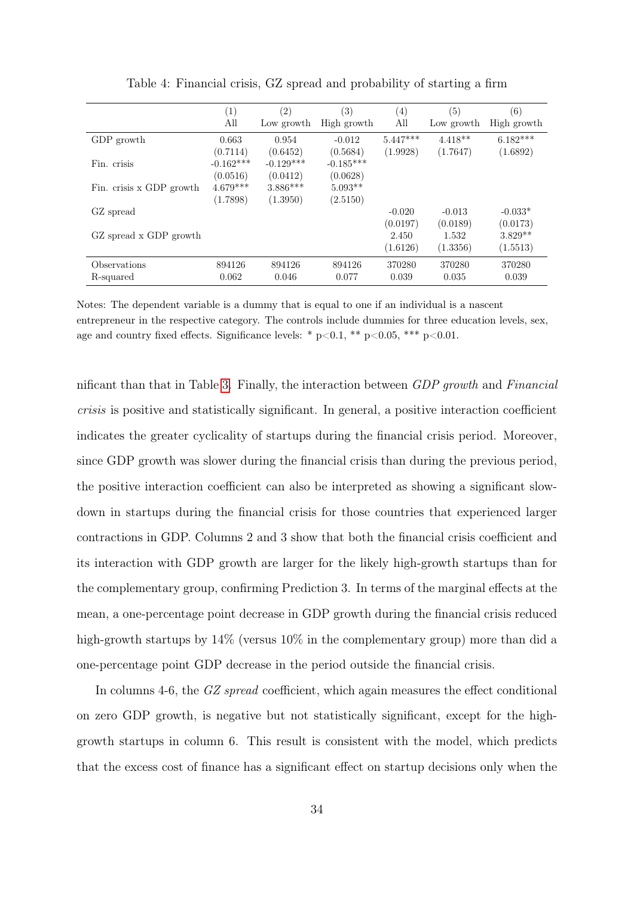Table 4: Financial crisis, GZ spread and probability of starting a firm

| | (1) | (2) | (3) | (4) | (5) | (6) |
|---|---|---|---|---|---|---|
| | All | Low growth | High growth | All | Low growth | High growth |
| GDP growth | 0.663 | 0.954 | -0.012 | 5.447*** | 4.418** | 6.182*** |
| | (0.7114) | (0.6452) | (0.5684) | (1.9928) | (1.7647) | (1.6892) |
| Fin. crisis | -0.162*** | -0.129*** | -0.185*** | | | |
| | (0.0516) | (0.0412) | (0.0628) | | | |
| Fin. crisis x GDP growth | 4.679*** | 3.886*** | 5.093** | | | |
| | (1.7898) | (1.3950) | (2.5150) | | | |
| GZ spread | | | | -0.020 | -0.013 | -0.033* |
| | | | | (0.0197) | (0.0189) | (0.0173) |
| GZ spread x GDP growth | | | | 2.450 | 1.532 | 3.829** |
| | | | | (1.6126) | (1.3356) | (1.5513) |
| Observations | 894126 | 894126 | 894126 | 370280 | 370280 | 370280 |
| R-squared | 0.062 | 0.046 | 0.077 | 0.039 | 0.035 | 0.039 |

Notes: The dependent variable is a dummy that is equal to one if an individual is a nascent entrepreneur in the respective category. The controls include dummies for three education levels, sex, age and country fixed effects. Significance levels: * p<0.1, ** p<0.05, *** p<0.01.

nificant than that in Table 3. Finally, the interaction between *GDP growth* and *Financial crisis* is positive and statistically significant. In general, a positive interaction coefficient indicates the greater cyclicality of startups during the financial crisis period. Moreover, since GDP growth was slower during the financial crisis than during the previous period, the positive interaction coefficient can also be interpreted as showing a significant slowdown in startups during the financial crisis for those countries that experienced larger contractions in GDP. Columns 2 and 3 show that both the financial crisis coefficient and its interaction with GDP growth are larger for the likely high-growth startups than for the complementary group, confirming Prediction 3. In terms of the marginal effects at the mean, a one-percentage point decrease in GDP growth during the financial crisis reduced high-growth startups by 14% (versus 10% in the complementary group) more than did a one-percentage point GDP decrease in the period outside the financial crisis.

In columns 4-6, the *GZ spread* coefficient, which again measures the effect conditional on zero GDP growth, is negative but not statistically significant, except for the high-growth startups in column 6. This result is consistent with the model, which predicts that the excess cost of finance has a significant effect on startup decisions only when the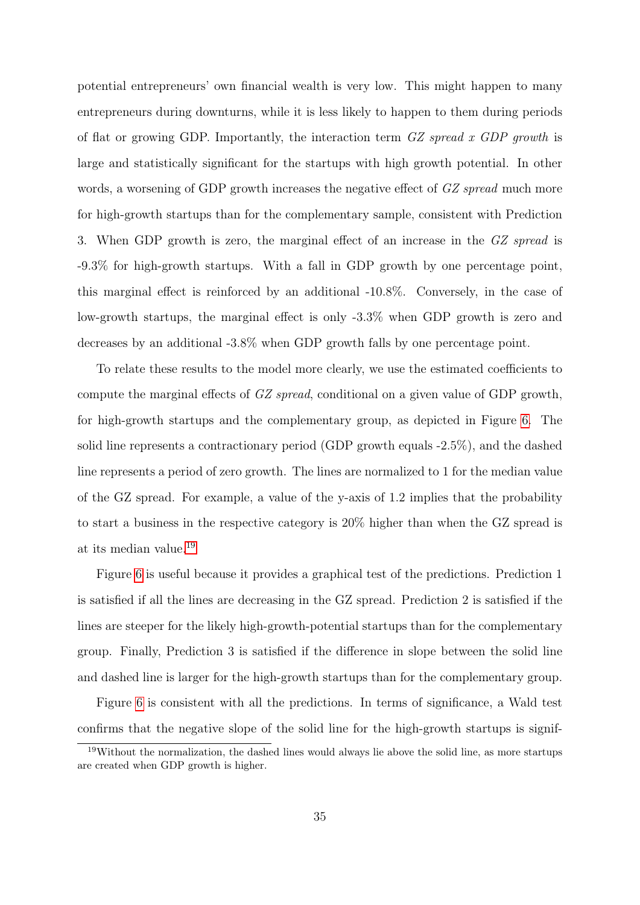potential entrepreneurs' own financial wealth is very low. This might happen to many entrepreneurs during downturns, while it is less likely to happen to them during periods of flat or growing GDP. Importantly, the interaction term *GZ spread x GDP growth* is large and statistically significant for the startups with high growth potential. In other words, a worsening of GDP growth increases the negative effect of *GZ spread* much more for high-growth startups than for the complementary sample, consistent with Prediction 3. When GDP growth is zero, the marginal effect of an increase in the *GZ spread* is -9.3% for high-growth startups. With a fall in GDP growth by one percentage point, this marginal effect is reinforced by an additional -10.8%. Conversely, in the case of low-growth startups, the marginal effect is only -3.3% when GDP growth is zero and decreases by an additional -3.8% when GDP growth falls by one percentage point.

To relate these results to the model more clearly, we use the estimated coefficients to compute the marginal effects of *GZ spread*, conditional on a given value of GDP growth, for high-growth startups and the complementary group, as depicted in Figure 6. The solid line represents a contractionary period (GDP growth equals -2.5%), and the dashed line represents a period of zero growth. The lines are normalized to 1 for the median value of the GZ spread. For example, a value of the y-axis of 1.2 implies that the probability to start a business in the respective category is 20% higher than when the GZ spread is at its median value.[19]

Figure 6 is useful because it provides a graphical test of the predictions. Prediction 1 is satisfied if all the lines are decreasing in the GZ spread. Prediction 2 is satisfied if the lines are steeper for the likely high-growth-potential startups than for the complementary group. Finally, Prediction 3 is satisfied if the difference in slope between the solid line and dashed line is larger for the high-growth startups than for the complementary group.

Figure 6 is consistent with all the predictions. In terms of significance, a Wald test confirms that the negative slope of the solid line for the high-growth startups is signif-

[19] Without the normalization, the dashed lines would always lie above the solid line, as more startups are created when GDP growth is higher.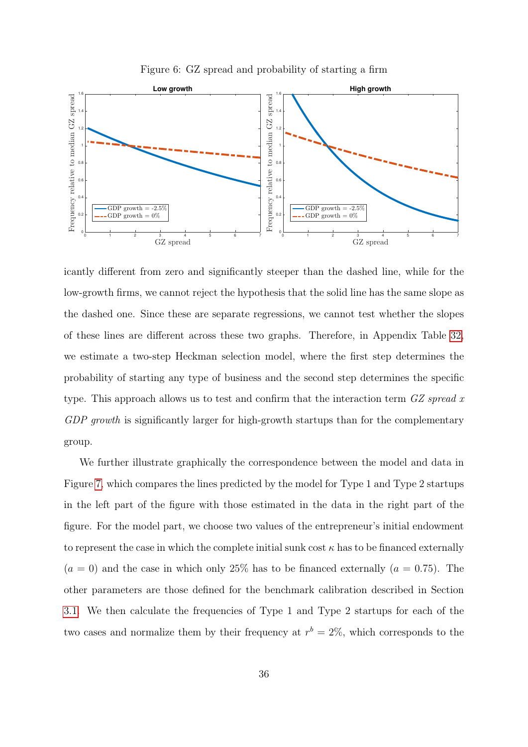Figure 6: GZ spread and probability of starting a firm

icantly different from zero and significantly steeper than the dashed line, while for the low-growth firms, we cannot reject the hypothesis that the solid line has the same slope as the dashed one. Since these are separate regressions, we cannot test whether the slopes of these lines are different across these two graphs. Therefore, in Appendix Table 32, we estimate a two-step Heckman selection model, where the first step determines the probability of starting any type of business and the second step determines the specific type. This approach allows us to test and confirm that the interaction term *GZ spread x GDP growth* is significantly larger for high-growth startups than for the complementary group.

We further illustrate graphically the correspondence between the model and data in Figure 7, which compares the lines predicted by the model for Type 1 and Type 2 startups in the left part of the figure with those estimated in the data in the right part of the figure. For the model part, we choose two values of the entrepreneur's initial endowment to represent the case in which the complete initial sunk cost $\kappa$ has to be financed externally ($a = 0$) and the case in which only 25% has to be financed externally ($a = 0.75$). The other parameters are those defined for the benchmark calibration described in Section 3.1. We then calculate the frequencies of Type 1 and Type 2 startups for each of the two cases and normalize them by their frequency at $r^b = 2\%$, which corresponds to the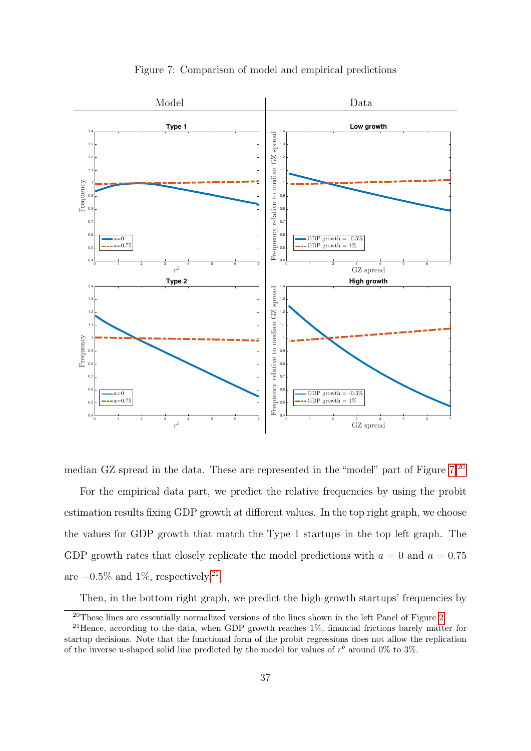Figure 7: Comparison of model and empirical predictions

median GZ spread in the data. These are represented in the "model" part of Figure 7.[20]

For the empirical data part, we predict the relative frequencies by using the probit estimation results fixing GDP growth at different values. In the top right graph, we choose the values for GDP growth that match the Type 1 startups in the top left graph. The GDP growth rates that closely replicate the model predictions with $a = 0$ and $a = 0.75$ are $-0.5\%$ and $1\%$, respectively.[21]

Then, in the bottom right graph, we predict the high-growth startups' frequencies by

[20] These lines are essentially normalized versions of the lines shown in the left Panel of Figure 2.

[21] Hence, according to the data, when GDP growth reaches 1%, financial frictions barely matter for startup decisions. Note that the functional form of the probit regressions does not allow the replication of the inverse u-shaped solid line predicted by the model for values of $r^b$ around 0% to 3%.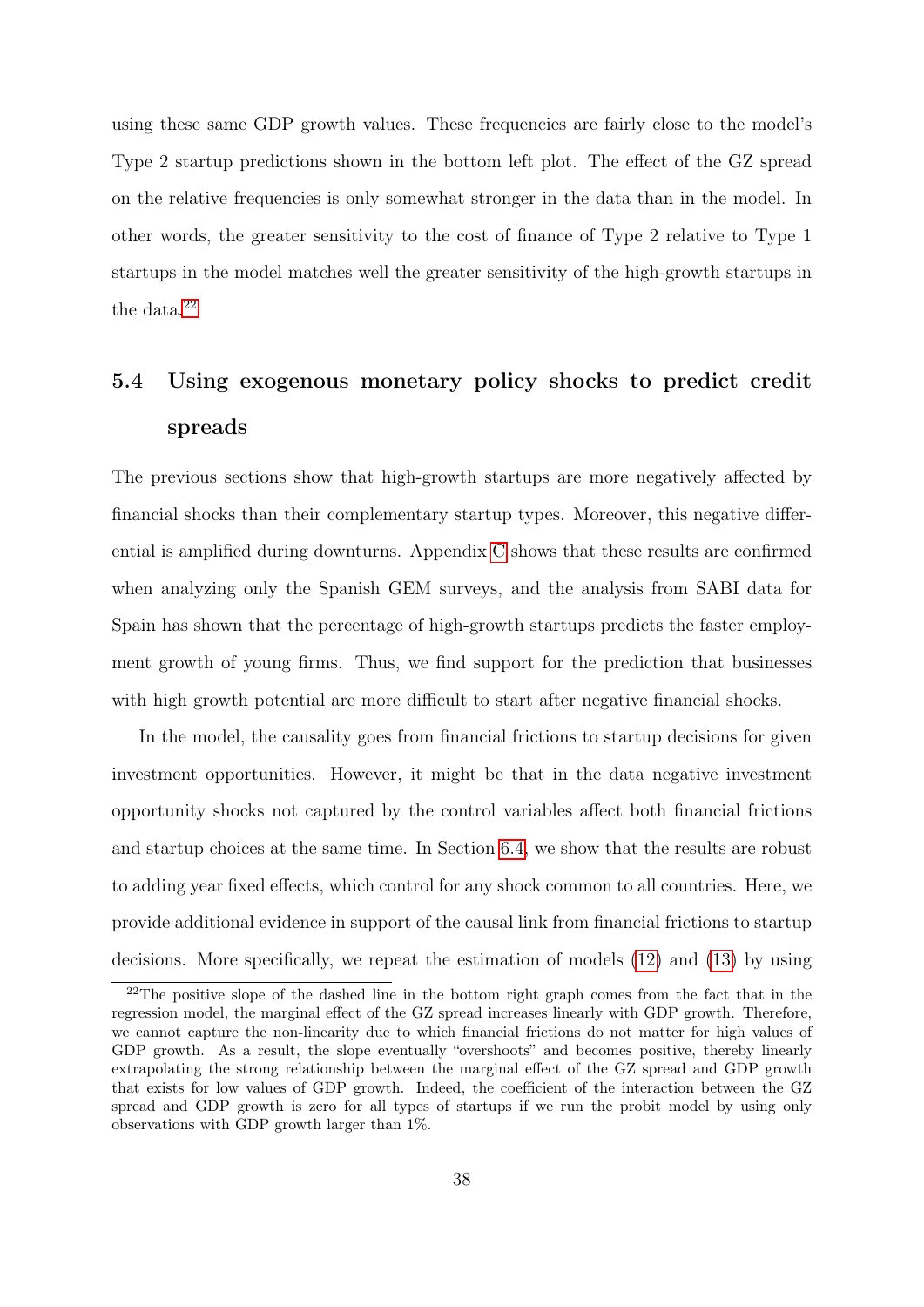using these same GDP growth values. These frequencies are fairly close to the model's Type 2 startup predictions shown in the bottom left plot. The effect of the GZ spread on the relative frequencies is only somewhat stronger in the data than in the model. In other words, the greater sensitivity to the cost of finance of Type 2 relative to Type 1 startups in the model matches well the greater sensitivity of the high-growth startups in the data.[22]

## 5.4 Using exogenous monetary policy shocks to predict credit spreads

The previous sections show that high-growth startups are more negatively affected by financial shocks than their complementary startup types. Moreover, this negative differential is amplified during downturns. Appendix C shows that these results are confirmed when analyzing only the Spanish GEM surveys, and the analysis from SABI data for Spain has shown that the percentage of high-growth startups predicts the faster employment growth of young firms. Thus, we find support for the prediction that businesses with high growth potential are more difficult to start after negative financial shocks.

In the model, the causality goes from financial frictions to startup decisions for given investment opportunities. However, it might be that in the data negative investment opportunity shocks not captured by the control variables affect both financial frictions and startup choices at the same time. In Section 6.4, we show that the results are robust to adding year fixed effects, which control for any shock common to all countries. Here, we provide additional evidence in support of the causal link from financial frictions to startup decisions. More specifically, we repeat the estimation of models (12) and (13) by using

[22]The positive slope of the dashed line in the bottom right graph comes from the fact that in the regression model, the marginal effect of the GZ spread increases linearly with GDP growth. Therefore, we cannot capture the non-linearity due to which financial frictions do not matter for high values of GDP growth. As a result, the slope eventually "overshoots" and becomes positive, thereby linearly extrapolating the strong relationship between the marginal effect of the GZ spread and GDP growth that exists for low values of GDP growth. Indeed, the coefficient of the interaction between the GZ spread and GDP growth is zero for all types of startups if we run the probit model by using only observations with GDP growth larger than 1%.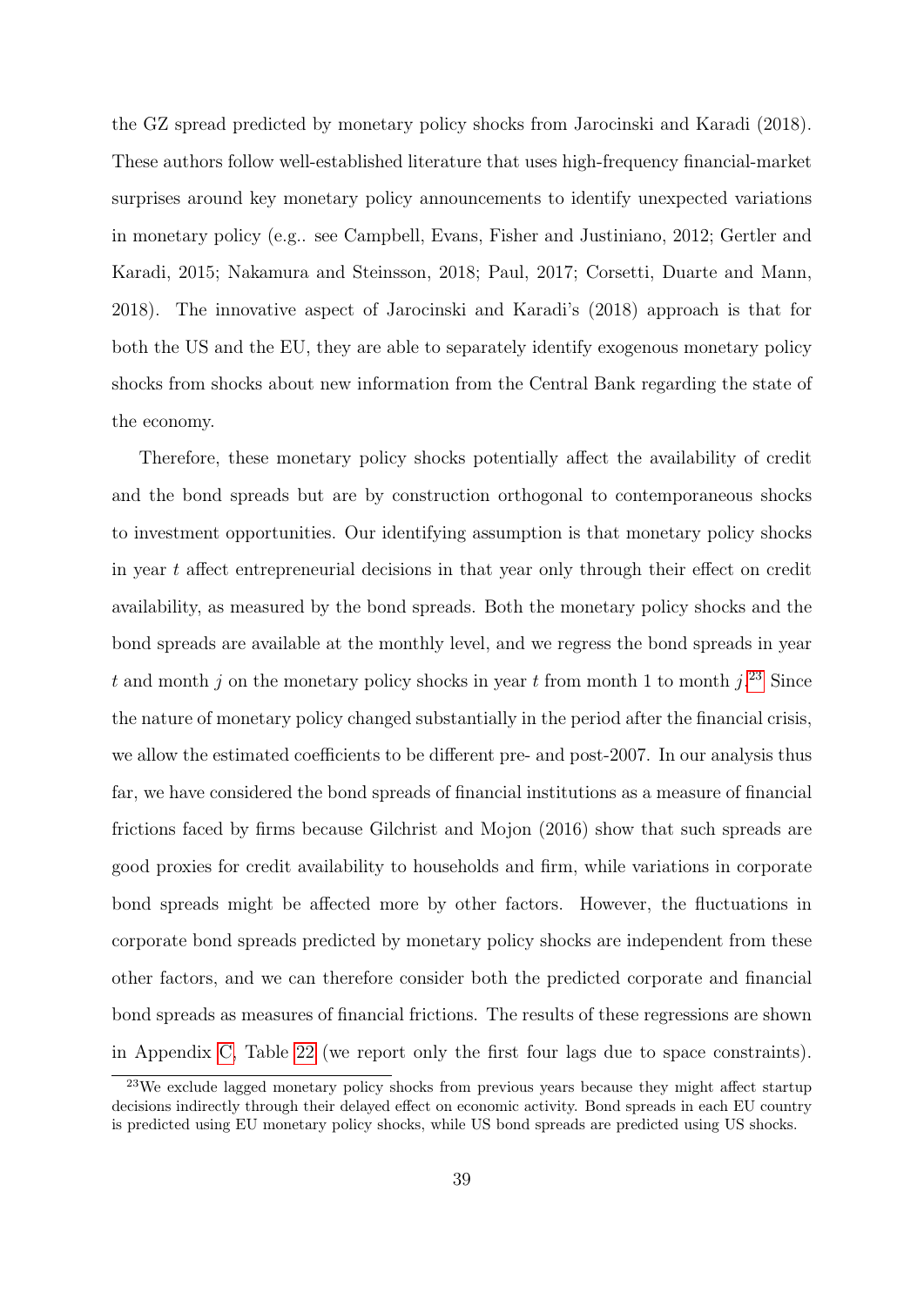the GZ spread predicted by monetary policy shocks from Jarocinski and Karadi (2018). These authors follow well-established literature that uses high-frequency financial-market surprises around key monetary policy announcements to identify unexpected variations in monetary policy (e.g.. see Campbell, Evans, Fisher and Justiniano, 2012; Gertler and Karadi, 2015; Nakamura and Steinsson, 2018; Paul, 2017; Corsetti, Duarte and Mann, 2018). The innovative aspect of Jarocinski and Karadi's (2018) approach is that for both the US and the EU, they are able to separately identify exogenous monetary policy shocks from shocks about new information from the Central Bank regarding the state of the economy.

Therefore, these monetary policy shocks potentially affect the availability of credit and the bond spreads but are by construction orthogonal to contemporaneous shocks to investment opportunities. Our identifying assumption is that monetary policy shocks in year $t$ affect entrepreneurial decisions in that year only through their effect on credit availability, as measured by the bond spreads. Both the monetary policy shocks and the bond spreads are available at the monthly level, and we regress the bond spreads in year $t$ and month $j$ on the monetary policy shocks in year $t$ from month 1 to month $j$.[23] Since the nature of monetary policy changed substantially in the period after the financial crisis, we allow the estimated coefficients to be different pre- and post-2007. In our analysis thus far, we have considered the bond spreads of financial institutions as a measure of financial frictions faced by firms because Gilchrist and Mojon (2016) show that such spreads are good proxies for credit availability to households and firm, while variations in corporate bond spreads might be affected more by other factors. However, the fluctuations in corporate bond spreads predicted by monetary policy shocks are independent from these other factors, and we can therefore consider both the predicted corporate and financial bond spreads as measures of financial frictions. The results of these regressions are shown in Appendix C, Table 22 (we report only the first four lags due to space constraints).

[23] We exclude lagged monetary policy shocks from previous years because they might affect startup decisions indirectly through their delayed effect on economic activity. Bond spreads in each EU country is predicted using EU monetary policy shocks, while US bond spreads are predicted using US shocks.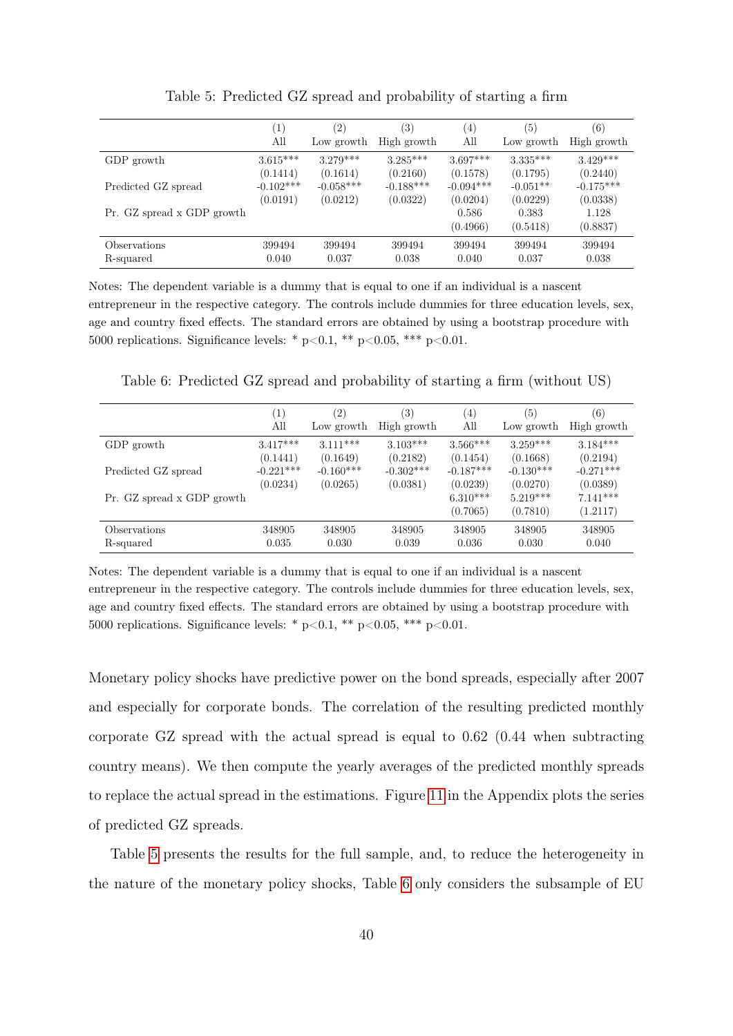Table 5: Predicted GZ spread and probability of starting a firm

| | (1) All | (2) Low growth | (3) High growth | (4) All | (5) Low growth | (6) High growth |
|---|---|---|---|---|---|---|
| GDP growth | 3.615*** | 3.279*** | 3.285*** | 3.697*** | 3.335*** | 3.429*** |
| | (0.1414) | (0.1614) | (0.2160) | (0.1578) | (0.1795) | (0.2440) |
| Predicted GZ spread | -0.102*** | -0.058*** | -0.188*** | -0.094*** | -0.051** | -0.175*** |
| | (0.0191) | (0.0212) | (0.0322) | (0.0204) | (0.0229) | (0.0338) |
| Pr. GZ spread x GDP growth | | | | 0.586 | 0.383 | 1.128 |
| | | | | (0.4966) | (0.5418) | (0.8837) |
| Observations | 399494 | 399494 | 399494 | 399494 | 399494 | 399494 |
| R-squared | 0.040 | 0.037 | 0.038 | 0.040 | 0.037 | 0.038 |

Notes: The dependent variable is a dummy that is equal to one if an individual is a nascent entrepreneur in the respective category. The controls include dummies for three education levels, sex, age and country fixed effects. The standard errors are obtained by using a bootstrap procedure with 5000 replications. Significance levels: * p<0.1, ** p<0.05, *** p<0.01.

Table 6: Predicted GZ spread and probability of starting a firm (without US)

| | (1) All | (2) Low growth | (3) High growth | (4) All | (5) Low growth | (6) High growth |
|---|---|---|---|---|---|---|
| GDP growth | 3.417*** | 3.111*** | 3.103*** | 3.566*** | 3.259*** | 3.184*** |
| | (0.1441) | (0.1649) | (0.2182) | (0.1454) | (0.1668) | (0.2194) |
| Predicted GZ spread | -0.221*** | -0.160*** | -0.302*** | -0.187*** | -0.130*** | -0.271*** |
| | (0.0234) | (0.0265) | (0.0381) | (0.0239) | (0.0270) | (0.0389) |
| Pr. GZ spread x GDP growth | | | | 6.310*** | 5.219*** | 7.141*** |
| | | | | (0.7065) | (0.7810) | (1.2117) |
| Observations | 348905 | 348905 | 348905 | 348905 | 348905 | 348905 |
| R-squared | 0.035 | 0.030 | 0.039 | 0.036 | 0.030 | 0.040 |

Notes: The dependent variable is a dummy that is equal to one if an individual is a nascent entrepreneur in the respective category. The controls include dummies for three education levels, sex, age and country fixed effects. The standard errors are obtained by using a bootstrap procedure with 5000 replications. Significance levels: * p<0.1, ** p<0.05, *** p<0.01.

Monetary policy shocks have predictive power on the bond spreads, especially after 2007 and especially for corporate bonds. The correlation of the resulting predicted monthly corporate GZ spread with the actual spread is equal to 0.62 (0.44 when subtracting country means). We then compute the yearly averages of the predicted monthly spreads to replace the actual spread in the estimations. Figure 11 in the Appendix plots the series of predicted GZ spreads.

Table 5 presents the results for the full sample, and, to reduce the heterogeneity in the nature of the monetary policy shocks, Table 6 only considers the subsample of EU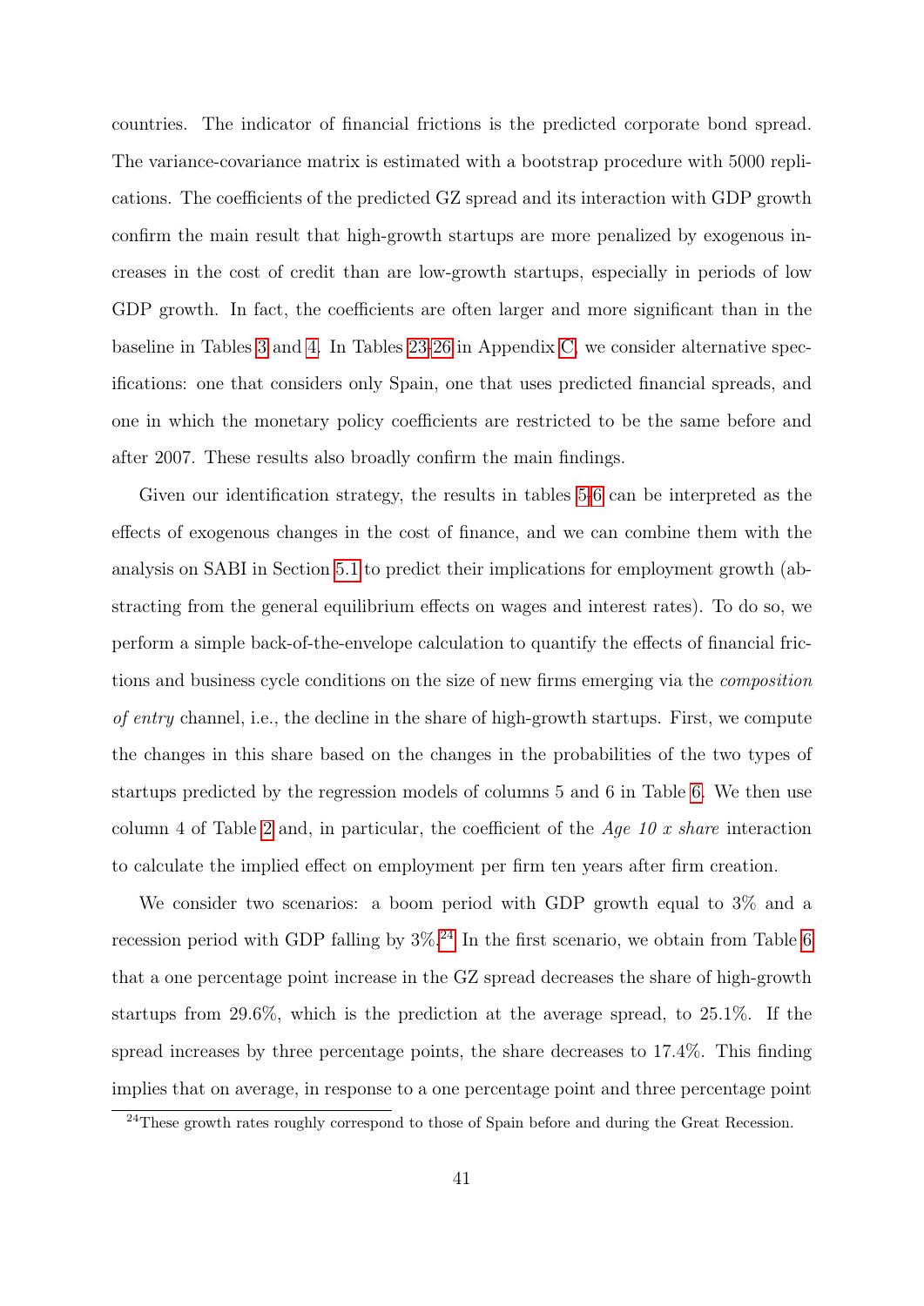countries. The indicator of financial frictions is the predicted corporate bond spread. The variance-covariance matrix is estimated with a bootstrap procedure with 5000 replications. The coefficients of the predicted GZ spread and its interaction with GDP growth confirm the main result that high-growth startups are more penalized by exogenous increases in the cost of credit than are low-growth startups, especially in periods of low GDP growth. In fact, the coefficients are often larger and more significant than in the baseline in Tables 3 and 4. In Tables 23-26 in Appendix C, we consider alternative specifications: one that considers only Spain, one that uses predicted financial spreads, and one in which the monetary policy coefficients are restricted to be the same before and after 2007. These results also broadly confirm the main findings.

Given our identification strategy, the results in tables 5-6 can be interpreted as the effects of exogenous changes in the cost of finance, and we can combine them with the analysis on SABI in Section 5.1 to predict their implications for employment growth (abstracting from the general equilibrium effects on wages and interest rates). To do so, we perform a simple back-of-the-envelope calculation to quantify the effects of financial frictions and business cycle conditions on the size of new firms emerging via the *composition of entry* channel, i.e., the decline in the share of high-growth startups. First, we compute the changes in this share based on the changes in the probabilities of the two types of startups predicted by the regression models of columns 5 and 6 in Table 6. We then use column 4 of Table 2 and, in particular, the coefficient of the *Age 10 x share* interaction to calculate the implied effect on employment per firm ten years after firm creation.

We consider two scenarios: a boom period with GDP growth equal to 3% and a recession period with GDP falling by 3%.[24] In the first scenario, we obtain from Table 6 that a one percentage point increase in the GZ spread decreases the share of high-growth startups from 29.6%, which is the prediction at the average spread, to 25.1%. If the spread increases by three percentage points, the share decreases to 17.4%. This finding implies that on average, in response to a one percentage point and three percentage point

[24] These growth rates roughly correspond to those of Spain before and during the Great Recession.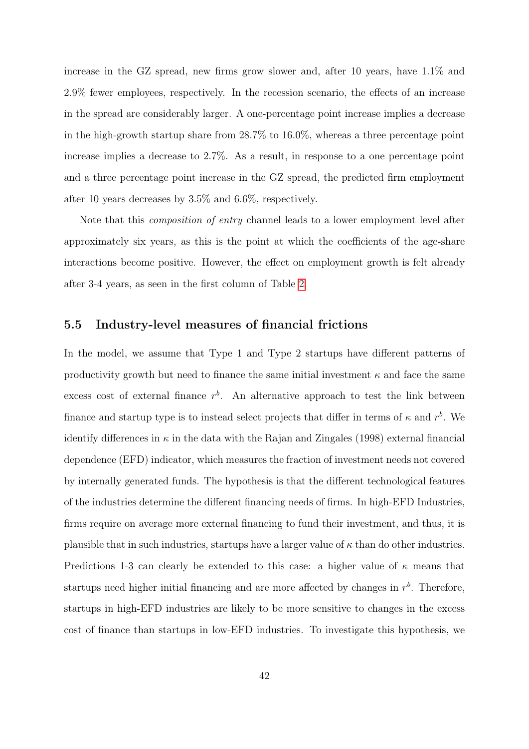increase in the GZ spread, new firms grow slower and, after 10 years, have 1.1% and 2.9% fewer employees, respectively. In the recession scenario, the effects of an increase in the spread are considerably larger. A one-percentage point increase implies a decrease in the high-growth startup share from 28.7% to 16.0%, whereas a three percentage point increase implies a decrease to 2.7%. As a result, in response to a one percentage point and a three percentage point increase in the GZ spread, the predicted firm employment after 10 years decreases by 3.5% and 6.6%, respectively.

Note that this *composition of entry* channel leads to a lower employment level after approximately six years, as this is the point at which the coefficients of the age-share interactions become positive. However, the effect on employment growth is felt already after 3-4 years, as seen in the first column of Table 2.

### 5.5 Industry-level measures of financial frictions

In the model, we assume that Type 1 and Type 2 startups have different patterns of productivity growth but need to finance the same initial investment $\kappa$ and face the same excess cost of external finance $r^b$. An alternative approach to test the link between finance and startup type is to instead select projects that differ in terms of $\kappa$ and $r^b$. We identify differences in $\kappa$ in the data with the Rajan and Zingales (1998) external financial dependence (EFD) indicator, which measures the fraction of investment needs not covered by internally generated funds. The hypothesis is that the different technological features of the industries determine the different financing needs of firms. In high-EFD Industries, firms require on average more external financing to fund their investment, and thus, it is plausible that in such industries, startups have a larger value of $\kappa$ than do other industries. Predictions 1-3 can clearly be extended to this case: a higher value of $\kappa$ means that startups need higher initial financing and are more affected by changes in $r^b$. Therefore, startups in high-EFD industries are likely to be more sensitive to changes in the excess cost of finance than startups in low-EFD industries. To investigate this hypothesis, we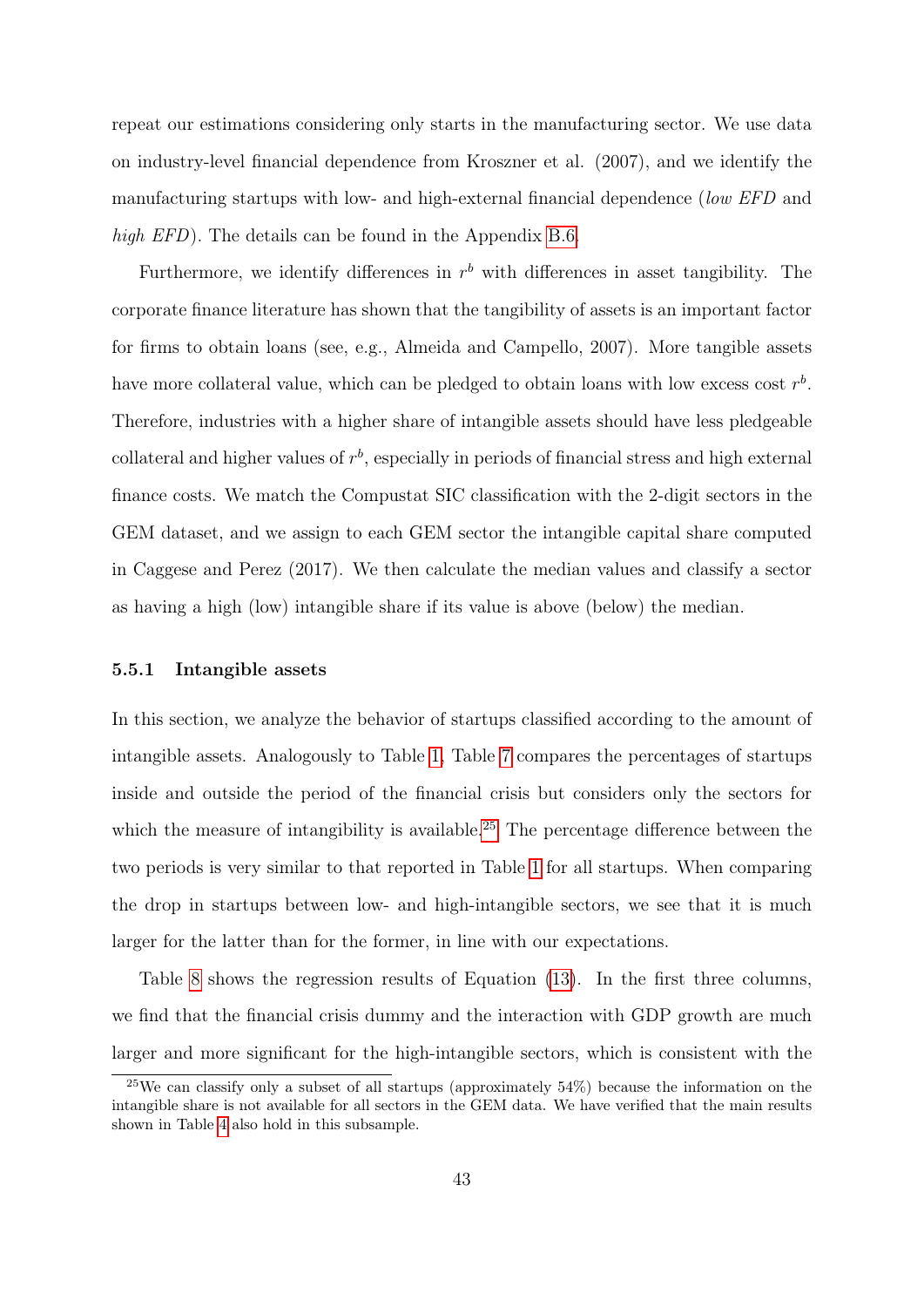repeat our estimations considering only starts in the manufacturing sector. We use data on industry-level financial dependence from Kroszner et al. (2007), and we identify the manufacturing startups with low- and high-external financial dependence (*low EFD* and *high EFD*). The details can be found in the Appendix B.6.

Furthermore, we identify differences in $r^b$ with differences in asset tangibility. The corporate finance literature has shown that the tangibility of assets is an important factor for firms to obtain loans (see, e.g., Almeida and Campello, 2007). More tangible assets have more collateral value, which can be pledged to obtain loans with low excess cost $r^b$. Therefore, industries with a higher share of intangible assets should have less pledgeable collateral and higher values of $r^b$, especially in periods of financial stress and high external finance costs. We match the Compustat SIC classification with the 2-digit sectors in the GEM dataset, and we assign to each GEM sector the intangible capital share computed in Caggese and Perez (2017). We then calculate the median values and classify a sector as having a high (low) intangible share if its value is above (below) the median.

### 5.5.1 Intangible assets

In this section, we analyze the behavior of startups classified according to the amount of intangible assets. Analogously to Table 1, Table 7 compares the percentages of startups inside and outside the period of the financial crisis but considers only the sectors for which the measure of intangibility is available.[25] The percentage difference between the two periods is very similar to that reported in Table 1 for all startups. When comparing the drop in startups between low- and high-intangible sectors, we see that it is much larger for the latter than for the former, in line with our expectations.

Table 8 shows the regression results of Equation (13). In the first three columns, we find that the financial crisis dummy and the interaction with GDP growth are much larger and more significant for the high-intangible sectors, which is consistent with the

[25] We can classify only a subset of all startups (approximately 54%) because the information on the intangible share is not available for all sectors in the GEM data. We have verified that the main results shown in Table 4 also hold in this subsample.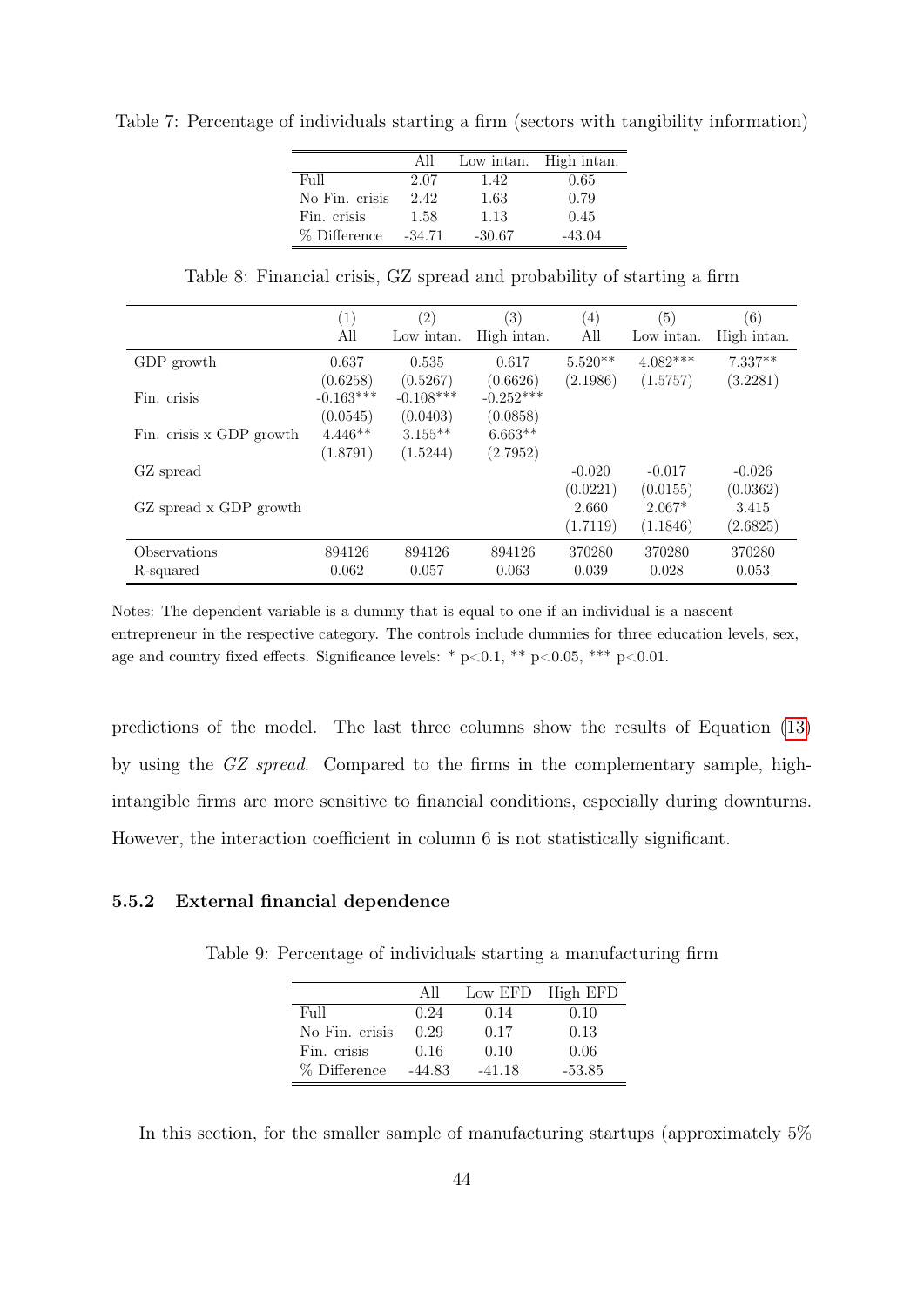Table 7: Percentage of individuals starting a firm (sectors with tangibility information)

| | All | Low intan. | High intan. |
|---|---|---|---|
| Full | 2.07 | 1.42 | 0.65 |
| No Fin. crisis | 2.42 | 1.63 | 0.79 |
| Fin. crisis | 1.58 | 1.13 | 0.45 |
| % Difference | -34.71 | -30.67 | -43.04 |

Table 8: Financial crisis, GZ spread and probability of starting a firm

| | (1) All | (2) Low intan. | (3) High intan. | (4) All | (5) Low intan. | (6) High intan. |
|---|---|---|---|---|---|---|
| GDP growth | 0.637 | 0.535 | 0.617 | 5.520** | 4.082*** | 7.337** |
| | (0.6258) | (0.5267) | (0.6626) | (2.1986) | (1.5757) | (3.2281) |
| Fin. crisis | -0.163*** | -0.108*** | -0.252*** | | | |
| | (0.0545) | (0.0403) | (0.0858) | | | |
| Fin. crisis x GDP growth | 4.446** | 3.155** | 6.663** | | | |
| | (1.8791) | (1.5244) | (2.7952) | | | |
| GZ spread | | | | -0.020 | -0.017 | -0.026 |
| | | | | (0.0221) | (0.0155) | (0.0362) |
| GZ spread x GDP growth | | | | 2.660 | 2.067* | 3.415 |
| | | | | (1.7119) | (1.1846) | (2.6825) |
| Observations | 894126 | 894126 | 894126 | 370280 | 370280 | 370280 |
| R-squared | 0.062 | 0.057 | 0.063 | 0.039 | 0.028 | 0.053 |

Notes: The dependent variable is a dummy that is equal to one if an individual is a nascent entrepreneur in the respective category. The controls include dummies for three education levels, sex, age and country fixed effects. Significance levels: * p<0.1, ** p<0.05, *** p<0.01.

predictions of the model. The last three columns show the results of Equation (13) by using the *GZ spread*. Compared to the firms in the complementary sample, high-intangible firms are more sensitive to financial conditions, especially during downturns. However, the interaction coefficient in column 6 is not statistically significant.

#### 5.5.2 External financial dependence

Table 9: Percentage of individuals starting a manufacturing firm

| | All | Low EFD | High EFD |
|---|---|---|---|
| Full | 0.24 | 0.14 | 0.10 |
| No Fin. crisis | 0.29 | 0.17 | 0.13 |
| Fin. crisis | 0.16 | 0.10 | 0.06 |
| % Difference | -44.83 | -41.18 | -53.85 |

In this section, for the smaller sample of manufacturing startups (approximately 5%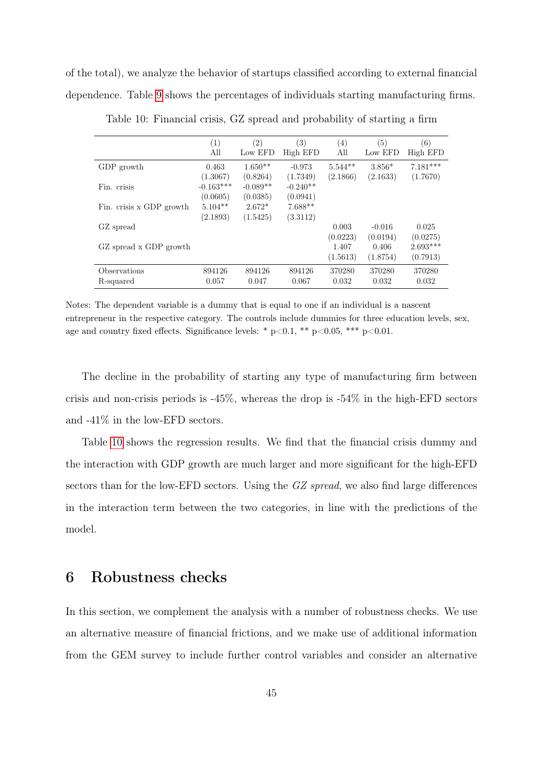of the total), we analyze the behavior of startups classified according to external financial dependence. Table 9 shows the percentages of individuals starting manufacturing firms.

Table 10: Financial crisis, GZ spread and probability of starting a firm

| | (1) All | (2) Low EFD | (3) High EFD | (4) All | (5) Low EFD | (6) High EFD |
|---|---|---|---|---|---|---|
| GDP growth | 0.463 | 1.650** | -0.973 | 5.544** | 3.856* | 7.181*** |
| | (1.3067) | (0.8264) | (1.7349) | (2.1866) | (2.1633) | (1.7670) |
| Fin. crisis | -0.163*** | -0.089** | -0.240** | | | |
| | (0.0605) | (0.0385) | (0.0941) | | | |
| Fin. crisis x GDP growth | 5.104** | 2.672* | 7.688** | | | |
| | (2.1893) | (1.5425) | (3.3112) | | | |
| GZ spread | | | | 0.003 | -0.016 | 0.025 |
| | | | | (0.0223) | (0.0194) | (0.0275) |
| GZ spread x GDP growth | | | | 1.407 | 0.406 | 2.693*** |
| | | | | (1.5613) | (1.8754) | (0.7913) |
| Observations | 894126 | 894126 | 894126 | 370280 | 370280 | 370280 |
| R-squared | 0.057 | 0.047 | 0.067 | 0.032 | 0.032 | 0.032 |

Notes: The dependent variable is a dummy that is equal to one if an individual is a nascent entrepreneur in the respective category. The controls include dummies for three education levels, sex, age and country fixed effects. Significance levels: * $p<0.1$, ** $p<0.05$, *** $p<0.01$.

The decline in the probability of starting any type of manufacturing firm between crisis and non-crisis periods is -45%, whereas the drop is -54% in the high-EFD sectors and -41% in the low-EFD sectors.

Table 10 shows the regression results. We find that the financial crisis dummy and the interaction with GDP growth are much larger and more significant for the high-EFD sectors than for the low-EFD sectors. Using the *GZ spread*, we also find large differences in the interaction term between the two categories, in line with the predictions of the model.

# 6 Robustness checks

In this section, we complement the analysis with a number of robustness checks. We use an alternative measure of financial frictions, and we make use of additional information from the GEM survey to include further control variables and consider an alternative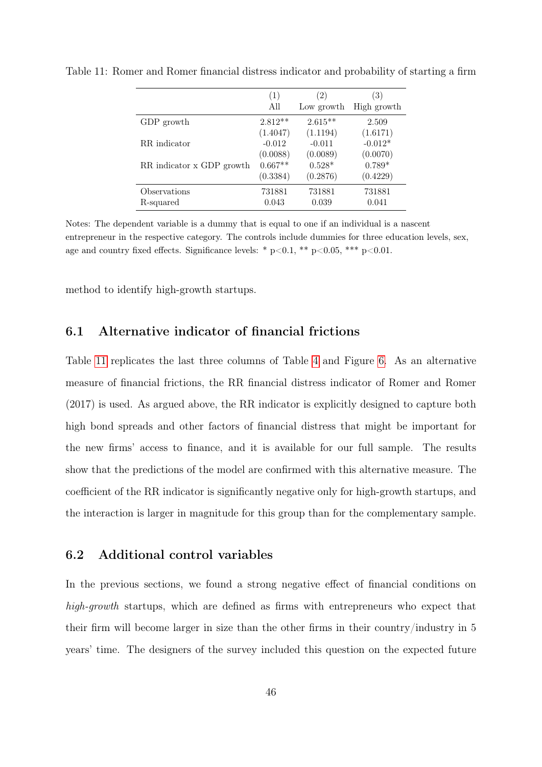Table 11: Romer and Romer financial distress indicator and probability of starting a firm

| | (1) All | (2) Low growth | (3) High growth |
|---|---|---|---|
| GDP growth | 2.812** | 2.615** | 2.509 |
| | (1.4047) | (1.1194) | (1.6171) |
| RR indicator | -0.012 | -0.011 | -0.012* |
| | (0.0088) | (0.0089) | (0.0070) |
| RR indicator x GDP growth | 0.667** | 0.528* | 0.789* |
| | (0.3384) | (0.2876) | (0.4229) |
| Observations | 731881 | 731881 | 731881 |
| R-squared | 0.043 | 0.039 | 0.041 |

Notes: The dependent variable is a dummy that is equal to one if an individual is a nascent entrepreneur in the respective category. The controls include dummies for three education levels, sex, age and country fixed effects. Significance levels: * p<0.1, ** p<0.05, *** p<0.01.

method to identify high-growth startups.

## 6.1 Alternative indicator of financial frictions

Table 11 replicates the last three columns of Table 4 and Figure 6. As an alternative measure of financial frictions, the RR financial distress indicator of Romer and Romer (2017) is used. As argued above, the RR indicator is explicitly designed to capture both high bond spreads and other factors of financial distress that might be important for the new firms' access to finance, and it is available for our full sample. The results show that the predictions of the model are confirmed with this alternative measure. The coefficient of the RR indicator is significantly negative only for high-growth startups, and the interaction is larger in magnitude for this group than for the complementary sample.

## 6.2 Additional control variables

In the previous sections, we found a strong negative effect of financial conditions on *high-growth* startups, which are defined as firms with entrepreneurs who expect that their firm will become larger in size than the other firms in their country/industry in 5 years' time. The designers of the survey included this question on the expected future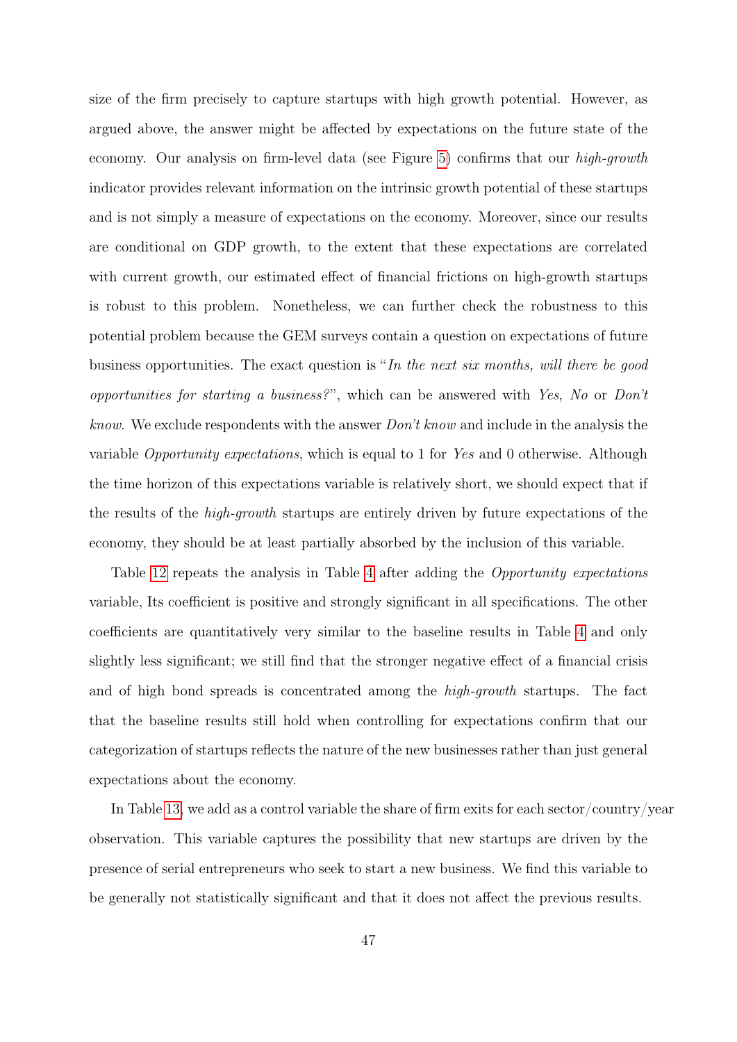size of the firm precisely to capture startups with high growth potential. However, as argued above, the answer might be affected by expectations on the future state of the economy. Our analysis on firm-level data (see Figure 5) confirms that our *high-growth* indicator provides relevant information on the intrinsic growth potential of these startups and is not simply a measure of expectations on the economy. Moreover, since our results are conditional on GDP growth, to the extent that these expectations are correlated with current growth, our estimated effect of financial frictions on high-growth startups is robust to this problem. Nonetheless, we can further check the robustness to this potential problem because the GEM surveys contain a question on expectations of future business opportunities. The exact question is "*In the next six months, will there be good opportunities for starting a business?*", which can be answered with *Yes*, *No* or *Don't know*. We exclude respondents with the answer *Don't know* and include in the analysis the variable *Opportunity expectations*, which is equal to 1 for *Yes* and 0 otherwise. Although the time horizon of this expectations variable is relatively short, we should expect that if the results of the *high-growth* startups are entirely driven by future expectations of the economy, they should be at least partially absorbed by the inclusion of this variable.

Table 12 repeats the analysis in Table 4 after adding the *Opportunity expectations* variable, Its coefficient is positive and strongly significant in all specifications. The other coefficients are quantitatively very similar to the baseline results in Table 4 and only slightly less significant; we still find that the stronger negative effect of a financial crisis and of high bond spreads is concentrated among the *high-growth* startups. The fact that the baseline results still hold when controlling for expectations confirm that our categorization of startups reflects the nature of the new businesses rather than just general expectations about the economy.

In Table 13, we add as a control variable the share of firm exits for each sector/country/year observation. This variable captures the possibility that new startups are driven by the presence of serial entrepreneurs who seek to start a new business. We find this variable to be generally not statistically significant and that it does not affect the previous results.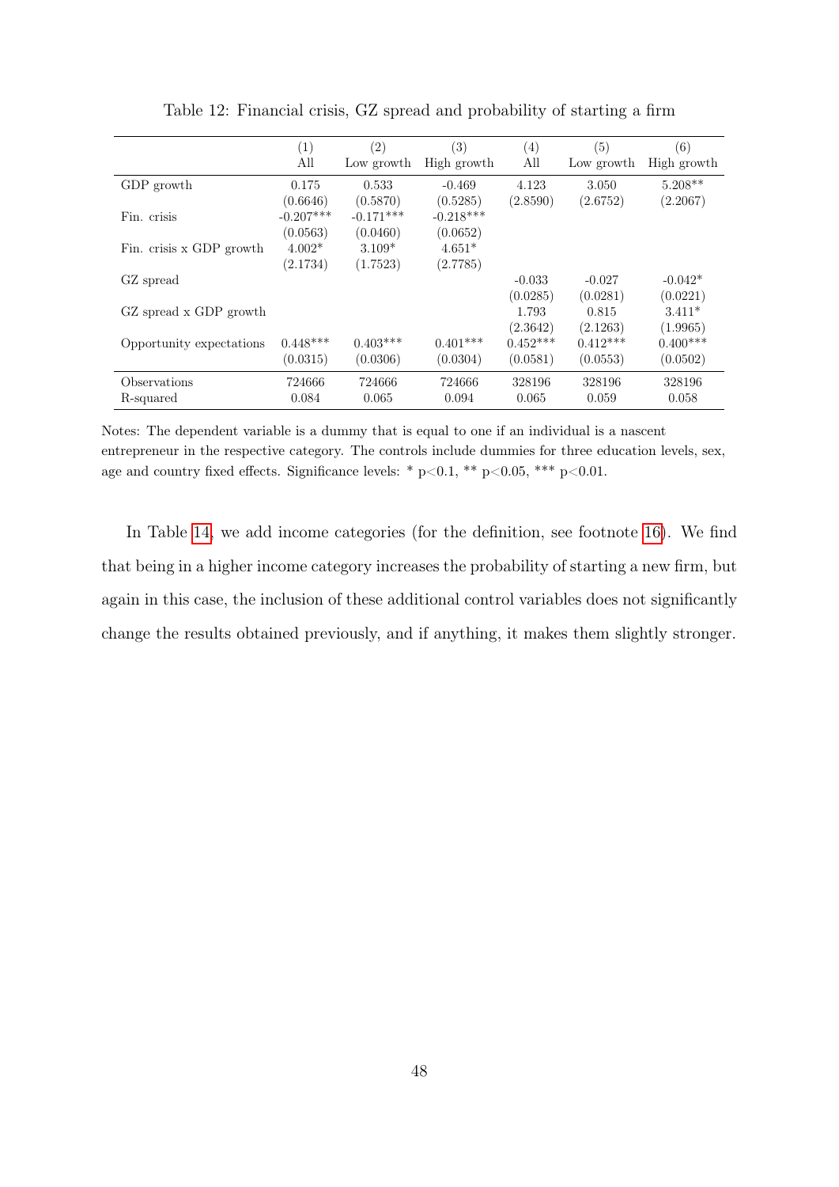Table 12: Financial crisis, GZ spread and probability of starting a firm

| | (1) All | (2) Low growth | (3) High growth | (4) All | (5) Low growth | (6) High growth |
|---|---|---|---|---|---|---|
| GDP growth | 0.175 | 0.533 | -0.469 | 4.123 | 3.050 | 5.208** |
| | (0.6646) | (0.5870) | (0.5285) | (2.8590) | (2.6752) | (2.2067) |
| Fin. crisis | -0.207*** | -0.171*** | -0.218*** | | | |
| | (0.0563) | (0.0460) | (0.0652) | | | |
| Fin. crisis x GDP growth | 4.002* | 3.109* | 4.651* | | | |
| | (2.1734) | (1.7523) | (2.7785) | | | |
| GZ spread | | | | -0.033 | -0.027 | -0.042* |
| | | | | (0.0285) | (0.0281) | (0.0221) |
| GZ spread x GDP growth | | | | 1.793 | 0.815 | 3.411* |
| | | | | (2.3642) | (2.1263) | (1.9965) |
| Opportunity expectations | 0.448*** | 0.403*** | 0.401*** | 0.452*** | 0.412*** | 0.400*** |
| | (0.0315) | (0.0306) | (0.0304) | (0.0581) | (0.0553) | (0.0502) |
| Observations | 724666 | 724666 | 724666 | 328196 | 328196 | 328196 |
| R-squared | 0.084 | 0.065 | 0.094 | 0.065 | 0.059 | 0.058 |

Notes: The dependent variable is a dummy that is equal to one if an individual is a nascent entrepreneur in the respective category. The controls include dummies for three education levels, sex, age and country fixed effects. Significance levels: * $p<0.1$, ** $p<0.05$, *** $p<0.01$.

In Table 14, we add income categories (for the definition, see footnote 16). We find that being in a higher income category increases the probability of starting a new firm, but again in this case, the inclusion of these additional control variables does not significantly change the results obtained previously, and if anything, it makes them slightly stronger.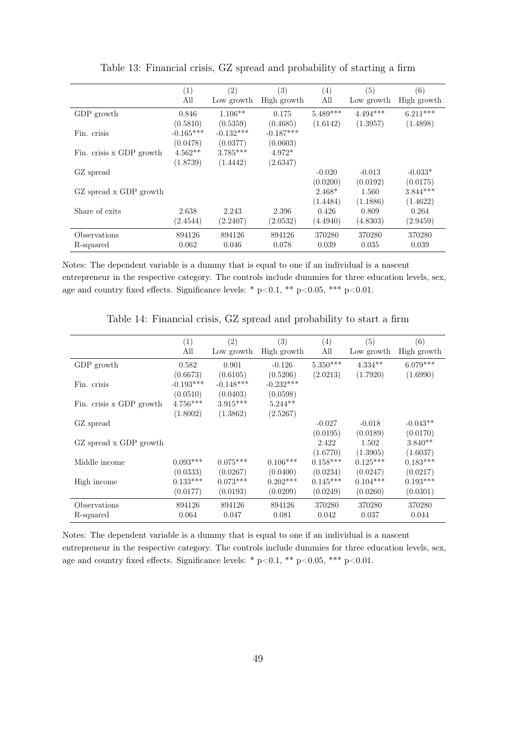Table 13: Financial crisis, GZ spread and probability of starting a firm

| | (1) All | (2) Low growth | (3) High growth | (4) All | (5) Low growth | (6) High growth |
|---|---|---|---|---|---|---|
| GDP growth | 0.846 | 1.106** | 0.175 | 5.489*** | 4.494*** | 6.211*** |
| | (0.5810) | (0.5359) | (0.4685) | (1.6142) | (1.3957) | (1.4898) |
| Fin. crisis | -0.165*** | -0.132*** | -0.187*** | | | |
| | (0.0478) | (0.0377) | (0.0603) | | | |
| Fin. crisis x GDP growth | 4.562** | 3.785*** | 4.972* | | | |
| | (1.8739) | (1.4442) | (2.6347) | | | |
| GZ spread | | | | -0.020 | -0.013 | -0.033* |
| | | | | (0.0200) | (0.0192) | (0.0175) |
| GZ spread x GDP growth | | | | 2.468* | 1.560 | 3.844*** |
| | | | | (1.4484) | (1.1886) | (1.4622) |
| Share of exits | 2.638 | 2.243 | 2.396 | 0.426 | 0.809 | 0.264 |
| | (2.4544) | (2.2407) | (2.0532) | (4.4940) | (4.8303) | (2.9459) |
| Observations | 894126 | 894126 | 894126 | 370280 | 370280 | 370280 |
| R-squared | 0.062 | 0.046 | 0.078 | 0.039 | 0.035 | 0.039 |

Notes: The dependent variable is a dummy that is equal to one if an individual is a nascent entrepreneur in the respective category. The controls include dummies for three education levels, sex, age and country fixed effects. Significance levels: * p<0.1, ** p<0.05, *** p<0.01.

Table 14: Financial crisis, GZ spread and probability to start a firm

| | (1) All | (2) Low growth | (3) High growth | (4) All | (5) Low growth | (6) High growth |
|---|---|---|---|---|---|---|
| GDP growth | 0.582 | 0.901 | -0.126 | 5.350*** | 4.334** | 6.079*** |
| | (0.6673) | (0.6105) | (0.5206) | (2.0213) | (1.7920) | (1.6990) |
| Fin. crisis | -0.193*** | -0.148*** | -0.232*** | | | |
| | (0.0510) | (0.0403) | (0.0598) | | | |
| Fin. crisis x GDP growth | 4.756*** | 3.915*** | 5.244** | | | |
| | (1.8002) | (1.3862) | (2.5267) | | | |
| GZ spread | | | | -0.027 | -0.018 | -0.043** |
| | | | | (0.0195) | (0.0189) | (0.0170) |
| GZ spread x GDP growth | | | | 2.422 | 1.502 | 3.840** |
| | | | | (1.6770) | (1.3905) | (1.6037) |
| Middle income | 0.093*** | 0.075*** | 0.106*** | 0.158*** | 0.125*** | 0.183*** |
| | (0.0333) | (0.0267) | (0.0400) | (0.0234) | (0.0247) | (0.0217) |
| High income | 0.133*** | 0.073*** | 0.202*** | 0.145*** | 0.104*** | 0.193*** |
| | (0.0177) | (0.0193) | (0.0209) | (0.0249) | (0.0260) | (0.0301) |
| Observations | 894126 | 894126 | 894126 | 370280 | 370280 | 370280 |
| R-squared | 0.064 | 0.047 | 0.081 | 0.042 | 0.037 | 0.044 |

Notes: The dependent variable is a dummy that is equal to one if an individual is a nascent entrepreneur in the respective category. The controls include dummies for three education levels, sex, age and country fixed effects. Significance levels: * p<0.1, ** p<0.05, *** p<0.01.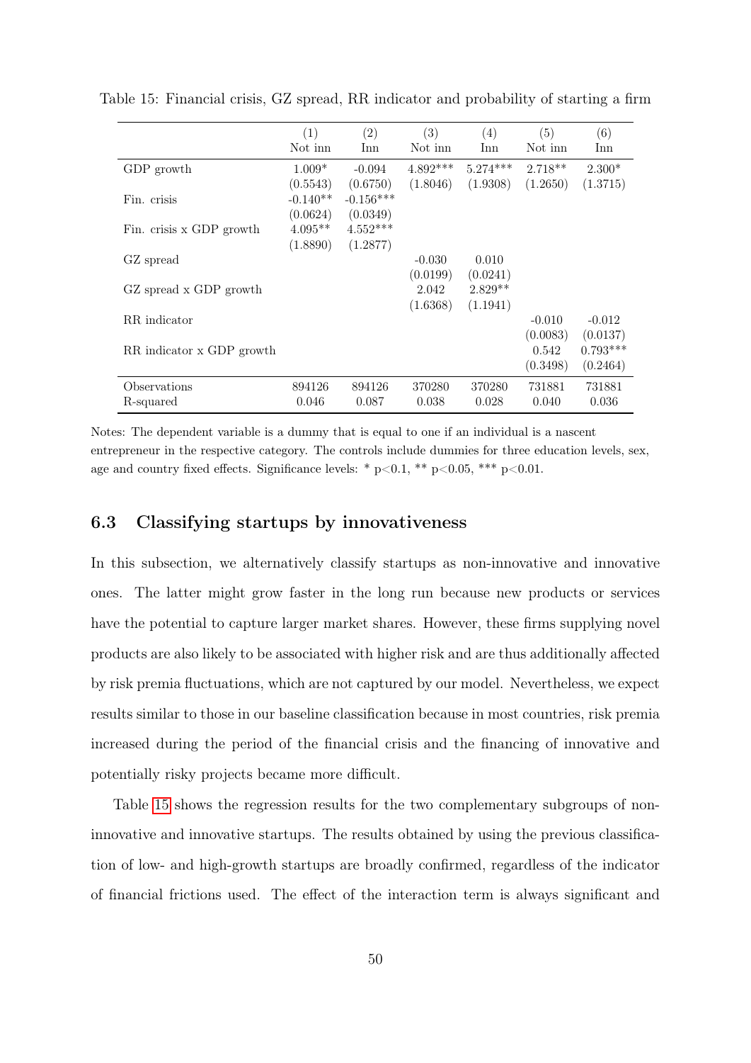Table 15: Financial crisis, GZ spread, RR indicator and probability of starting a firm

| | (1) | (2) | (3) | (4) | (5) | (6) |
|---|---|---|---|---|---|---|
| | Not inn | Inn | Not inn | Inn | Not inn | Inn |
| GDP growth | 1.009* | -0.094 | 4.892*** | 5.274*** | 2.718** | 2.300* |
| | (0.5543) | (0.6750) | (1.8046) | (1.9308) | (1.2650) | (1.3715) |
| Fin. crisis | -0.140** | -0.156*** | | | | |
| | (0.0624) | (0.0349) | | | | |
| Fin. crisis x GDP growth | 4.095** | 4.552*** | | | | |
| | (1.8890) | (1.2877) | | | | |
| GZ spread | | | -0.030 | 0.010 | | |
| | | | (0.0199) | (0.0241) | | |
| GZ spread x GDP growth | | | 2.042 | 2.829** | | |
| | | | (1.6368) | (1.1941) | | |
| RR indicator | | | | | -0.010 | -0.012 |
| | | | | | (0.0083) | (0.0137) |
| RR indicator x GDP growth | | | | | 0.542 | 0.793*** |
| | | | | | (0.3498) | (0.2464) |
| Observations | 894126 | 894126 | 370280 | 370280 | 731881 | 731881 |
| R-squared | 0.046 | 0.087 | 0.038 | 0.028 | 0.040 | 0.036 |

Notes: The dependent variable is a dummy that is equal to one if an individual is a nascent entrepreneur in the respective category. The controls include dummies for three education levels, sex, age and country fixed effects. Significance levels: * $p<0.1$, ** $p<0.05$, *** $p<0.01$.

### 6.3 Classifying startups by innovativeness

In this subsection, we alternatively classify startups as non-innovative and innovative ones. The latter might grow faster in the long run because new products or services have the potential to capture larger market shares. However, these firms supplying novel products are also likely to be associated with higher risk and are thus additionally affected by risk premia fluctuations, which are not captured by our model. Nevertheless, we expect results similar to those in our baseline classification because in most countries, risk premia increased during the period of the financial crisis and the financing of innovative and potentially risky projects became more difficult.

Table 15 shows the regression results for the two complementary subgroups of non-innovative and innovative startups. The results obtained by using the previous classification of low- and high-growth startups are broadly confirmed, regardless of the indicator of financial frictions used. The effect of the interaction term is always significant and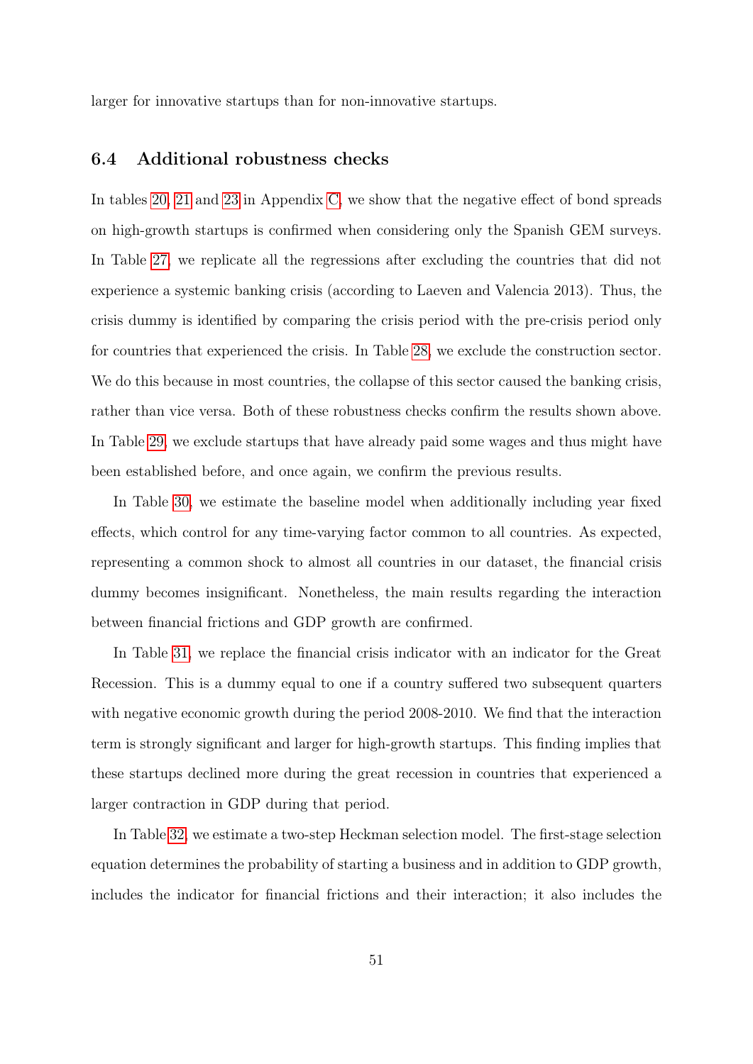larger for innovative startups than for non-innovative startups.

### 6.4 Additional robustness checks

In tables 20, 21 and 23 in Appendix C, we show that the negative effect of bond spreads on high-growth startups is confirmed when considering only the Spanish GEM surveys. In Table 27, we replicate all the regressions after excluding the countries that did not experience a systemic banking crisis (according to Laeven and Valencia 2013). Thus, the crisis dummy is identified by comparing the crisis period with the pre-crisis period only for countries that experienced the crisis. In Table 28, we exclude the construction sector. We do this because in most countries, the collapse of this sector caused the banking crisis, rather than vice versa. Both of these robustness checks confirm the results shown above. In Table 29, we exclude startups that have already paid some wages and thus might have been established before, and once again, we confirm the previous results.

In Table 30, we estimate the baseline model when additionally including year fixed effects, which control for any time-varying factor common to all countries. As expected, representing a common shock to almost all countries in our dataset, the financial crisis dummy becomes insignificant. Nonetheless, the main results regarding the interaction between financial frictions and GDP growth are confirmed.

In Table 31, we replace the financial crisis indicator with an indicator for the Great Recession. This is a dummy equal to one if a country suffered two subsequent quarters with negative economic growth during the period 2008-2010. We find that the interaction term is strongly significant and larger for high-growth startups. This finding implies that these startups declined more during the great recession in countries that experienced a larger contraction in GDP during that period.

In Table 32, we estimate a two-step Heckman selection model. The first-stage selection equation determines the probability of starting a business and in addition to GDP growth, includes the indicator for financial frictions and their interaction; it also includes the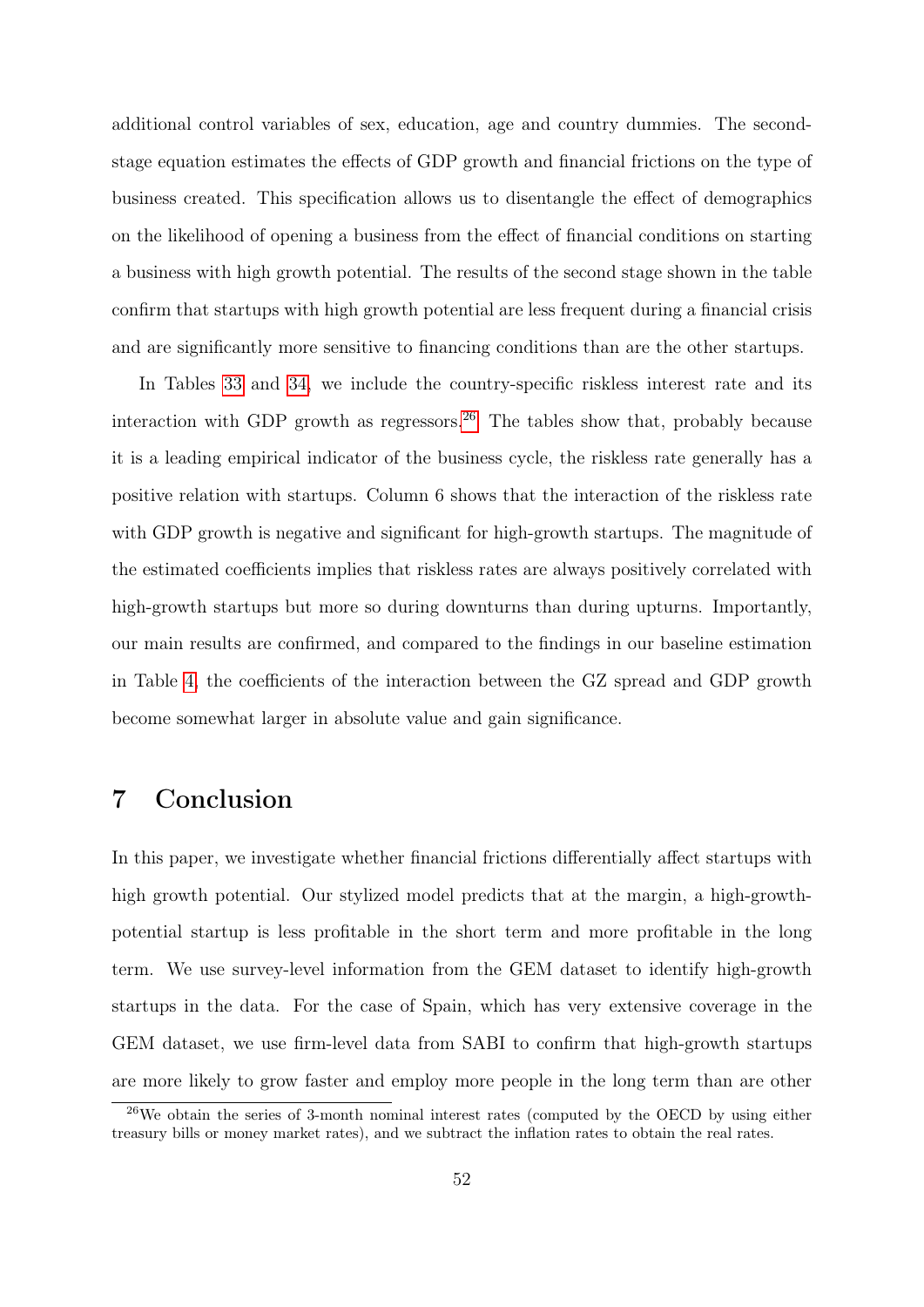additional control variables of sex, education, age and country dummies. The second-stage equation estimates the effects of GDP growth and financial frictions on the type of business created. This specification allows us to disentangle the effect of demographics on the likelihood of opening a business from the effect of financial conditions on starting a business with high growth potential. The results of the second stage shown in the table confirm that startups with high growth potential are less frequent during a financial crisis and are significantly more sensitive to financing conditions than are the other startups.

In Tables 33 and 34, we include the country-specific riskless interest rate and its interaction with GDP growth as regressors.[26] The tables show that, probably because it is a leading empirical indicator of the business cycle, the riskless rate generally has a positive relation with startups. Column 6 shows that the interaction of the riskless rate with GDP growth is negative and significant for high-growth startups. The magnitude of the estimated coefficients implies that riskless rates are always positively correlated with high-growth startups but more so during downturns than during upturns. Importantly, our main results are confirmed, and compared to the findings in our baseline estimation in Table 4, the coefficients of the interaction between the GZ spread and GDP growth become somewhat larger in absolute value and gain significance.

# 7 Conclusion

In this paper, we investigate whether financial frictions differentially affect startups with high growth potential. Our stylized model predicts that at the margin, a high-growth-potential startup is less profitable in the short term and more profitable in the long term. We use survey-level information from the GEM dataset to identify high-growth startups in the data. For the case of Spain, which has very extensive coverage in the GEM dataset, we use firm-level data from SABI to confirm that high-growth startups are more likely to grow faster and employ more people in the long term than are other

[26] We obtain the series of 3-month nominal interest rates (computed by the OECD by using either treasury bills or money market rates), and we subtract the inflation rates to obtain the real rates.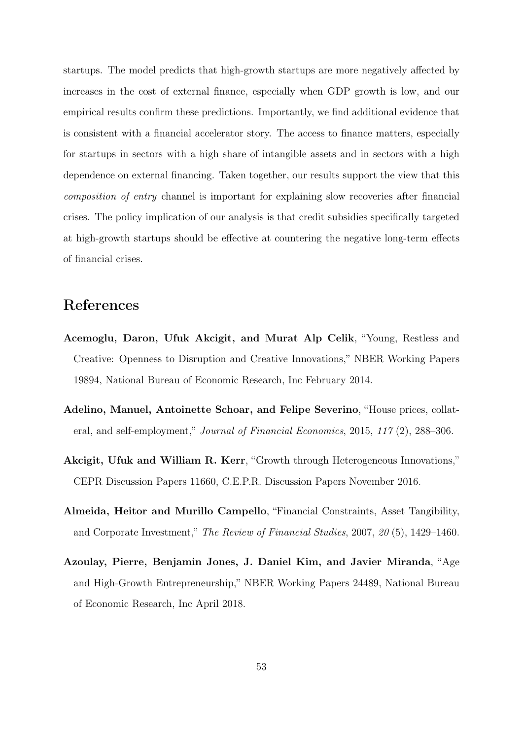startups. The model predicts that high-growth startups are more negatively affected by increases in the cost of external finance, especially when GDP growth is low, and our empirical results confirm these predictions. Importantly, we find additional evidence that is consistent with a financial accelerator story. The access to finance matters, especially for startups in sectors with a high share of intangible assets and in sectors with a high dependence on external financing. Taken together, our results support the view that this *composition of entry* channel is important for explaining slow recoveries after financial crises. The policy implication of our analysis is that credit subsidies specifically targeted at high-growth startups should be effective at countering the negative long-term effects of financial crises.

# References

**Acemoglu, Daron, Ufuk Akcigit, and Murat Alp Celik**, "Young, Restless and Creative: Openness to Disruption and Creative Innovations," NBER Working Papers 19894, National Bureau of Economic Research, Inc February 2014.

**Adelino, Manuel, Antoinette Schoar, and Felipe Severino**, "House prices, collateral, and self-employment," *Journal of Financial Economics*, 2015, *117* (2), 288–306.

**Akcigit, Ufuk and William R. Kerr**, "Growth through Heterogeneous Innovations," CEPR Discussion Papers 11660, C.E.P.R. Discussion Papers November 2016.

**Almeida, Heitor and Murillo Campello**, "Financial Constraints, Asset Tangibility, and Corporate Investment," *The Review of Financial Studies*, 2007, *20* (5), 1429–1460.

**Azoulay, Pierre, Benjamin Jones, J. Daniel Kim, and Javier Miranda**, "Age and High-Growth Entrepreneurship," NBER Working Papers 24489, National Bureau of Economic Research, Inc April 2018.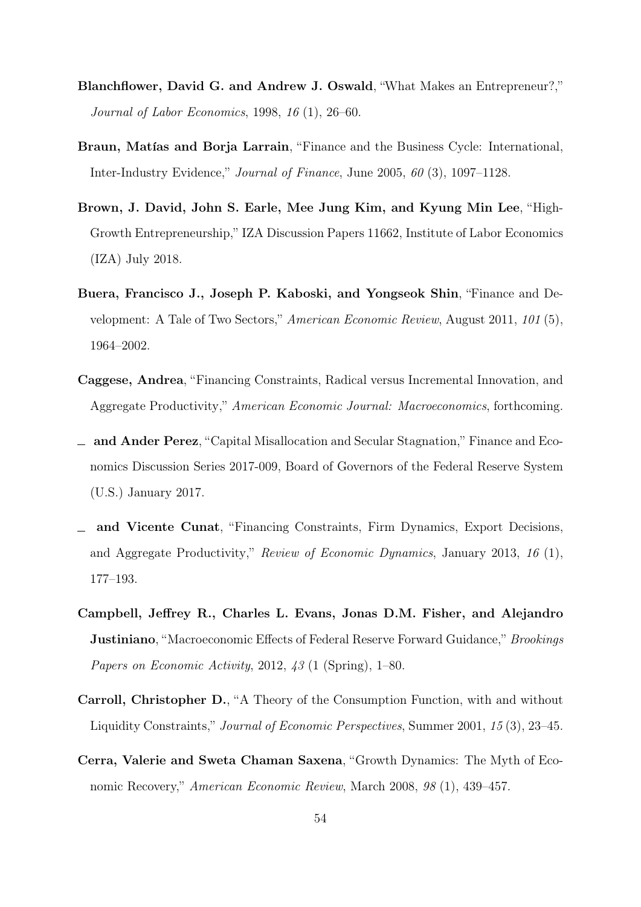**Blanchflower, David G. and Andrew J. Oswald**, "What Makes an Entrepreneur?," *Journal of Labor Economics*, 1998, *16* (1), 26–60.

**Braun, Matías and Borja Larrain**, "Finance and the Business Cycle: International, Inter-Industry Evidence," *Journal of Finance*, June 2005, *60* (3), 1097–1128.

**Brown, J. David, John S. Earle, Mee Jung Kim, and Kyung Min Lee**, "High-Growth Entrepreneurship," IZA Discussion Papers 11662, Institute of Labor Economics (IZA) July 2018.

**Buera, Francisco J., Joseph P. Kaboski, and Yongseok Shin**, "Finance and Development: A Tale of Two Sectors," *American Economic Review*, August 2011, *101* (5), 1964–2002.

**Caggese, Andrea**, "Financing Constraints, Radical versus Incremental Innovation, and Aggregate Productivity," *American Economic Journal: Macroeconomics*, forthcoming.

— **and Ander Perez**, "Capital Misallocation and Secular Stagnation," Finance and Economics Discussion Series 2017-009, Board of Governors of the Federal Reserve System (U.S.) January 2017.

— **and Vicente Cunat**, "Financing Constraints, Firm Dynamics, Export Decisions, and Aggregate Productivity," *Review of Economic Dynamics*, January 2013, *16* (1), 177–193.

**Campbell, Jeffrey R., Charles L. Evans, Jonas D.M. Fisher, and Alejandro Justiniano**, "Macroeconomic Effects of Federal Reserve Forward Guidance," *Brookings Papers on Economic Activity*, 2012, *43* (1 (Spring), 1–80.

**Carroll, Christopher D.**, "A Theory of the Consumption Function, with and without Liquidity Constraints," *Journal of Economic Perspectives*, Summer 2001, *15* (3), 23–45.

**Cerra, Valerie and Sweta Chaman Saxena**, "Growth Dynamics: The Myth of Economic Recovery," *American Economic Review*, March 2008, *98* (1), 439–457.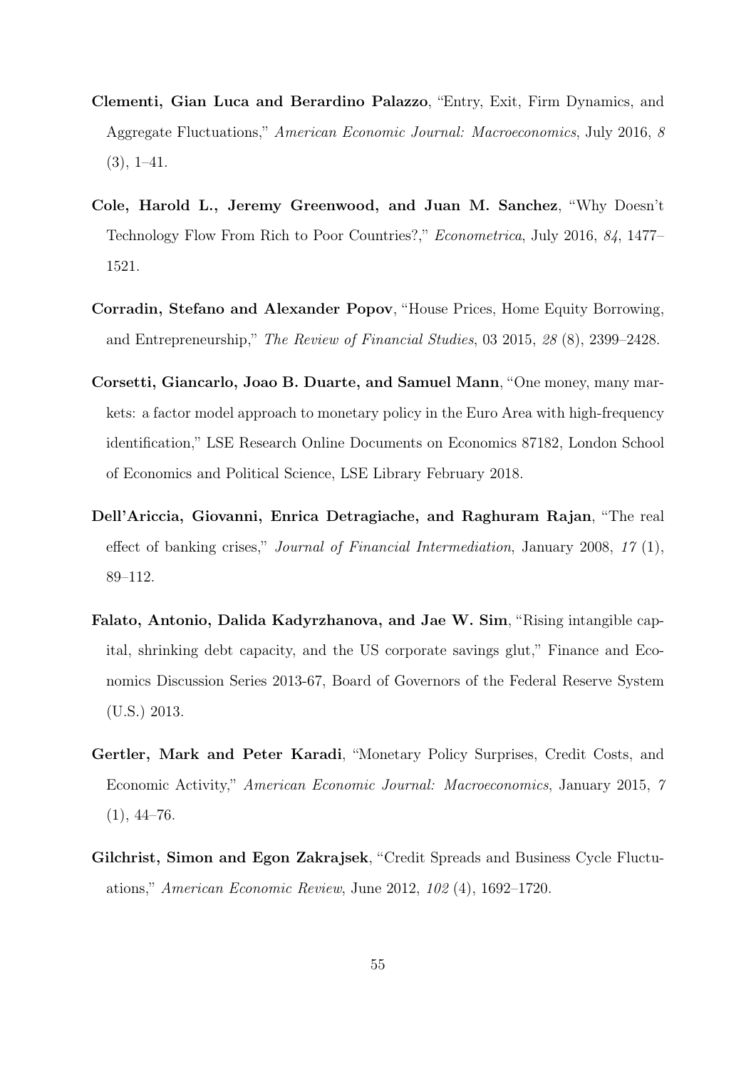**Clementi, Gian Luca and Berardino Palazzo**, "Entry, Exit, Firm Dynamics, and Aggregate Fluctuations," *American Economic Journal: Macroeconomics*, July 2016, *8* (3), 1–41.

**Cole, Harold L., Jeremy Greenwood, and Juan M. Sanchez**, "Why Doesn't Technology Flow From Rich to Poor Countries?," *Econometrica*, July 2016, *84*, 1477–1521.

**Corradin, Stefano and Alexander Popov**, "House Prices, Home Equity Borrowing, and Entrepreneurship," *The Review of Financial Studies*, 03 2015, *28* (8), 2399–2428.

**Corsetti, Giancarlo, Joao B. Duarte, and Samuel Mann**, "One money, many markets: a factor model approach to monetary policy in the Euro Area with high-frequency identification," LSE Research Online Documents on Economics 87182, London School of Economics and Political Science, LSE Library February 2018.

**Dell'Ariccia, Giovanni, Enrica Detragiache, and Raghuram Rajan**, "The real effect of banking crises," *Journal of Financial Intermediation*, January 2008, *17* (1), 89–112.

**Falato, Antonio, Dalida Kadyrzhanova, and Jae W. Sim**, "Rising intangible capital, shrinking debt capacity, and the US corporate savings glut," Finance and Economics Discussion Series 2013-67, Board of Governors of the Federal Reserve System (U.S.) 2013.

**Gertler, Mark and Peter Karadi**, "Monetary Policy Surprises, Credit Costs, and Economic Activity," *American Economic Journal: Macroeconomics*, January 2015, *7* (1), 44–76.

**Gilchrist, Simon and Egon Zakrajsek**, "Credit Spreads and Business Cycle Fluctuations," *American Economic Review*, June 2012, *102* (4), 1692–1720.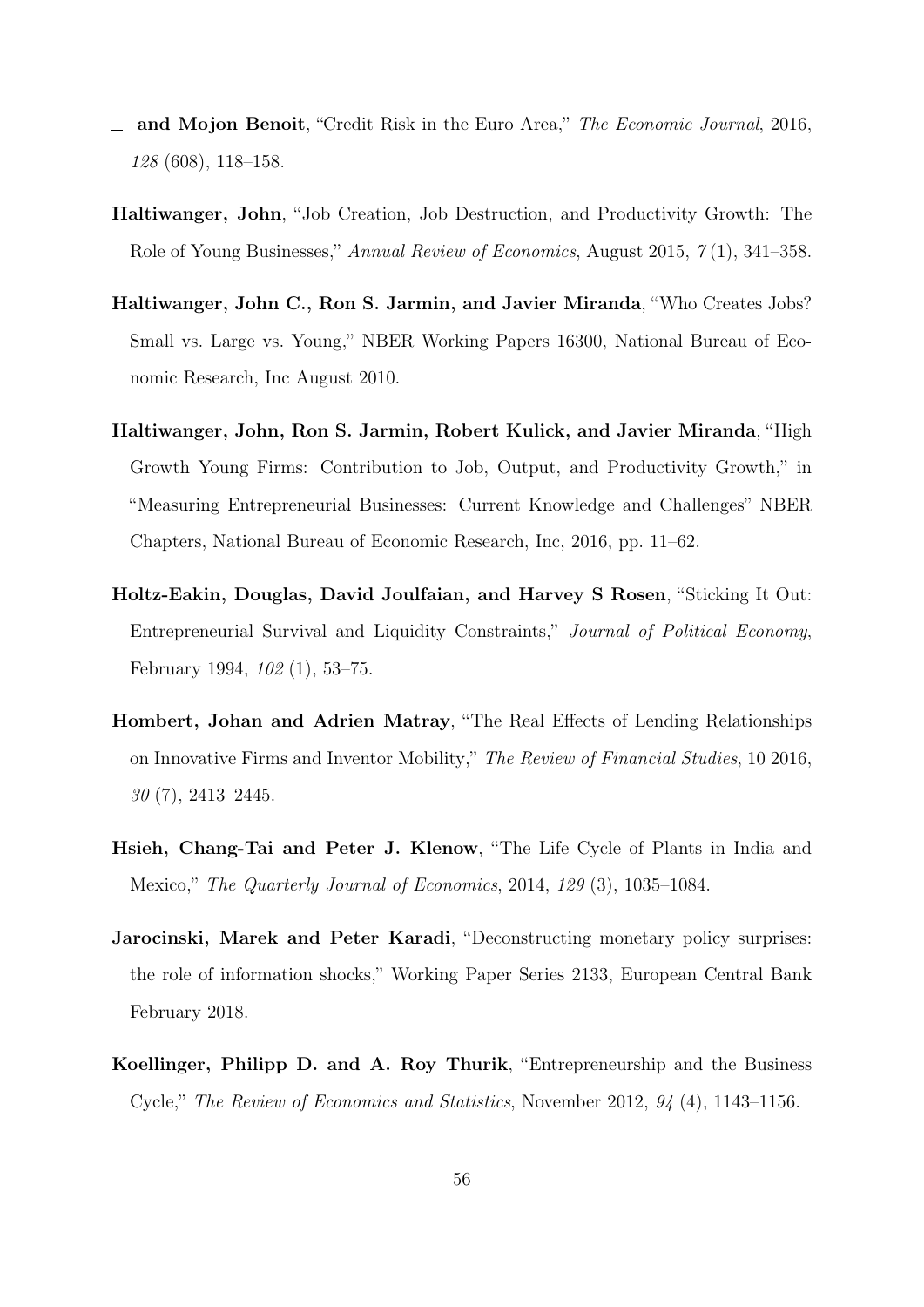\_ **and Mojon Benoit**, "Credit Risk in the Euro Area," *The Economic Journal*, 2016, *128* (608), 118–158.

**Haltiwanger, John**, "Job Creation, Job Destruction, and Productivity Growth: The Role of Young Businesses," *Annual Review of Economics*, August 2015, *7* (1), 341–358.

**Haltiwanger, John C., Ron S. Jarmin, and Javier Miranda**, "Who Creates Jobs? Small vs. Large vs. Young," NBER Working Papers 16300, National Bureau of Economic Research, Inc August 2010.

**Haltiwanger, John, Ron S. Jarmin, Robert Kulick, and Javier Miranda**, "High Growth Young Firms: Contribution to Job, Output, and Productivity Growth," in "Measuring Entrepreneurial Businesses: Current Knowledge and Challenges" NBER Chapters, National Bureau of Economic Research, Inc, 2016, pp. 11–62.

**Holtz-Eakin, Douglas, David Joulfaian, and Harvey S Rosen**, "Sticking It Out: Entrepreneurial Survival and Liquidity Constraints," *Journal of Political Economy*, February 1994, *102* (1), 53–75.

**Hombert, Johan and Adrien Matray**, "The Real Effects of Lending Relationships on Innovative Firms and Inventor Mobility," *The Review of Financial Studies*, 10 2016, *30* (7), 2413–2445.

**Hsieh, Chang-Tai and Peter J. Klenow**, "The Life Cycle of Plants in India and Mexico," *The Quarterly Journal of Economics*, 2014, *129* (3), 1035–1084.

**Jarocinski, Marek and Peter Karadi**, "Deconstructing monetary policy surprises: the role of information shocks," Working Paper Series 2133, European Central Bank February 2018.

**Koellinger, Philipp D. and A. Roy Thurik**, "Entrepreneurship and the Business Cycle," *The Review of Economics and Statistics*, November 2012, *94* (4), 1143–1156.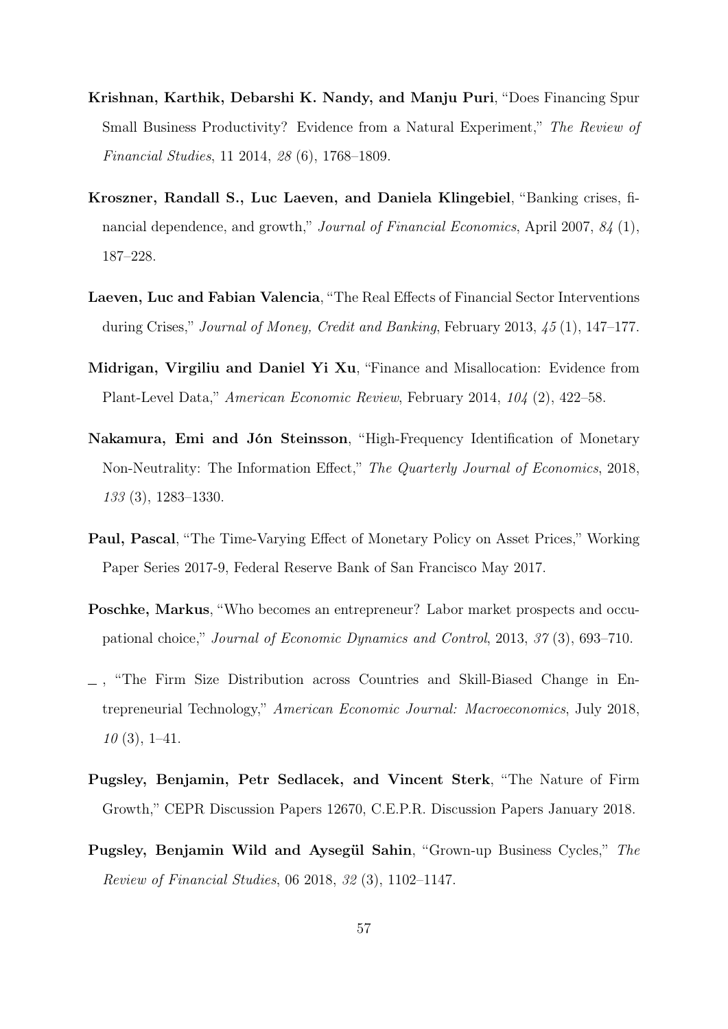**Krishnan, Karthik, Debarshi K. Nandy, and Manju Puri**, "Does Financing Spur Small Business Productivity? Evidence from a Natural Experiment," *The Review of Financial Studies*, 11 2014, *28* (6), 1768–1809.

**Kroszner, Randall S., Luc Laeven, and Daniela Klingebiel**, "Banking crises, financial dependence, and growth," *Journal of Financial Economics*, April 2007, *84* (1), 187–228.

**Laeven, Luc and Fabian Valencia**, "The Real Effects of Financial Sector Interventions during Crises," *Journal of Money, Credit and Banking*, February 2013, *45* (1), 147–177.

**Midrigan, Virgiliu and Daniel Yi Xu**, "Finance and Misallocation: Evidence from Plant-Level Data," *American Economic Review*, February 2014, *104* (2), 422–58.

**Nakamura, Emi and Jón Steinsson**, "High-Frequency Identification of Monetary Non-Neutrality: The Information Effect," *The Quarterly Journal of Economics*, 2018, *133* (3), 1283–1330.

**Paul, Pascal**, "The Time-Varying Effect of Monetary Policy on Asset Prices," Working Paper Series 2017-9, Federal Reserve Bank of San Francisco May 2017.

**Poschke, Markus**, "Who becomes an entrepreneur? Labor market prospects and occupational choice," *Journal of Economic Dynamics and Control*, 2013, *37* (3), 693–710.

\_ , "The Firm Size Distribution across Countries and Skill-Biased Change in Entrepreneurial Technology," *American Economic Journal: Macroeconomics*, July 2018, *10* (3), 1–41.

**Pugsley, Benjamin, Petr Sedlacek, and Vincent Sterk**, "The Nature of Firm Growth," CEPR Discussion Papers 12670, C.E.P.R. Discussion Papers January 2018.

**Pugsley, Benjamin Wild and Aysegül Sahin**, "Grown-up Business Cycles," *The Review of Financial Studies*, 06 2018, *32* (3), 1102–1147.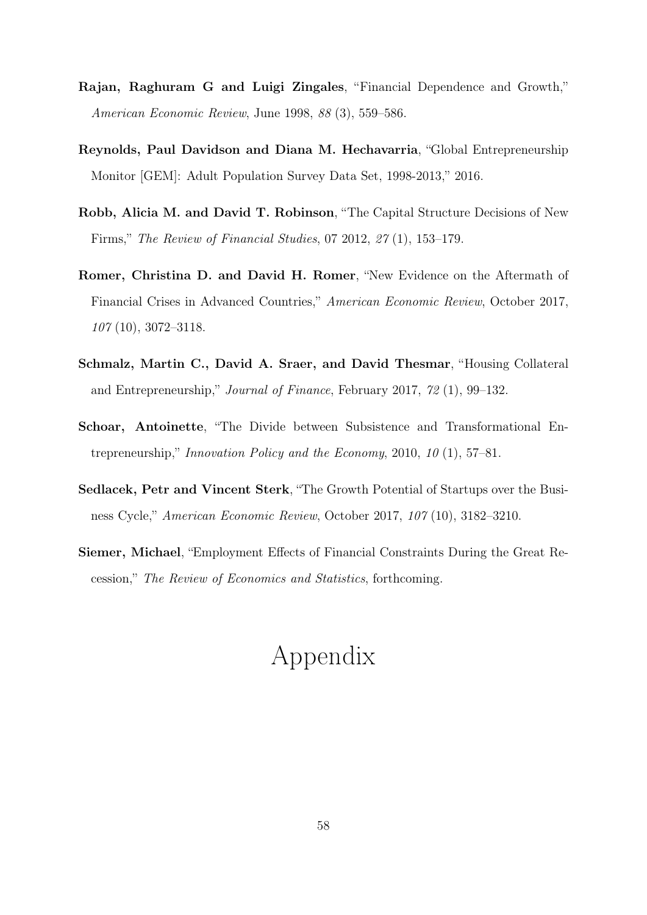**Rajan, Raghuram G and Luigi Zingales**, "Financial Dependence and Growth," *American Economic Review*, June 1998, *88* (3), 559–586.

**Reynolds, Paul Davidson and Diana M. Hechavarria**, "Global Entrepreneurship Monitor [GEM]: Adult Population Survey Data Set, 1998-2013," 2016.

**Robb, Alicia M. and David T. Robinson**, "The Capital Structure Decisions of New Firms," *The Review of Financial Studies*, 07 2012, *27* (1), 153–179.

**Romer, Christina D. and David H. Romer**, "New Evidence on the Aftermath of Financial Crises in Advanced Countries," *American Economic Review*, October 2017, *107* (10), 3072–3118.

**Schmalz, Martin C., David A. Sraer, and David Thesmar**, "Housing Collateral and Entrepreneurship," *Journal of Finance*, February 2017, *72* (1), 99–132.

**Schoar, Antoinette**, "The Divide between Subsistence and Transformational Entrepreneurship," *Innovation Policy and the Economy*, 2010, *10* (1), 57–81.

**Sedlacek, Petr and Vincent Sterk**, "The Growth Potential of Startups over the Business Cycle," *American Economic Review*, October 2017, *107* (10), 3182–3210.

**Siemer, Michael**, "Employment Effects of Financial Constraints During the Great Recession," *The Review of Economics and Statistics*, forthcoming.

# Appendix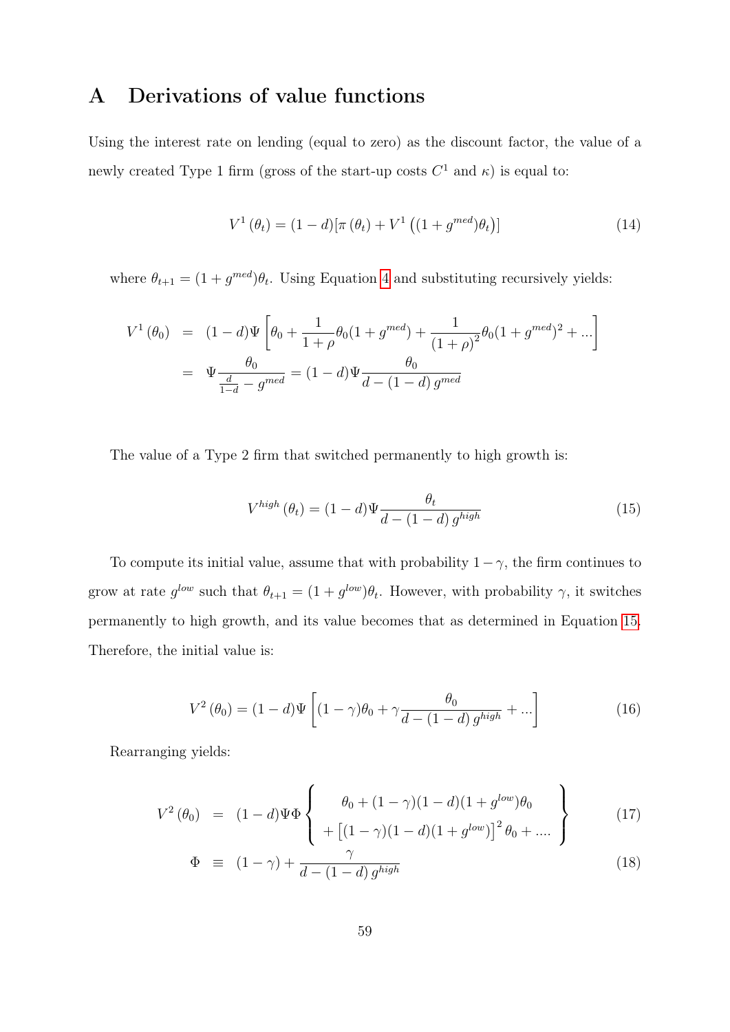# A Derivations of value functions

Using the interest rate on lending (equal to zero) as the discount factor, the value of a newly created Type 1 firm (gross of the start-up costs $C^1$ and $\kappa$) is equal to:

$$V^1(\theta_t) = (1-d)[\pi(\theta_t) + V^1((1+g^{med})\theta_t)] \tag{14}$$

where $\theta_{t+1} = (1+g^{med})\theta_t$. Using Equation 4 and substituting recursively yields:

$$\begin{aligned}
V^1(\theta_0) &= (1-d)\Psi\left[\theta_0 + \frac{1}{1+\rho}\theta_0(1+g^{med}) + \frac{1}{(1+\rho)^2}\theta_0(1+g^{med})^2 + ...\right] \\
&= \Psi\frac{\theta_0}{\frac{d}{1-d} - g^{med}} = (1-d)\Psi\frac{\theta_0}{d-(1-d)\,g^{med}}
\end{aligned}$$

The value of a Type 2 firm that switched permanently to high growth is:

$$V^{high}(\theta_t) = (1-d)\Psi\frac{\theta_t}{d-(1-d)\,g^{high}} \tag{15}$$

To compute its initial value, assume that with probability $1-\gamma$, the firm continues to grow at rate $g^{low}$ such that $\theta_{t+1} = (1+g^{low})\theta_t$. However, with probability $\gamma$, it switches permanently to high growth, and its value becomes that as determined in Equation 15. Therefore, the initial value is:

$$V^2(\theta_0) = (1-d)\Psi\left[(1-\gamma)\theta_0 + \gamma\frac{\theta_0}{d-(1-d)\,g^{high}} + ...\right] \tag{16}$$

Rearranging yields:

$$V^2(\theta_0) = (1-d)\Psi\Phi\left\{\begin{array}{c} \theta_0 + (1-\gamma)(1-d)(1+g^{low})\theta_0 \\ +\left[(1-\gamma)(1-d)(1+g^{low})\right]^2\theta_0 + .... \end{array}\right\} \tag{17}$$

$$\Phi \equiv (1-\gamma) + \frac{\gamma}{d-(1-d)\,g^{high}} \tag{18}$$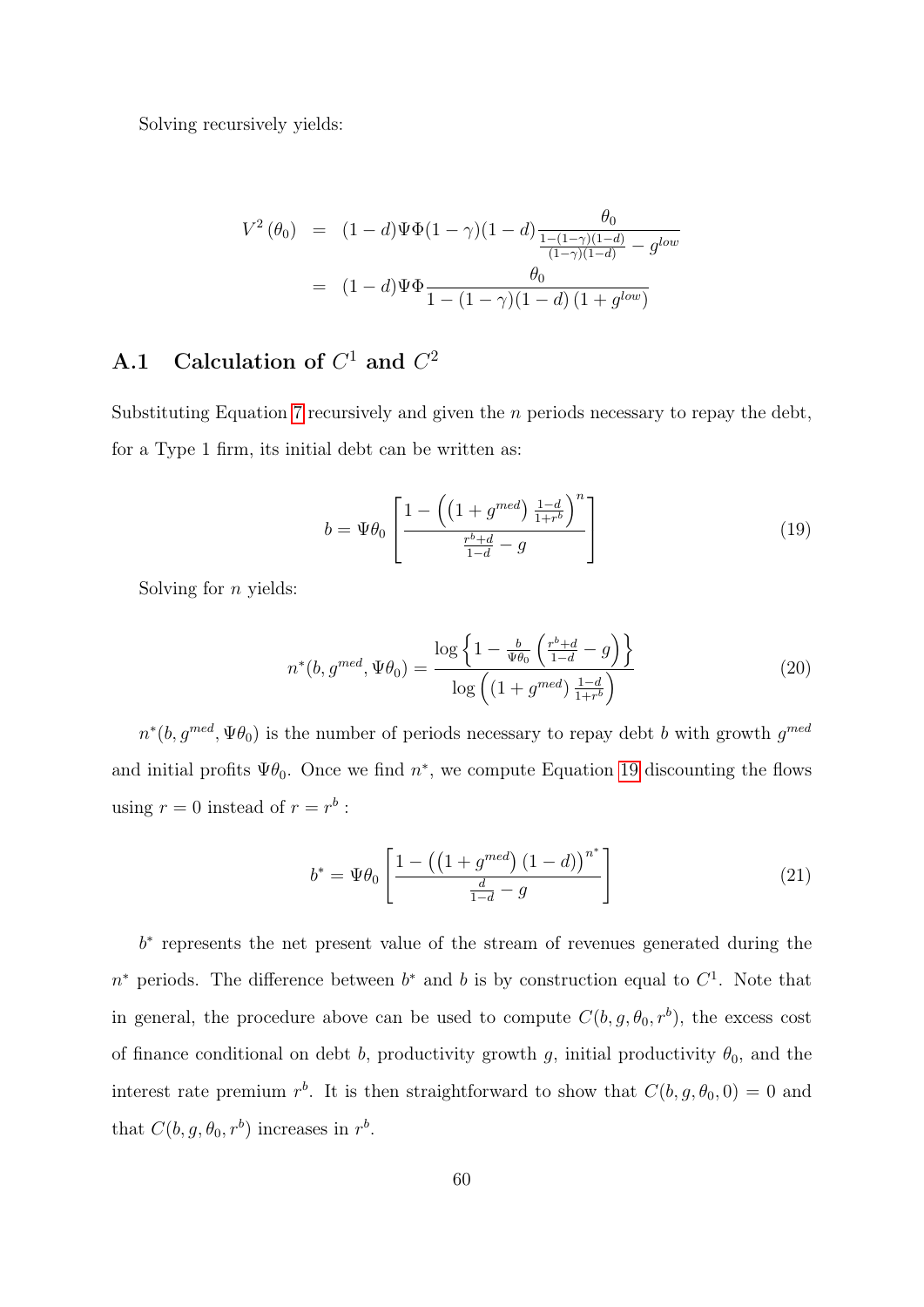Solving recursively yields:

$$
\begin{aligned}
V^2(\theta_0) &= (1-d)\Psi\Phi(1-\gamma)(1-d)\frac{\theta_0}{\frac{1-(1-\gamma)(1-d)}{(1-\gamma)(1-d)} - g^{low}} \\
&= (1-d)\Psi\Phi\frac{\theta_0}{1-(1-\gamma)(1-d)\left(1+g^{low}\right)}
\end{aligned}
$$

## A.1 Calculation of $C^1$ and $C^2$

Substituting Equation 7 recursively and given the $n$ periods necessary to repay the debt, for a Type 1 firm, its initial debt can be written as:

$$
b = \Psi\theta_0 \left[\frac{1-\left(\left(1+g^{med}\right)\frac{1-d}{1+r^b}\right)^n}{\frac{r^b+d}{1-d} - g}\right] \tag{19}
$$

Solving for $n$ yields:

$$
n^*(b, g^{med}, \Psi\theta_0) = \frac{\log\left\{1 - \frac{b}{\Psi\theta_0}\left(\frac{r^b+d}{1-d} - g\right)\right\}}{\log\left(\left(1+g^{med}\right)\frac{1-d}{1+r^b}\right)} \tag{20}
$$

$n^*(b, g^{med}, \Psi\theta_0)$ is the number of periods necessary to repay debt $b$ with growth $g^{med}$ and initial profits $\Psi\theta_0$. Once we find $n^*$, we compute Equation 19 discounting the flows using $r = 0$ instead of $r = r^b$ :

$$
b^* = \Psi\theta_0 \left[\frac{1-\left(\left(1+g^{med}\right)(1-d)\right)^{n^*}}{\frac{d}{1-d} - g}\right] \tag{21}
$$

$b^*$ represents the net present value of the stream of revenues generated during the $n^*$ periods. The difference between $b^*$ and $b$ is by construction equal to $C^1$. Note that in general, the procedure above can be used to compute $C(b, g, \theta_0, r^b)$, the excess cost of finance conditional on debt $b$, productivity growth $g$, initial productivity $\theta_0$, and the interest rate premium $r^b$. It is then straightforward to show that $C(b, g, \theta_0, 0) = 0$ and that $C(b, g, \theta_0, r^b)$ increases in $r^b$.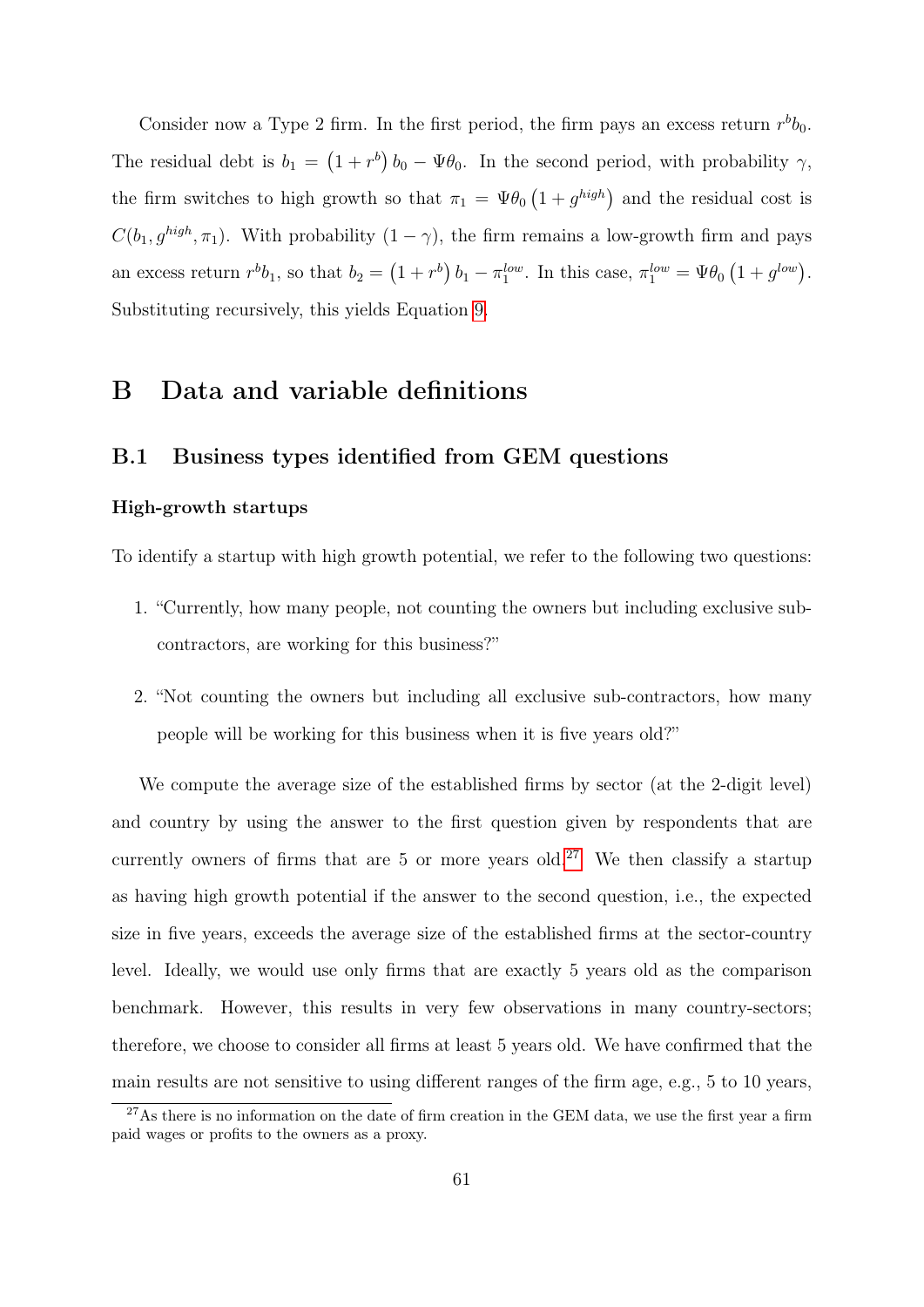Consider now a Type 2 firm. In the first period, the firm pays an excess return $r^b b_0$. The residual debt is $b_1 = \left(1 + r^b\right) b_0 - \Psi\theta_0$. In the second period, with probability $\gamma$, the firm switches to high growth so that $\pi_1 = \Psi\theta_0 \left(1 + g^{high}\right)$ and the residual cost is $C(b_1, g^{high}, \pi_1)$. With probability $(1 - \gamma)$, the firm remains a low-growth firm and pays an excess return $r^b b_1$, so that $b_2 = \left(1 + r^b\right) b_1 - \pi_1^{low}$. In this case, $\pi_1^{low} = \Psi\theta_0 \left(1 + g^{low}\right)$. Substituting recursively, this yields Equation 9.

# B Data and variable definitions

## B.1 Business types identified from GEM questions

### High-growth startups

To identify a startup with high growth potential, we refer to the following two questions:

1. "Currently, how many people, not counting the owners but including exclusive sub-contractors, are working for this business?"

2. "Not counting the owners but including all exclusive sub-contractors, how many people will be working for this business when it is five years old?"

We compute the average size of the established firms by sector (at the 2-digit level) and country by using the answer to the first question given by respondents that are currently owners of firms that are 5 or more years old.[27] We then classify a startup as having high growth potential if the answer to the second question, i.e., the expected size in five years, exceeds the average size of the established firms at the sector-country level. Ideally, we would use only firms that are exactly 5 years old as the comparison benchmark. However, this results in very few observations in many country-sectors; therefore, we choose to consider all firms at least 5 years old. We have confirmed that the main results are not sensitive to using different ranges of the firm age, e.g., 5 to 10 years,

[27] As there is no information on the date of firm creation in the GEM data, we use the first year a firm paid wages or profits to the owners as a proxy.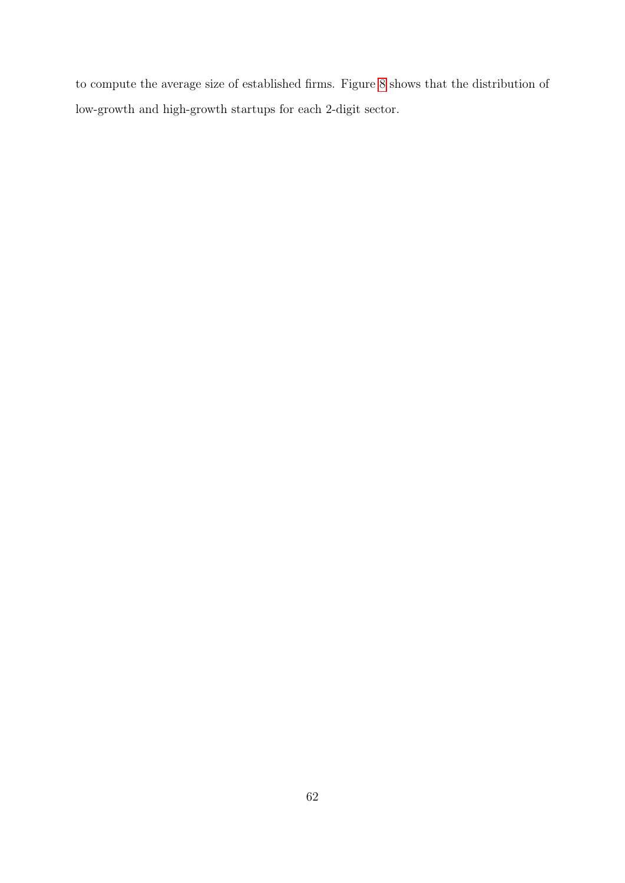to compute the average size of established firms. Figure 8 shows that the distribution of low-growth and high-growth startups for each 2-digit sector.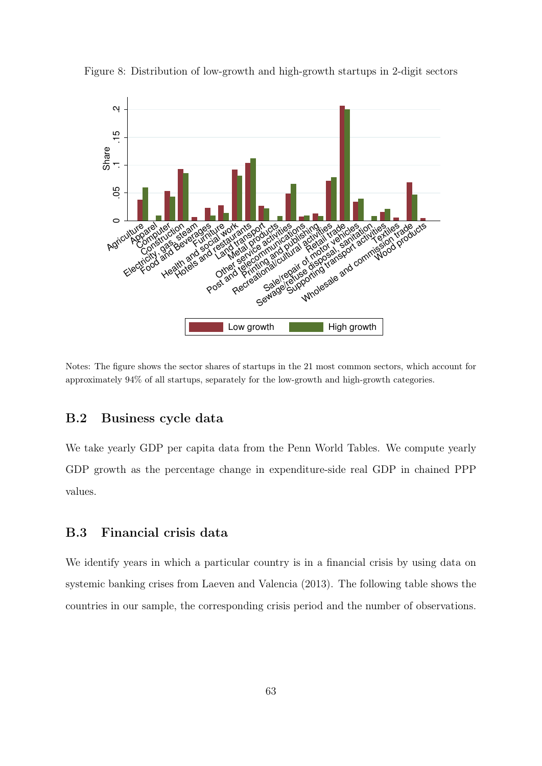Figure 8: Distribution of low-growth and high-growth startups in 2-digit sectors

Notes: The figure shows the sector shares of startups in the 21 most common sectors, which account for approximately 94% of all startups, separately for the low-growth and high-growth categories.

## B.2 Business cycle data

We take yearly GDP per capita data from the Penn World Tables. We compute yearly GDP growth as the percentage change in expenditure-side real GDP in chained PPP values.

## B.3 Financial crisis data

We identify years in which a particular country is in a financial crisis by using data on systemic banking crises from Laeven and Valencia (2013). The following table shows the countries in our sample, the corresponding crisis period and the number of observations.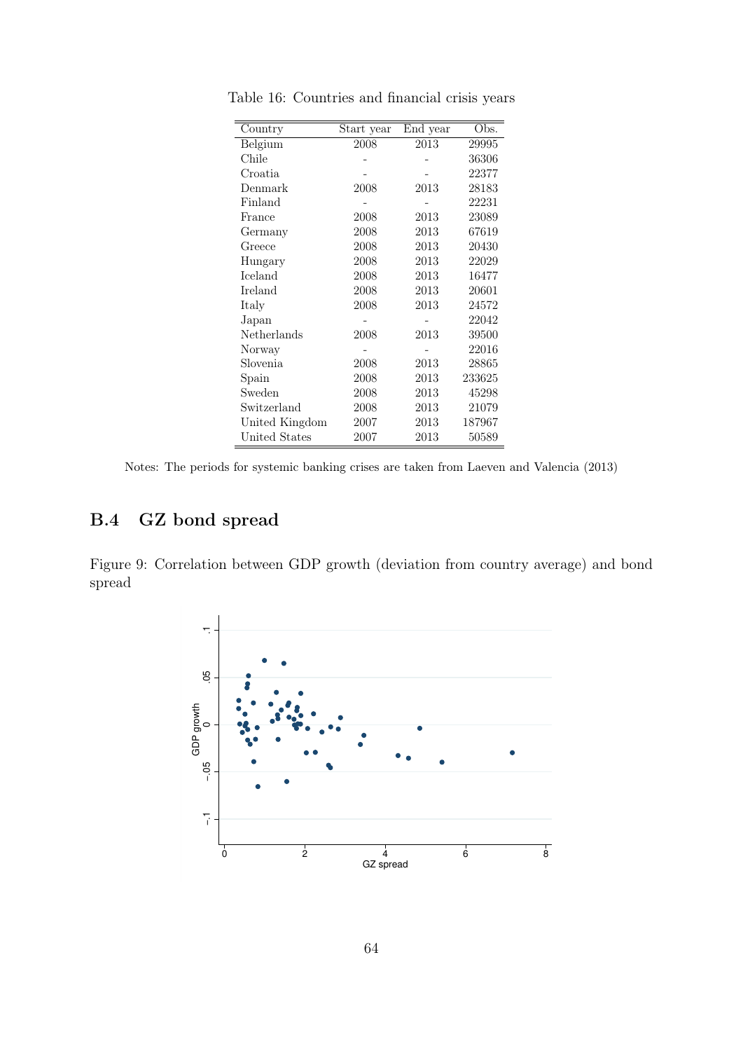Table 16: Countries and financial crisis years

| Country | Start year | End year | Obs. |
|---|---|---|---|
| Belgium | 2008 | 2013 | 29995 |
| Chile | - | - | 36306 |
| Croatia | - | - | 22377 |
| Denmark | 2008 | 2013 | 28183 |
| Finland | - | - | 22231 |
| France | 2008 | 2013 | 23089 |
| Germany | 2008 | 2013 | 67619 |
| Greece | 2008 | 2013 | 20430 |
| Hungary | 2008 | 2013 | 22029 |
| Iceland | 2008 | 2013 | 16477 |
| Ireland | 2008 | 2013 | 20601 |
| Italy | 2008 | 2013 | 24572 |
| Japan | - | - | 22042 |
| Netherlands | 2008 | 2013 | 39500 |
| Norway | - | - | 22016 |
| Slovenia | 2008 | 2013 | 28865 |
| Spain | 2008 | 2013 | 233625 |
| Sweden | 2008 | 2013 | 45298 |
| Switzerland | 2008 | 2013 | 21079 |
| United Kingdom | 2007 | 2013 | 187967 |
| United States | 2007 | 2013 | 50589 |

Notes: The periods for systemic banking crises are taken from Laeven and Valencia (2013)

## B.4 GZ bond spread

Figure 9: Correlation between GDP growth (deviation from country average) and bond spread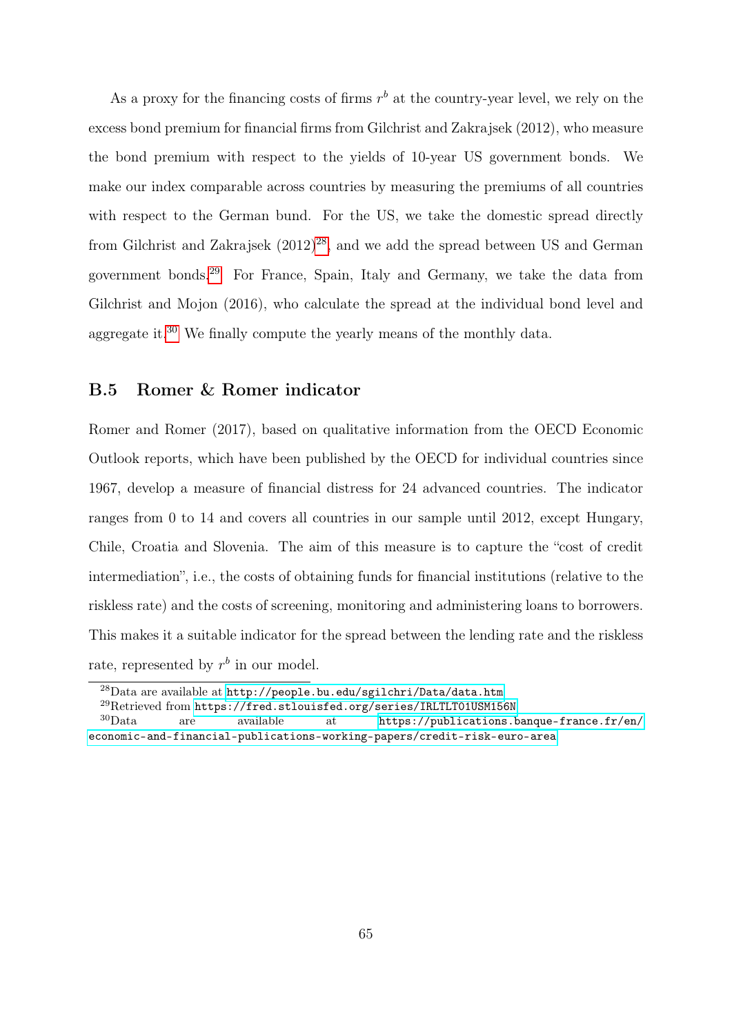As a proxy for the financing costs of firms $r^b$ at the country-year level, we rely on the excess bond premium for financial firms from Gilchrist and Zakrajsek (2012), who measure the bond premium with respect to the yields of 10-year US government bonds. We make our index comparable across countries by measuring the premiums of all countries with respect to the German bund. For the US, we take the domestic spread directly from Gilchrist and Zakrajsek (2012)[28], and we add the spread between US and German government bonds.[29] For France, Spain, Italy and Germany, we take the data from Gilchrist and Mojon (2016), who calculate the spread at the individual bond level and aggregate it.[30] We finally compute the yearly means of the monthly data.

## B.5 Romer & Romer indicator

Romer and Romer (2017), based on qualitative information from the OECD Economic Outlook reports, which have been published by the OECD for individual countries since 1967, develop a measure of financial distress for 24 advanced countries. The indicator ranges from 0 to 14 and covers all countries in our sample until 2012, except Hungary, Chile, Croatia and Slovenia. The aim of this measure is to capture the "cost of credit intermediation", i.e., the costs of obtaining funds for financial institutions (relative to the riskless rate) and the costs of screening, monitoring and administering loans to borrowers. This makes it a suitable indicator for the spread between the lending rate and the riskless rate, represented by $r^b$ in our model.

[28] Data are available at http://people.bu.edu/sgilchri/Data/data.htm

[29] Retrieved from https://fred.stlouisfed.org/series/IRLTLT01USM156N

[30] Data are available at https://publications.banque-france.fr/en/economic-and-financial-publications-working-papers/credit-risk-euro-area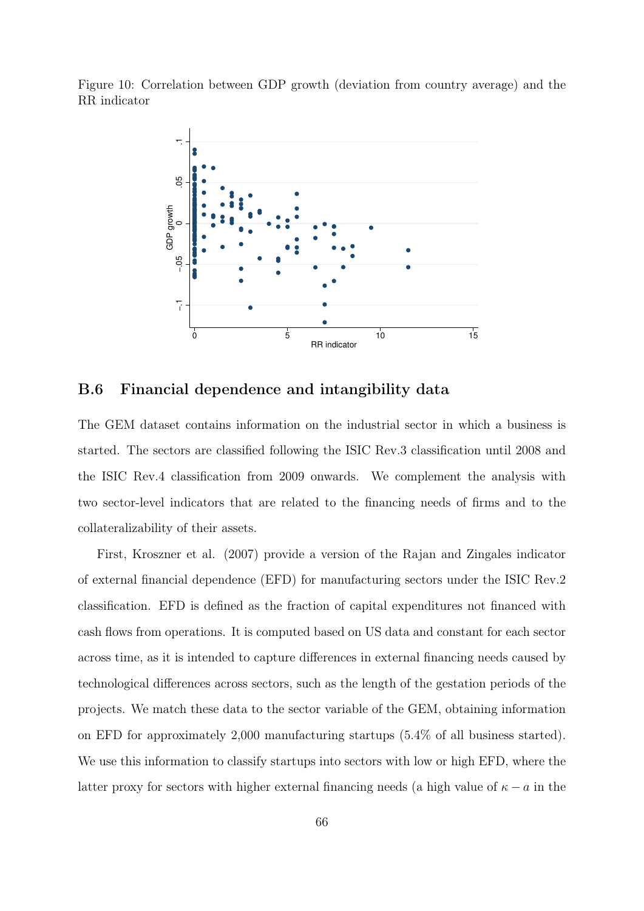Figure 10: Correlation between GDP growth (deviation from country average) and the RR indicator

## B.6 Financial dependence and intangibility data

The GEM dataset contains information on the industrial sector in which a business is started. The sectors are classified following the ISIC Rev.3 classification until 2008 and the ISIC Rev.4 classification from 2009 onwards. We complement the analysis with two sector-level indicators that are related to the financing needs of firms and to the collateralizability of their assets.

First, Kroszner et al. (2007) provide a version of the Rajan and Zingales indicator of external financial dependence (EFD) for manufacturing sectors under the ISIC Rev.2 classification. EFD is defined as the fraction of capital expenditures not financed with cash flows from operations. It is computed based on US data and constant for each sector across time, as it is intended to capture differences in external financing needs caused by technological differences across sectors, such as the length of the gestation periods of the projects. We match these data to the sector variable of the GEM, obtaining information on EFD for approximately 2,000 manufacturing startups (5.4% of all business started). We use this information to classify startups into sectors with low or high EFD, where the latter proxy for sectors with higher external financing needs (a high value of $\kappa - a$ in the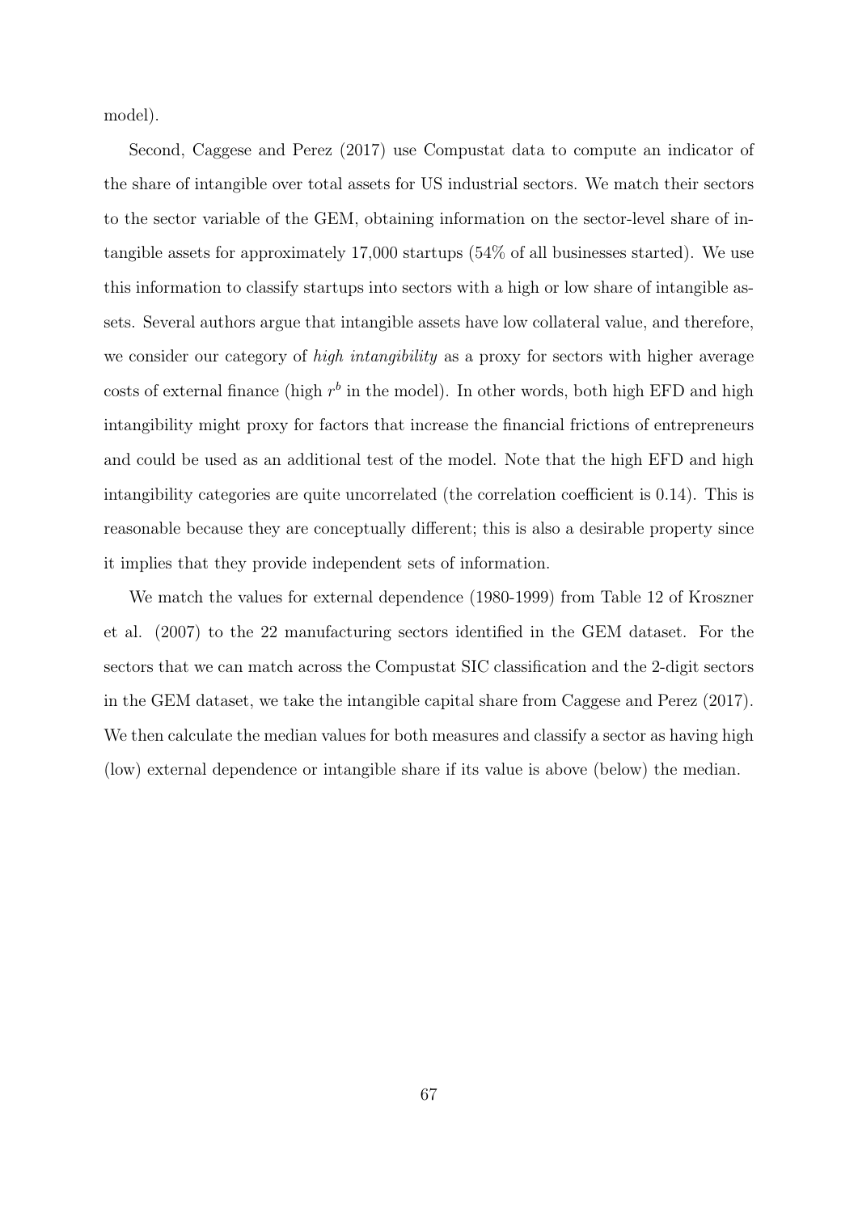model).

Second, Caggese and Perez (2017) use Compustat data to compute an indicator of the share of intangible over total assets for US industrial sectors. We match their sectors to the sector variable of the GEM, obtaining information on the sector-level share of intangible assets for approximately 17,000 startups (54% of all businesses started). We use this information to classify startups into sectors with a high or low share of intangible assets. Several authors argue that intangible assets have low collateral value, and therefore, we consider our category of *high intangibility* as a proxy for sectors with higher average costs of external finance (high $r^b$ in the model). In other words, both high EFD and high intangibility might proxy for factors that increase the financial frictions of entrepreneurs and could be used as an additional test of the model. Note that the high EFD and high intangibility categories are quite uncorrelated (the correlation coefficient is 0.14). This is reasonable because they are conceptually different; this is also a desirable property since it implies that they provide independent sets of information.

We match the values for external dependence (1980-1999) from Table 12 of Kroszner et al. (2007) to the 22 manufacturing sectors identified in the GEM dataset. For the sectors that we can match across the Compustat SIC classification and the 2-digit sectors in the GEM dataset, we take the intangible capital share from Caggese and Perez (2017). We then calculate the median values for both measures and classify a sector as having high (low) external dependence or intangible share if its value is above (below) the median.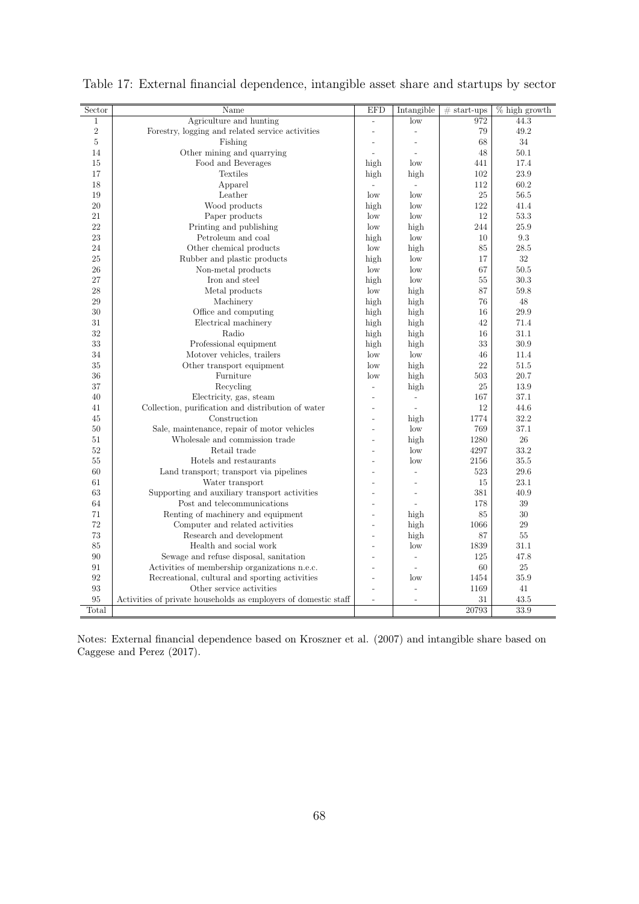Table 17: External financial dependence, intangible asset share and startups by sector

| Sector | Name | EFD | Intangible | # start-ups | % high growth |
|---|---|---|---|---|---|
| 1 | Agriculture and hunting | - | low | 972 | 44.3 |
| 2 | Forestry, logging and related service activities | - | - | 79 | 49.2 |
| 5 | Fishing | - | - | 68 | 34 |
| 14 | Other mining and quarrying | - | - | 48 | 50.1 |
| 15 | Food and Beverages | high | low | 441 | 17.4 |
| 17 | Textiles | high | high | 102 | 23.9 |
| 18 | Apparel | - | - | 112 | 60.2 |
| 19 | Leather | low | low | 25 | 56.5 |
| 20 | Wood products | high | low | 122 | 41.4 |
| 21 | Paper products | low | low | 12 | 53.3 |
| 22 | Printing and publishing | low | high | 244 | 25.9 |
| 23 | Petroleum and coal | high | low | 10 | 9.3 |
| 24 | Other chemical products | low | high | 85 | 28.5 |
| 25 | Rubber and plastic products | high | low | 17 | 32 |
| 26 | Non-metal products | low | low | 67 | 50.5 |
| 27 | Iron and steel | high | low | 55 | 30.3 |
| 28 | Metal products | low | high | 87 | 59.8 |
| 29 | Machinery | high | high | 76 | 48 |
| 30 | Office and computing | high | high | 16 | 29.9 |
| 31 | Electrical machinery | high | high | 42 | 71.4 |
| 32 | Radio | high | high | 16 | 31.1 |
| 33 | Professional equipment | high | high | 33 | 30.9 |
| 34 | Motover vehicles, trailers | low | low | 46 | 11.4 |
| 35 | Other transport equipment | low | high | 22 | 51.5 |
| 36 | Furniture | low | high | 503 | 20.7 |
| 37 | Recycling | - | high | 25 | 13.9 |
| 40 | Electricity, gas, steam | - | - | 167 | 37.1 |
| 41 | Collection, purification and distribution of water | - | - | 12 | 44.6 |
| 45 | Construction | - | high | 1774 | 32.2 |
| 50 | Sale, maintenance, repair of motor vehicles | - | low | 769 | 37.1 |
| 51 | Wholesale and commission trade | - | high | 1280 | 26 |
| 52 | Retail trade | - | low | 4297 | 33.2 |
| 55 | Hotels and restaurants | - | low | 2156 | 35.5 |
| 60 | Land transport; transport via pipelines | - | - | 523 | 29.6 |
| 61 | Water transport | - | - | 15 | 23.1 |
| 63 | Supporting and auxiliary transport activities | - | - | 381 | 40.9 |
| 64 | Post and telecommunications | - | - | 178 | 39 |
| 71 | Renting of machinery and equipment | - | high | 85 | 30 |
| 72 | Computer and related activities | - | high | 1066 | 29 |
| 73 | Research and development | - | high | 87 | 55 |
| 85 | Health and social work | - | low | 1839 | 31.1 |
| 90 | Sewage and refuse disposal, sanitation | - | - | 125 | 47.8 |
| 91 | Activities of membership organizations n.e.c. | - | - | 60 | 25 |
| 92 | Recreational, cultural and sporting activities | - | low | 1454 | 35.9 |
| 93 | Other service activities | - | - | 1169 | 41 |
| 95 | Activities of private households as employers of domestic staff | - | - | 31 | 43.5 |
| Total | | | | 20793 | 33.9 |

Notes: External financial dependence based on Kroszner et al. (2007) and intangible share based on Caggese and Perez (2017).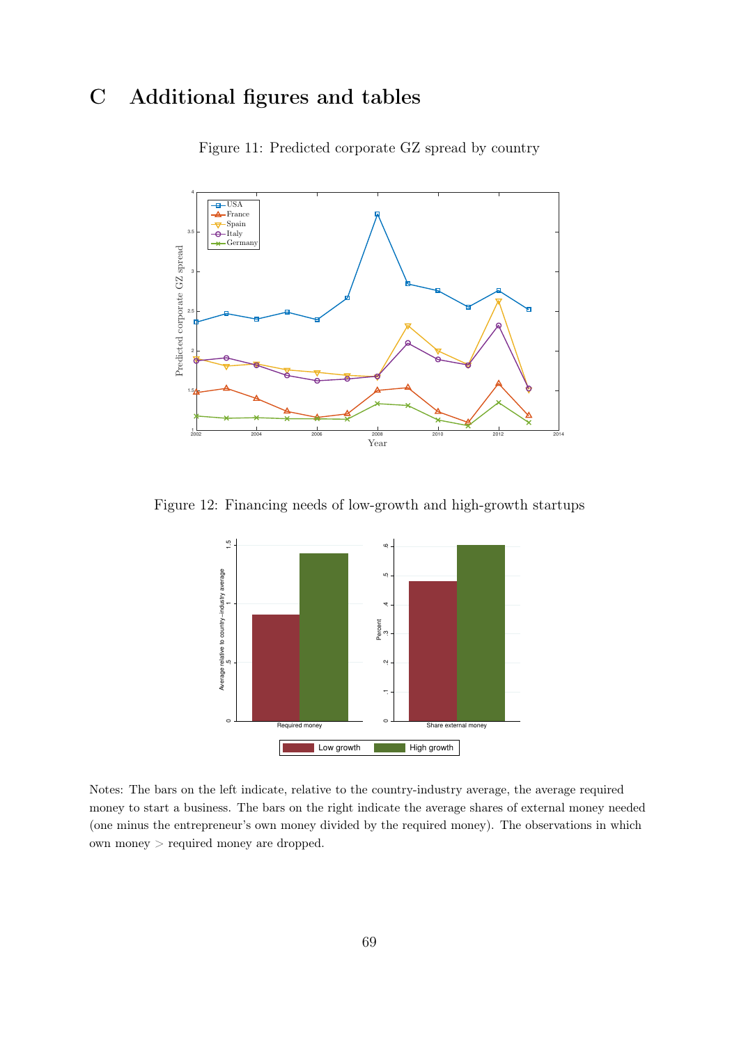# C Additional figures and tables

Figure 11: Predicted corporate GZ spread by country

Figure 12: Financing needs of low-growth and high-growth startups

Notes: The bars on the left indicate, relative to the country-industry average, the average required money to start a business. The bars on the right indicate the average shares of external money needed (one minus the entrepreneur's own money divided by the required money). The observations in which own money > required money are dropped.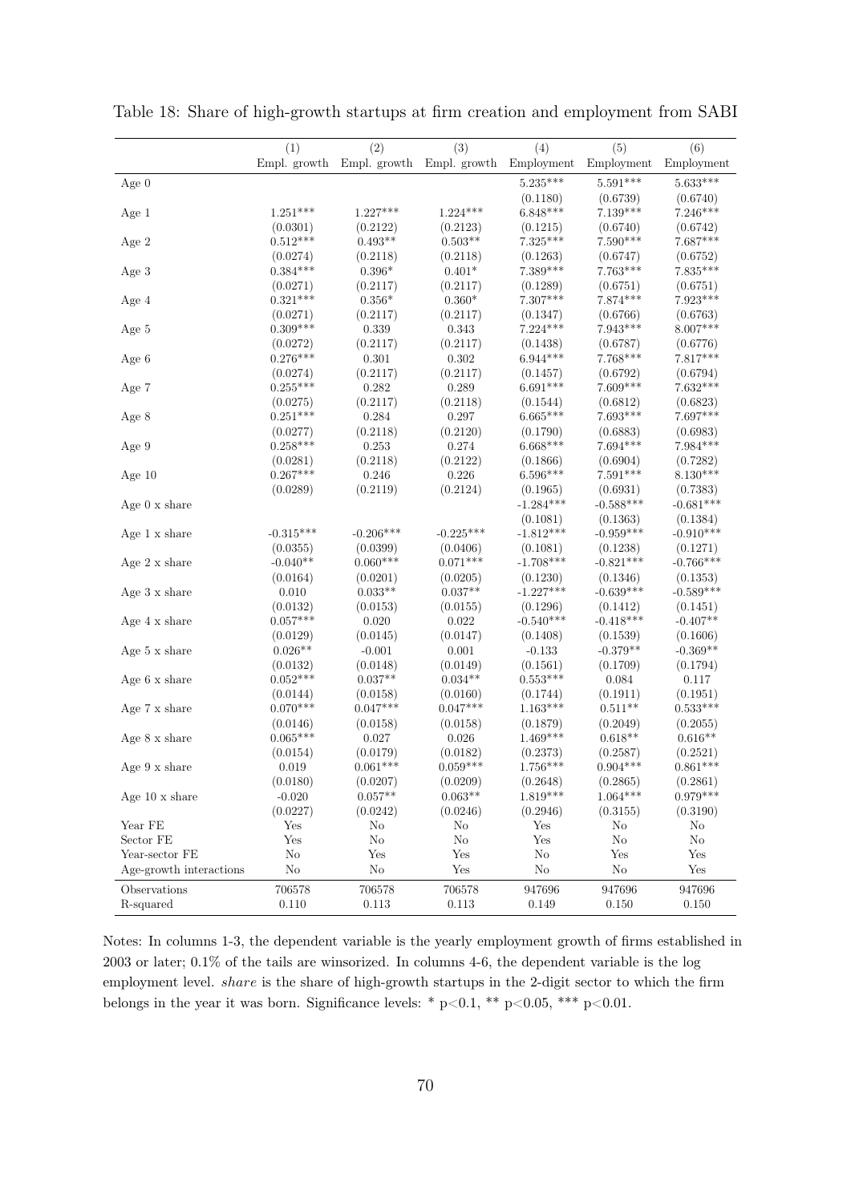Table 18: Share of high-growth startups at firm creation and employment from SABI

| | (1) | (2) | (3) | (4) | (5) | (6) |
|---|---|---|---|---|---|---|
| | Empl. growth | Empl. growth | Empl. growth | Employment | Employment | Employment |
| Age 0 | | | | 5.235*** | 5.591*** | 5.633*** |
| | | | | (0.1180) | (0.6739) | (0.6740) |
| Age 1 | 1.251*** | 1.227*** | 1.224*** | 6.848*** | 7.139*** | 7.246*** |
| | (0.0301) | (0.2122) | (0.2123) | (0.1215) | (0.6740) | (0.6742) |
| Age 2 | 0.512*** | 0.493** | 0.503** | 7.325*** | 7.590*** | 7.687*** |
| | (0.0274) | (0.2118) | (0.2118) | (0.1263) | (0.6747) | (0.6752) |
| Age 3 | 0.384*** | 0.396* | 0.401* | 7.389*** | 7.763*** | 7.835*** |
| | (0.0271) | (0.2117) | (0.2117) | (0.1289) | (0.6751) | (0.6751) |
| Age 4 | 0.321*** | 0.356* | 0.360* | 7.307*** | 7.874*** | 7.923*** |
| | (0.0271) | (0.2117) | (0.2117) | (0.1347) | (0.6766) | (0.6763) |
| Age 5 | 0.309*** | 0.339 | 0.343 | 7.224*** | 7.943*** | 8.007*** |
| | (0.0272) | (0.2117) | (0.2117) | (0.1438) | (0.6787) | (0.6776) |
| Age 6 | 0.276*** | 0.301 | 0.302 | 6.944*** | 7.768*** | 7.817*** |
| | (0.0274) | (0.2117) | (0.2117) | (0.1457) | (0.6792) | (0.6794) |
| Age 7 | 0.255*** | 0.282 | 0.289 | 6.691*** | 7.609*** | 7.632*** |
| | (0.0275) | (0.2117) | (0.2118) | (0.1544) | (0.6812) | (0.6823) |
| Age 8 | 0.251*** | 0.284 | 0.297 | 6.665*** | 7.693*** | 7.697*** |
| | (0.0277) | (0.2118) | (0.2120) | (0.1790) | (0.6883) | (0.6983) |
| Age 9 | 0.258*** | 0.253 | 0.274 | 6.668*** | 7.694*** | 7.984*** |
| | (0.0281) | (0.2118) | (0.2122) | (0.1866) | (0.6904) | (0.7282) |
| Age 10 | 0.267*** | 0.246 | 0.226 | 6.596*** | 7.591*** | 8.130*** |
| | (0.0289) | (0.2119) | (0.2124) | (0.1965) | (0.6931) | (0.7383) |
| Age 0 x share | | | | -1.284*** | -0.588*** | -0.681*** |
| | | | | (0.1081) | (0.1363) | (0.1384) |
| Age 1 x share | -0.315*** | -0.206*** | -0.225*** | -1.812*** | -0.959*** | -0.910*** |
| | (0.0355) | (0.0399) | (0.0406) | (0.1081) | (0.1238) | (0.1271) |
| Age 2 x share | -0.040** | 0.060*** | 0.071*** | -1.708*** | -0.821*** | -0.766*** |
| | (0.0164) | (0.0201) | (0.0205) | (0.1230) | (0.1346) | (0.1353) |
| Age 3 x share | 0.010 | 0.033** | 0.037** | -1.227*** | -0.639*** | -0.589*** |
| | (0.0132) | (0.0153) | (0.0155) | (0.1296) | (0.1412) | (0.1451) |
| Age 4 x share | 0.057*** | 0.020 | 0.022 | -0.540*** | -0.418*** | -0.407** |
| | (0.0129) | (0.0145) | (0.0147) | (0.1408) | (0.1539) | (0.1606) |
| Age 5 x share | 0.026** | -0.001 | 0.001 | -0.133 | -0.379** | -0.369** |
| | (0.0132) | (0.0148) | (0.0149) | (0.1561) | (0.1709) | (0.1794) |
| Age 6 x share | 0.052*** | 0.037** | 0.034** | 0.553*** | 0.084 | 0.117 |
| | (0.0144) | (0.0158) | (0.0160) | (0.1744) | (0.1911) | (0.1951) |
| Age 7 x share | 0.070*** | 0.047*** | 0.047*** | 1.163*** | 0.511** | 0.533*** |
| | (0.0146) | (0.0158) | (0.0158) | (0.1879) | (0.2049) | (0.2055) |
| Age 8 x share | 0.065*** | 0.027 | 0.026 | 1.469*** | 0.618** | 0.616** |
| | (0.0154) | (0.0179) | (0.0182) | (0.2373) | (0.2587) | (0.2521) |
| Age 9 x share | 0.019 | 0.061*** | 0.059*** | 1.756*** | 0.904*** | 0.861*** |
| | (0.0180) | (0.0207) | (0.0209) | (0.2648) | (0.2865) | (0.2861) |
| Age 10 x share | -0.020 | 0.057** | 0.063** | 1.819*** | 1.064*** | 0.979*** |
| | (0.0227) | (0.0242) | (0.0246) | (0.2946) | (0.3155) | (0.3190) |
| Year FE | Yes | No | No | Yes | No | No |
| Sector FE | Yes | No | No | Yes | No | No |
| Year-sector FE | No | Yes | Yes | No | Yes | Yes |
| Age-growth interactions | No | No | Yes | No | No | Yes |
| Observations | 706578 | 706578 | 706578 | 947696 | 947696 | 947696 |
| R-squared | 0.110 | 0.113 | 0.113 | 0.149 | 0.150 | 0.150 |

Notes: In columns 1-3, the dependent variable is the yearly employment growth of firms established in 2003 or later; 0.1% of the tails are winsorized. In columns 4-6, the dependent variable is the log employment level. *share* is the share of high-growth startups in the 2-digit sector to which the firm belongs in the year it was born. Significance levels: * $p<0.1$, ** $p<0.05$, *** $p<0.01$.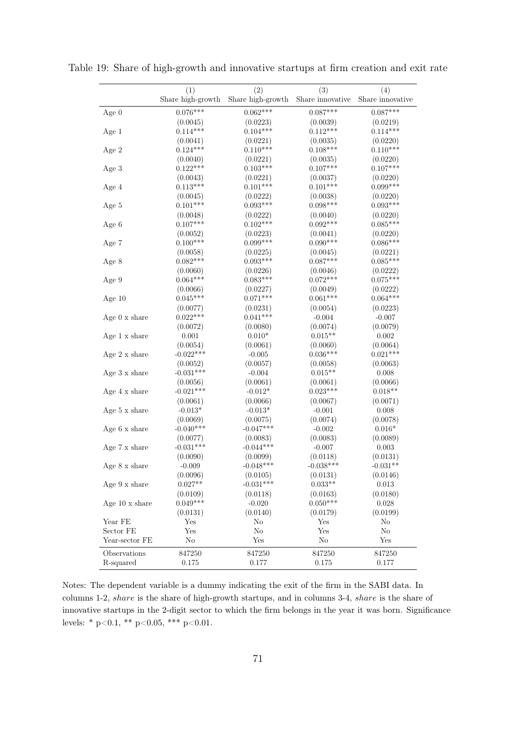Table 19: Share of high-growth and innovative startups at firm creation and exit rate

| | (1) Share high-growth | (2) Share high-growth | (3) Share innovative | (4) Share innovative |
|---|---|---|---|---|
| Age 0 | 0.076*** | 0.062*** | 0.087*** | 0.087*** |
| | (0.0045) | (0.0223) | (0.0039) | (0.0219) |
| Age 1 | 0.114*** | 0.104*** | 0.112*** | 0.114*** |
| | (0.0041) | (0.0221) | (0.0035) | (0.0220) |
| Age 2 | 0.124*** | 0.110*** | 0.108*** | 0.110*** |
| | (0.0040) | (0.0221) | (0.0035) | (0.0220) |
| Age 3 | 0.122*** | 0.103*** | 0.107*** | 0.107*** |
| | (0.0043) | (0.0221) | (0.0037) | (0.0220) |
| Age 4 | 0.113*** | 0.101*** | 0.101*** | 0.099*** |
| | (0.0045) | (0.0222) | (0.0038) | (0.0220) |
| Age 5 | 0.101*** | 0.093*** | 0.098*** | 0.093*** |
| | (0.0048) | (0.0222) | (0.0040) | (0.0220) |
| Age 6 | 0.107*** | 0.102*** | 0.092*** | 0.085*** |
| | (0.0052) | (0.0223) | (0.0041) | (0.0220) |
| Age 7 | 0.100*** | 0.099*** | 0.090*** | 0.086*** |
| | (0.0058) | (0.0225) | (0.0045) | (0.0221) |
| Age 8 | 0.082*** | 0.093*** | 0.087*** | 0.085*** |
| | (0.0060) | (0.0226) | (0.0046) | (0.0222) |
| Age 9 | 0.064*** | 0.083*** | 0.072*** | 0.075*** |
| | (0.0066) | (0.0227) | (0.0049) | (0.0222) |
| Age 10 | 0.045*** | 0.071*** | 0.061*** | 0.064*** |
| | (0.0077) | (0.0231) | (0.0054) | (0.0223) |
| Age 0 x share | 0.022*** | 0.041*** | -0.004 | -0.007 |
| | (0.0072) | (0.0080) | (0.0074) | (0.0079) |
| Age 1 x share | 0.001 | 0.010* | 0.015** | 0.002 |
| | (0.0054) | (0.0061) | (0.0060) | (0.0064) |
| Age 2 x share | -0.022*** | -0.005 | 0.036*** | 0.021*** |
| | (0.0052) | (0.0057) | (0.0058) | (0.0063) |
| Age 3 x share | -0.031*** | -0.004 | 0.015** | 0.008 |
| | (0.0056) | (0.0061) | (0.0061) | (0.0066) |
| Age 4 x share | -0.021*** | -0.012* | 0.023*** | 0.018** |
| | (0.0061) | (0.0066) | (0.0067) | (0.0071) |
| Age 5 x share | -0.013* | -0.013* | -0.001 | 0.008 |
| | (0.0069) | (0.0075) | (0.0074) | (0.0078) |
| Age 6 x share | -0.040*** | -0.047*** | -0.002 | 0.016* |
| | (0.0077) | (0.0083) | (0.0083) | (0.0089) |
| Age 7 x share | -0.031*** | -0.044*** | -0.007 | 0.003 |
| | (0.0090) | (0.0099) | (0.0118) | (0.0131) |
| Age 8 x share | -0.009 | -0.048*** | -0.038*** | -0.031** |
| | (0.0096) | (0.0105) | (0.0131) | (0.0146) |
| Age 9 x share | 0.027** | -0.031*** | 0.033** | 0.013 |
| | (0.0109) | (0.0118) | (0.0163) | (0.0180) |
| Age 10 x share | 0.049*** | -0.020 | 0.050*** | 0.028 |
| | (0.0131) | (0.0140) | (0.0179) | (0.0199) |
| Year FE | Yes | No | Yes | No |
| Sector FE | Yes | No | Yes | No |
| Year-sector FE | No | Yes | No | Yes |
| Observations | 847250 | 847250 | 847250 | 847250 |
| R-squared | 0.175 | 0.177 | 0.175 | 0.177 |

Notes: The dependent variable is a dummy indicating the exit of the firm in the SABI data. In columns 1-2, *share* is the share of high-growth startups, and in columns 3-4, *share* is the share of innovative startups in the 2-digit sector to which the firm belongs in the year it was born. Significance levels: * $p<0.1$, ** $p<0.05$, *** $p<0.01$.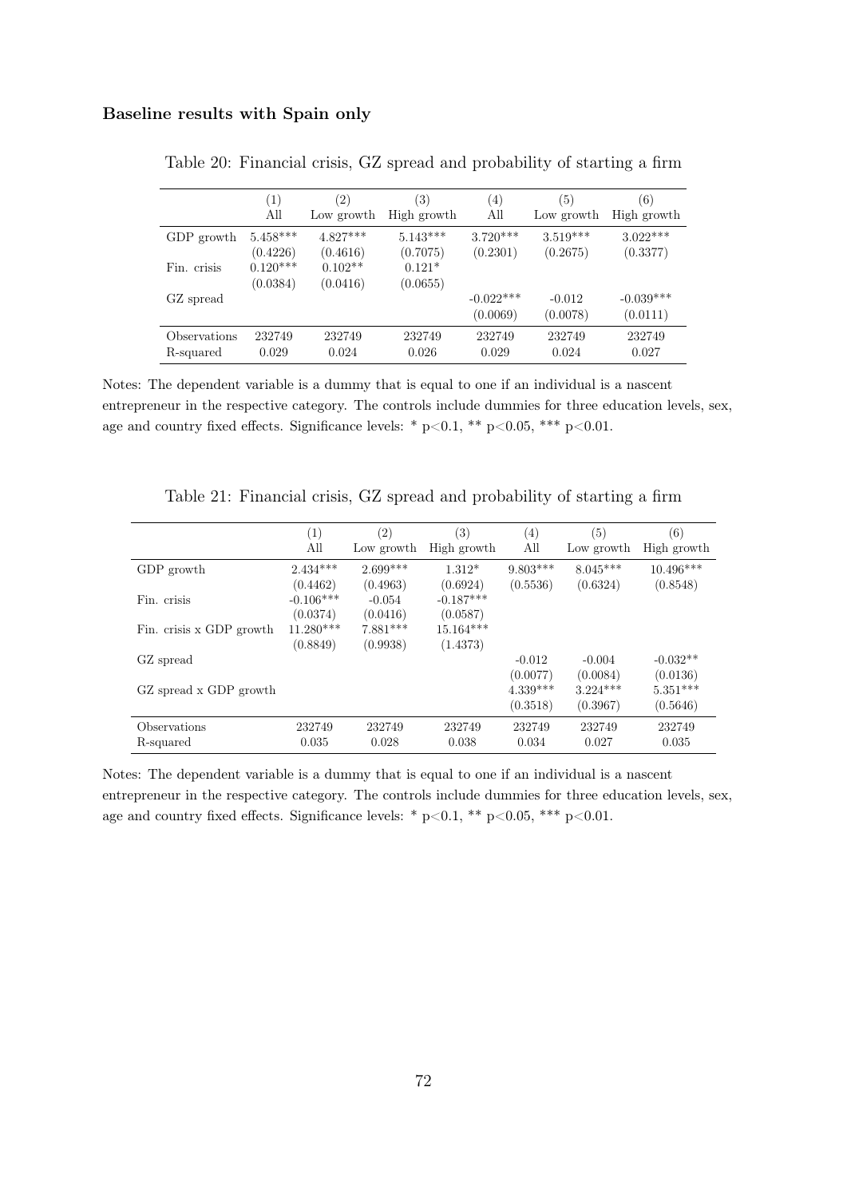### Baseline results with Spain only

Table 20: Financial crisis, GZ spread and probability of starting a firm

| | (1)<br>All | (2)<br>Low growth | (3)<br>High growth | (4)<br>All | (5)<br>Low growth | (6)<br>High growth |
|---|---|---|---|---|---|---|
| GDP growth | 5.458*** | 4.827*** | 5.143*** | 3.720*** | 3.519*** | 3.022*** |
| | (0.4226) | (0.4616) | (0.7075) | (0.2301) | (0.2675) | (0.3377) |
| Fin. crisis | 0.120*** | 0.102** | 0.121* | | | |
| | (0.0384) | (0.0416) | (0.0655) | | | |
| GZ spread | | | | -0.022*** | -0.012 | -0.039*** |
| | | | | (0.0069) | (0.0078) | (0.0111) |
| Observations | 232749 | 232749 | 232749 | 232749 | 232749 | 232749 |
| R-squared | 0.029 | 0.024 | 0.026 | 0.029 | 0.024 | 0.027 |

Notes: The dependent variable is a dummy that is equal to one if an individual is a nascent entrepreneur in the respective category. The controls include dummies for three education levels, sex, age and country fixed effects. Significance levels: * p<0.1, ** p<0.05, *** p<0.01.

Table 21: Financial crisis, GZ spread and probability of starting a firm

| | (1)<br>All | (2)<br>Low growth | (3)<br>High growth | (4)<br>All | (5)<br>Low growth | (6)<br>High growth |
|---|---|---|---|---|---|---|
| GDP growth | 2.434*** | 2.699*** | 1.312* | 9.803*** | 8.045*** | 10.496*** |
| | (0.4462) | (0.4963) | (0.6924) | (0.5536) | (0.6324) | (0.8548) |
| Fin. crisis | -0.106*** | -0.054 | -0.187*** | | | |
| | (0.0374) | (0.0416) | (0.0587) | | | |
| Fin. crisis x GDP growth | 11.280*** | 7.881*** | 15.164*** | | | |
| | (0.8849) | (0.9938) | (1.4373) | | | |
| GZ spread | | | | -0.012 | -0.004 | -0.032** |
| | | | | (0.0077) | (0.0084) | (0.0136) |
| GZ spread x GDP growth | | | | 4.339*** | 3.224*** | 5.351*** |
| | | | | (0.3518) | (0.3967) | (0.5646) |
| Observations | 232749 | 232749 | 232749 | 232749 | 232749 | 232749 |
| R-squared | 0.035 | 0.028 | 0.038 | 0.034 | 0.027 | 0.035 |

Notes: The dependent variable is a dummy that is equal to one if an individual is a nascent entrepreneur in the respective category. The controls include dummies for three education levels, sex, age and country fixed effects. Significance levels: * p<0.1, ** p<0.05, *** p<0.01.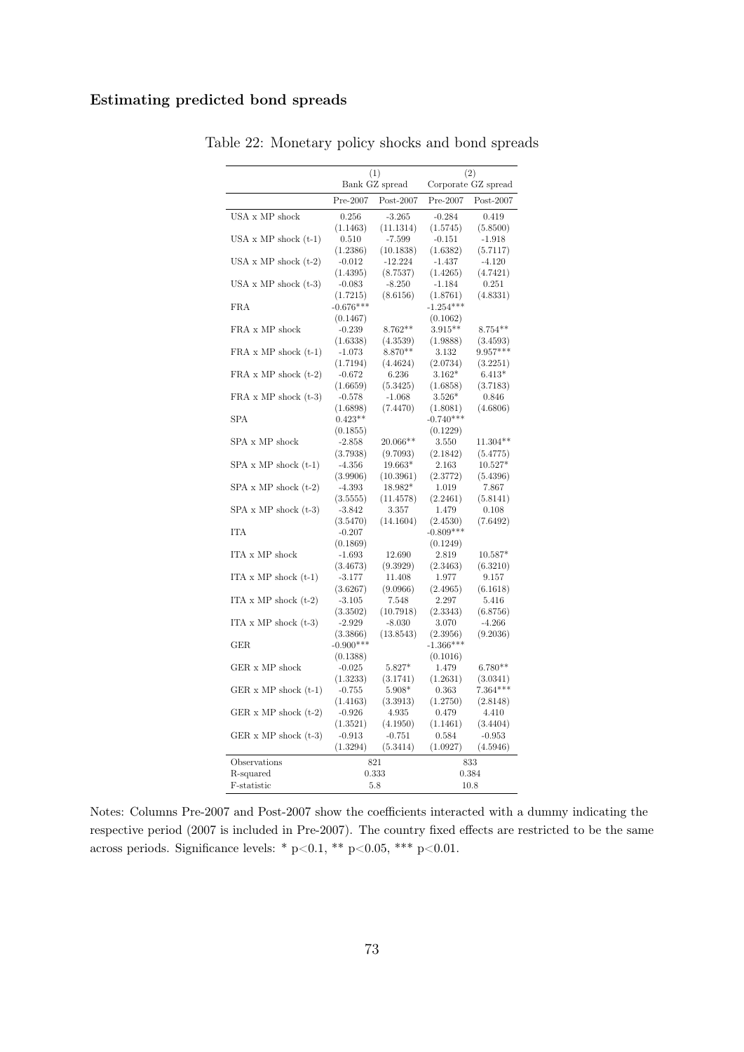### Estimating predicted bond spreads

Table 22: Monetary policy shocks and bond spreads

| | (1) | | (2) | |
|---|---|---|---|---|
| | Bank GZ spread | | Corporate GZ spread | |
| | Pre-2007 | Post-2007 | Pre-2007 | Post-2007 |
| USA x MP shock | 0.256 | -3.265 | -0.284 | 0.419 |
| | (1.1463) | (11.1314) | (1.5745) | (5.8500) |
| USA x MP shock (t-1) | 0.510 | -7.599 | -0.151 | -1.918 |
| | (1.2386) | (10.1838) | (1.6382) | (5.7117) |
| USA x MP shock (t-2) | -0.012 | -12.224 | -1.437 | -4.120 |
| | (1.4395) | (8.7537) | (1.4265) | (4.7421) |
| USA x MP shock (t-3) | -0.083 | -8.250 | -1.184 | 0.251 |
| | (1.7215) | (8.6156) | (1.8761) | (4.8331) |
| FRA | -0.676*** | | -1.254*** | |
| | (0.1467) | | (0.1062) | |
| FRA x MP shock | -0.239 | 8.762** | 3.915** | 8.754** |
| | (1.6338) | (4.3539) | (1.9888) | (3.4593) |
| FRA x MP shock (t-1) | -1.073 | 8.870** | 3.132 | 9.957*** |
| | (1.7194) | (4.4624) | (2.0734) | (3.2251) |
| FRA x MP shock (t-2) | -0.672 | 6.236 | 3.162* | 6.413* |
| | (1.6659) | (5.3425) | (1.6858) | (3.7183) |
| FRA x MP shock (t-3) | -0.578 | -1.068 | 3.526* | 0.846 |
| | (1.6898) | (7.4470) | (1.8081) | (4.6806) |
| SPA | 0.423** | | -0.740*** | |
| | (0.1855) | | (0.1229) | |
| SPA x MP shock | -2.858 | 20.066** | 3.550 | 11.304** |
| | (3.7938) | (9.7093) | (2.1842) | (5.4775) |
| SPA x MP shock (t-1) | -4.356 | 19.663* | 2.163 | 10.527* |
| | (3.9906) | (10.3961) | (2.3772) | (5.4396) |
| SPA x MP shock (t-2) | -4.393 | 18.982* | 1.019 | 7.867 |
| | (3.5555) | (11.4578) | (2.2461) | (5.8141) |
| SPA x MP shock (t-3) | -3.842 | 3.357 | 1.479 | 0.108 |
| | (3.5470) | (14.1604) | (2.4530) | (7.6492) |
| ITA | -0.207 | | -0.809*** | |
| | (0.1869) | | (0.1249) | |
| ITA x MP shock | -1.693 | 12.690 | 2.819 | 10.587* |
| | (3.4673) | (9.3929) | (2.3463) | (6.3210) |
| ITA x MP shock (t-1) | -3.177 | 11.408 | 1.977 | 9.157 |
| | (3.6267) | (9.0966) | (2.4965) | (6.1618) |
| ITA x MP shock (t-2) | -3.105 | 7.548 | 2.297 | 5.416 |
| | (3.3502) | (10.7918) | (2.3343) | (6.8756) |
| ITA x MP shock (t-3) | -2.929 | -8.030 | 3.070 | -4.266 |
| | (3.3866) | (13.8543) | (2.3956) | (9.2036) |
| GER | -0.900*** | | -1.366*** | |
| | (0.1388) | | (0.1016) | |
| GER x MP shock | -0.025 | 5.827* | 1.479 | 6.780** |
| | (1.3233) | (3.1741) | (1.2631) | (3.0341) |
| GER x MP shock (t-1) | -0.755 | 5.908* | 0.363 | 7.364*** |
| | (1.4163) | (3.3913) | (1.2750) | (2.8148) |
| GER x MP shock (t-2) | -0.926 | 4.935 | 0.479 | 4.410 |
| | (1.3521) | (4.1950) | (1.1461) | (3.4404) |
| GER x MP shock (t-3) | -0.913 | -0.751 | 0.584 | -0.953 |
| | (1.3294) | (5.3414) | (1.0927) | (4.5946) |
| Observations | 821 | | 833 | |
| R-squared | 0.333 | | 0.384 | |
| F-statistic | 5.8 | | 10.8 | |

Notes: Columns Pre-2007 and Post-2007 show the coefficients interacted with a dummy indicating the respective period (2007 is included in Pre-2007). The country fixed effects are restricted to be the same across periods. Significance levels: * $p<0.1$, ** $p<0.05$, *** $p<0.01$.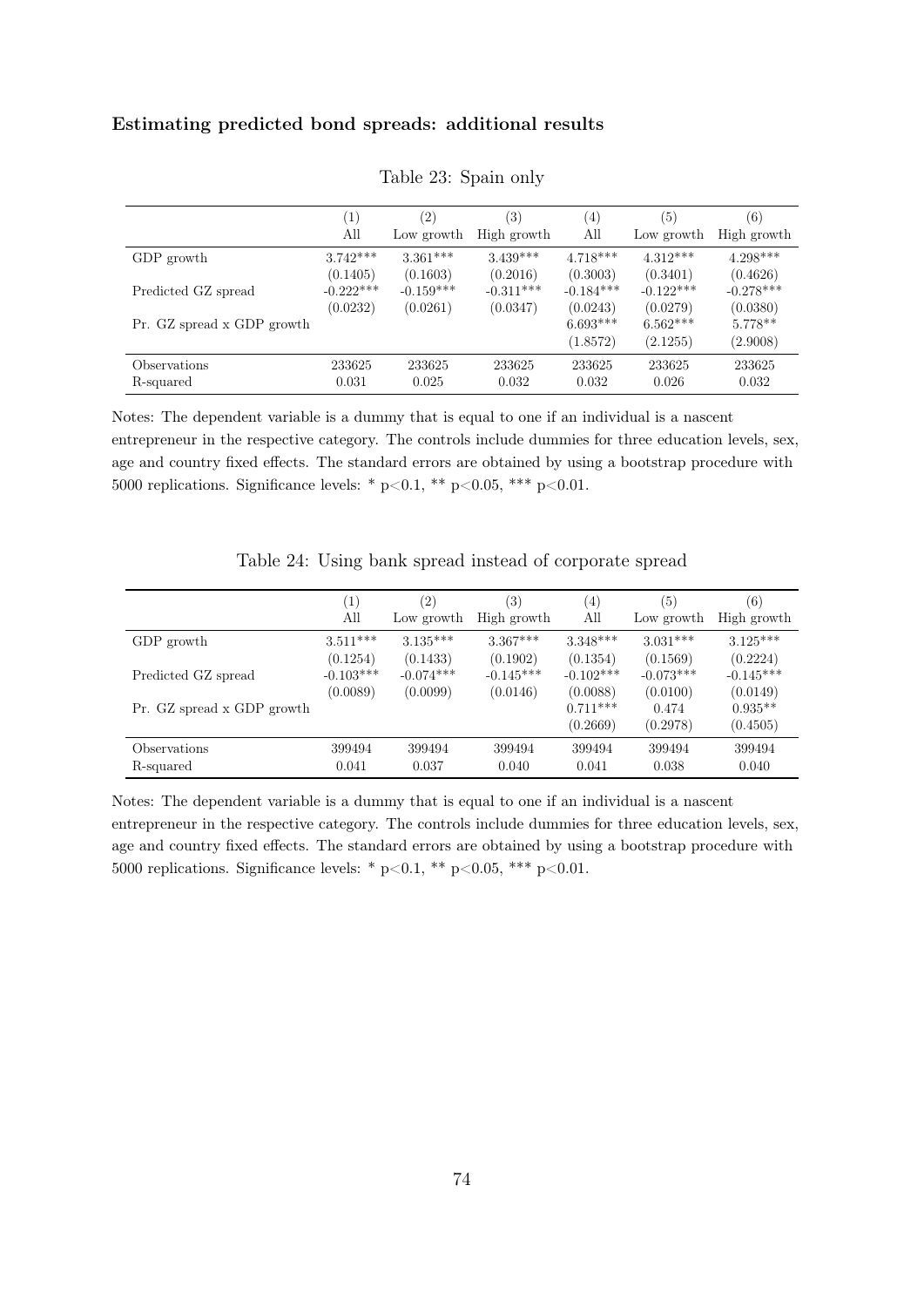#### Estimating predicted bond spreads: additional results

Table 23: Spain only

| | (1) All | (2) Low growth | (3) High growth | (4) All | (5) Low growth | (6) High growth |
|---|---|---|---|---|---|---|
| GDP growth | 3.742*** | 3.361*** | 3.439*** | 4.718*** | 4.312*** | 4.298*** |
| | (0.1405) | (0.1603) | (0.2016) | (0.3003) | (0.3401) | (0.4626) |
| Predicted GZ spread | -0.222*** | -0.159*** | -0.311*** | -0.184*** | -0.122*** | -0.278*** |
| | (0.0232) | (0.0261) | (0.0347) | (0.0243) | (0.0279) | (0.0380) |
| Pr. GZ spread x GDP growth | | | | 6.693*** | 6.562*** | 5.778** |
| | | | | (1.8572) | (2.1255) | (2.9008) |
| Observations | 233625 | 233625 | 233625 | 233625 | 233625 | 233625 |
| R-squared | 0.031 | 0.025 | 0.032 | 0.032 | 0.026 | 0.032 |

Notes: The dependent variable is a dummy that is equal to one if an individual is a nascent entrepreneur in the respective category. The controls include dummies for three education levels, sex, age and country fixed effects. The standard errors are obtained by using a bootstrap procedure with 5000 replications. Significance levels: * $p<0.1$, ** $p<0.05$, *** $p<0.01$.

Table 24: Using bank spread instead of corporate spread

| | (1) All | (2) Low growth | (3) High growth | (4) All | (5) Low growth | (6) High growth |
|---|---|---|---|---|---|---|
| GDP growth | 3.511*** | 3.135*** | 3.367*** | 3.348*** | 3.031*** | 3.125*** |
| | (0.1254) | (0.1433) | (0.1902) | (0.1354) | (0.1569) | (0.2224) |
| Predicted GZ spread | -0.103*** | -0.074*** | -0.145*** | -0.102*** | -0.073*** | -0.145*** |
| | (0.0089) | (0.0099) | (0.0146) | (0.0088) | (0.0100) | (0.0149) |
| Pr. GZ spread x GDP growth | | | | 0.711*** | 0.474 | 0.935** |
| | | | | (0.2669) | (0.2978) | (0.4505) |
| Observations | 399494 | 399494 | 399494 | 399494 | 399494 | 399494 |
| R-squared | 0.041 | 0.037 | 0.040 | 0.041 | 0.038 | 0.040 |

Notes: The dependent variable is a dummy that is equal to one if an individual is a nascent entrepreneur in the respective category. The controls include dummies for three education levels, sex, age and country fixed effects. The standard errors are obtained by using a bootstrap procedure with 5000 replications. Significance levels: * $p<0.1$, ** $p<0.05$, *** $p<0.01$.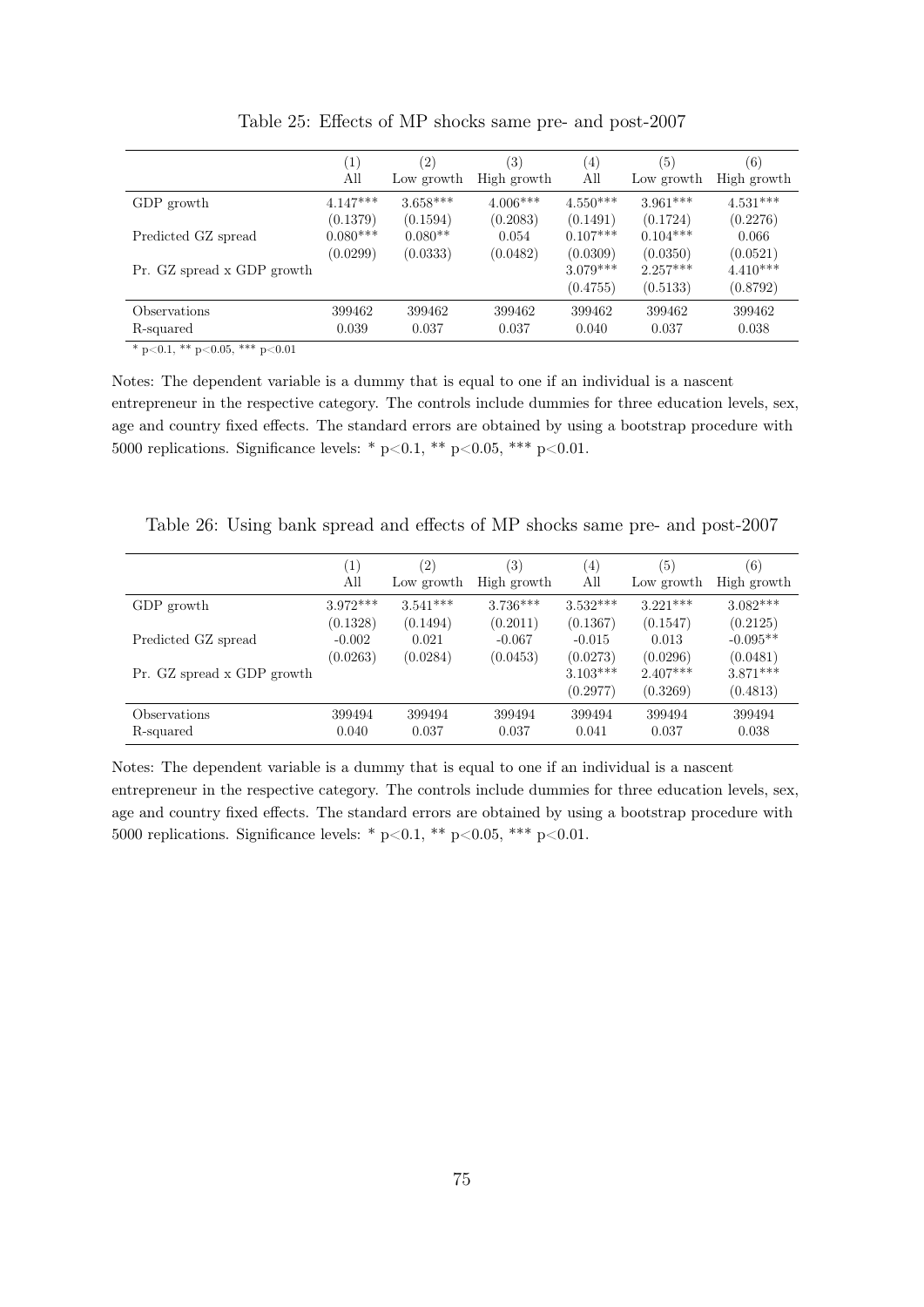Table 25: Effects of MP shocks same pre- and post-2007

| | (1) All | (2) Low growth | (3) High growth | (4) All | (5) Low growth | (6) High growth |
|---|---|---|---|---|---|---|
| GDP growth | 4.147*** | 3.658*** | 4.006*** | 4.550*** | 3.961*** | 4.531*** |
| | (0.1379) | (0.1594) | (0.2083) | (0.1491) | (0.1724) | (0.2276) |
| Predicted GZ spread | 0.080*** | 0.080** | 0.054 | 0.107*** | 0.104*** | 0.066 |
| | (0.0299) | (0.0333) | (0.0482) | (0.0309) | (0.0350) | (0.0521) |
| Pr. GZ spread x GDP growth | | | | 3.079*** | 2.257*** | 4.410*** |
| | | | | (0.4755) | (0.5133) | (0.8792) |
| Observations | 399462 | 399462 | 399462 | 399462 | 399462 | 399462 |
| R-squared | 0.039 | 0.037 | 0.037 | 0.040 | 0.037 | 0.038 |

\* p<0.1, ** p<0.05, *** p<0.01

Notes: The dependent variable is a dummy that is equal to one if an individual is a nascent entrepreneur in the respective category. The controls include dummies for three education levels, sex, age and country fixed effects. The standard errors are obtained by using a bootstrap procedure with 5000 replications. Significance levels: * p<0.1, ** p<0.05, *** p<0.01.

Table 26: Using bank spread and effects of MP shocks same pre- and post-2007

| | (1) All | (2) Low growth | (3) High growth | (4) All | (5) Low growth | (6) High growth |
|---|---|---|---|---|---|---|
| GDP growth | 3.972*** | 3.541*** | 3.736*** | 3.532*** | 3.221*** | 3.082*** |
| | (0.1328) | (0.1494) | (0.2011) | (0.1367) | (0.1547) | (0.2125) |
| Predicted GZ spread | -0.002 | 0.021 | -0.067 | -0.015 | 0.013 | -0.095** |
| | (0.0263) | (0.0284) | (0.0453) | (0.0273) | (0.0296) | (0.0481) |
| Pr. GZ spread x GDP growth | | | | 3.103*** | 2.407*** | 3.871*** |
| | | | | (0.2977) | (0.3269) | (0.4813) |
| Observations | 399494 | 399494 | 399494 | 399494 | 399494 | 399494 |
| R-squared | 0.040 | 0.037 | 0.037 | 0.041 | 0.037 | 0.038 |

Notes: The dependent variable is a dummy that is equal to one if an individual is a nascent entrepreneur in the respective category. The controls include dummies for three education levels, sex, age and country fixed effects. The standard errors are obtained by using a bootstrap procedure with 5000 replications. Significance levels: * p<0.1, ** p<0.05, *** p<0.01.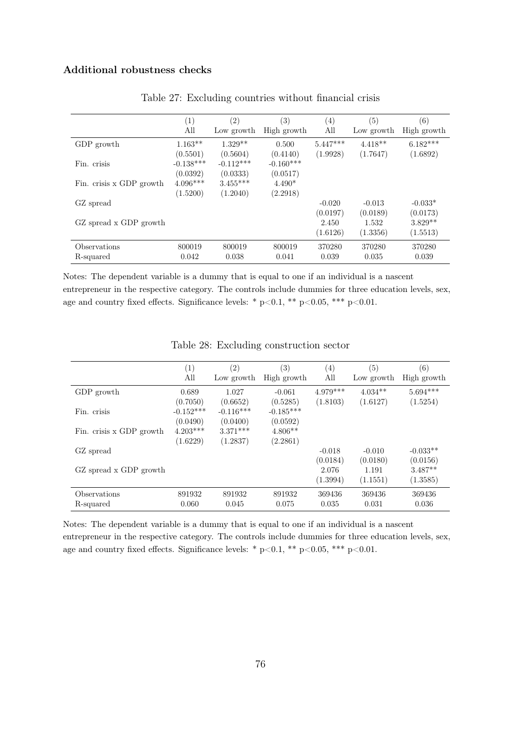### Additional robustness checks

Table 27: Excluding countries without financial crisis

| | (1) All | (2) Low growth | (3) High growth | (4) All | (5) Low growth | (6) High growth |
|---|---|---|---|---|---|---|
| GDP growth | 1.163** | 1.329** | 0.500 | 5.447*** | 4.418** | 6.182*** |
| | (0.5501) | (0.5604) | (0.4140) | (1.9928) | (1.7647) | (1.6892) |
| Fin. crisis | -0.138*** | -0.112*** | -0.160*** | | | |
| | (0.0392) | (0.0333) | (0.0517) | | | |
| Fin. crisis x GDP growth | 4.096*** | 3.455*** | 4.490* | | | |
| | (1.5200) | (1.2040) | (2.2918) | | | |
| GZ spread | | | | -0.020 | -0.013 | -0.033* |
| | | | | (0.0197) | (0.0189) | (0.0173) |
| GZ spread x GDP growth | | | | 2.450 | 1.532 | 3.829** |
| | | | | (1.6126) | (1.3356) | (1.5513) |
| Observations | 800019 | 800019 | 800019 | 370280 | 370280 | 370280 |
| R-squared | 0.042 | 0.038 | 0.041 | 0.039 | 0.035 | 0.039 |

Notes: The dependent variable is a dummy that is equal to one if an individual is a nascent entrepreneur in the respective category. The controls include dummies for three education levels, sex, age and country fixed effects. Significance levels: * p<0.1, ** p<0.05, *** p<0.01.

Table 28: Excluding construction sector

| | (1) All | (2) Low growth | (3) High growth | (4) All | (5) Low growth | (6) High growth |
|---|---|---|---|---|---|---|
| GDP growth | 0.689 | 1.027 | -0.061 | 4.979*** | 4.034** | 5.694*** |
| | (0.7050) | (0.6652) | (0.5285) | (1.8103) | (1.6127) | (1.5254) |
| Fin. crisis | -0.152*** | -0.116*** | -0.185*** | | | |
| | (0.0490) | (0.0400) | (0.0592) | | | |
| Fin. crisis x GDP growth | 4.203*** | 3.371*** | 4.806** | | | |
| | (1.6229) | (1.2837) | (2.2861) | | | |
| GZ spread | | | | -0.018 | -0.010 | -0.033** |
| | | | | (0.0184) | (0.0180) | (0.0156) |
| GZ spread x GDP growth | | | | 2.076 | 1.191 | 3.487** |
| | | | | (1.3994) | (1.1551) | (1.3585) |
| Observations | 891932 | 891932 | 891932 | 369436 | 369436 | 369436 |
| R-squared | 0.060 | 0.045 | 0.075 | 0.035 | 0.031 | 0.036 |

Notes: The dependent variable is a dummy that is equal to one if an individual is a nascent entrepreneur in the respective category. The controls include dummies for three education levels, sex, age and country fixed effects. Significance levels: * p<0.1, ** p<0.05, *** p<0.01.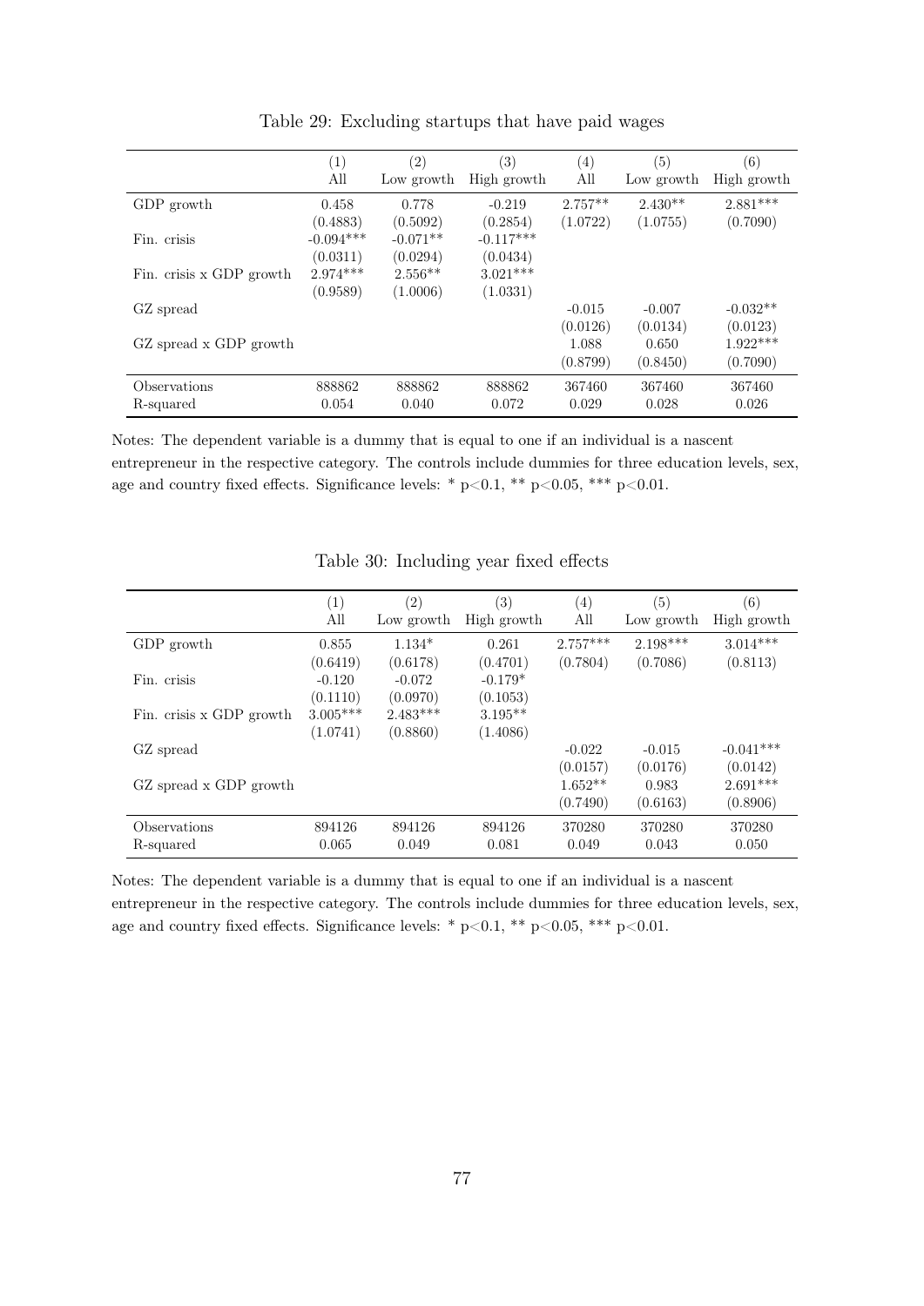Table 29: Excluding startups that have paid wages

| | (1) All | (2) Low growth | (3) High growth | (4) All | (5) Low growth | (6) High growth |
|---|---|---|---|---|---|---|
| GDP growth | 0.458 | 0.778 | -0.219 | 2.757** | 2.430** | 2.881*** |
| | (0.4883) | (0.5092) | (0.2854) | (1.0722) | (1.0755) | (0.7090) |
| Fin. crisis | -0.094*** | -0.071** | -0.117*** | | | |
| | (0.0311) | (0.0294) | (0.0434) | | | |
| Fin. crisis x GDP growth | 2.974*** | 2.556** | 3.021*** | | | |
| | (0.9589) | (1.0006) | (1.0331) | | | |
| GZ spread | | | | -0.015 | -0.007 | -0.032** |
| | | | | (0.0126) | (0.0134) | (0.0123) |
| GZ spread x GDP growth | | | | 1.088 | 0.650 | 1.922*** |
| | | | | (0.8799) | (0.8450) | (0.7090) |
| Observations | 888862 | 888862 | 888862 | 367460 | 367460 | 367460 |
| R-squared | 0.054 | 0.040 | 0.072 | 0.029 | 0.028 | 0.026 |

Notes: The dependent variable is a dummy that is equal to one if an individual is a nascent entrepreneur in the respective category. The controls include dummies for three education levels, sex, age and country fixed effects. Significance levels: * p<0.1, ** p<0.05, *** p<0.01.

Table 30: Including year fixed effects

| | (1) All | (2) Low growth | (3) High growth | (4) All | (5) Low growth | (6) High growth |
|---|---|---|---|---|---|---|
| GDP growth | 0.855 | 1.134* | 0.261 | 2.757*** | 2.198*** | 3.014*** |
| | (0.6419) | (0.6178) | (0.4701) | (0.7804) | (0.7086) | (0.8113) |
| Fin. crisis | -0.120 | -0.072 | -0.179* | | | |
| | (0.1110) | (0.0970) | (0.1053) | | | |
| Fin. crisis x GDP growth | 3.005*** | 2.483*** | 3.195** | | | |
| | (1.0741) | (0.8860) | (1.4086) | | | |
| GZ spread | | | | -0.022 | -0.015 | -0.041*** |
| | | | | (0.0157) | (0.0176) | (0.0142) |
| GZ spread x GDP growth | | | | 1.652** | 0.983 | 2.691*** |
| | | | | (0.7490) | (0.6163) | (0.8906) |
| Observations | 894126 | 894126 | 894126 | 370280 | 370280 | 370280 |
| R-squared | 0.065 | 0.049 | 0.081 | 0.049 | 0.043 | 0.050 |

Notes: The dependent variable is a dummy that is equal to one if an individual is a nascent entrepreneur in the respective category. The controls include dummies for three education levels, sex, age and country fixed effects. Significance levels: * p<0.1, ** p<0.05, *** p<0.01.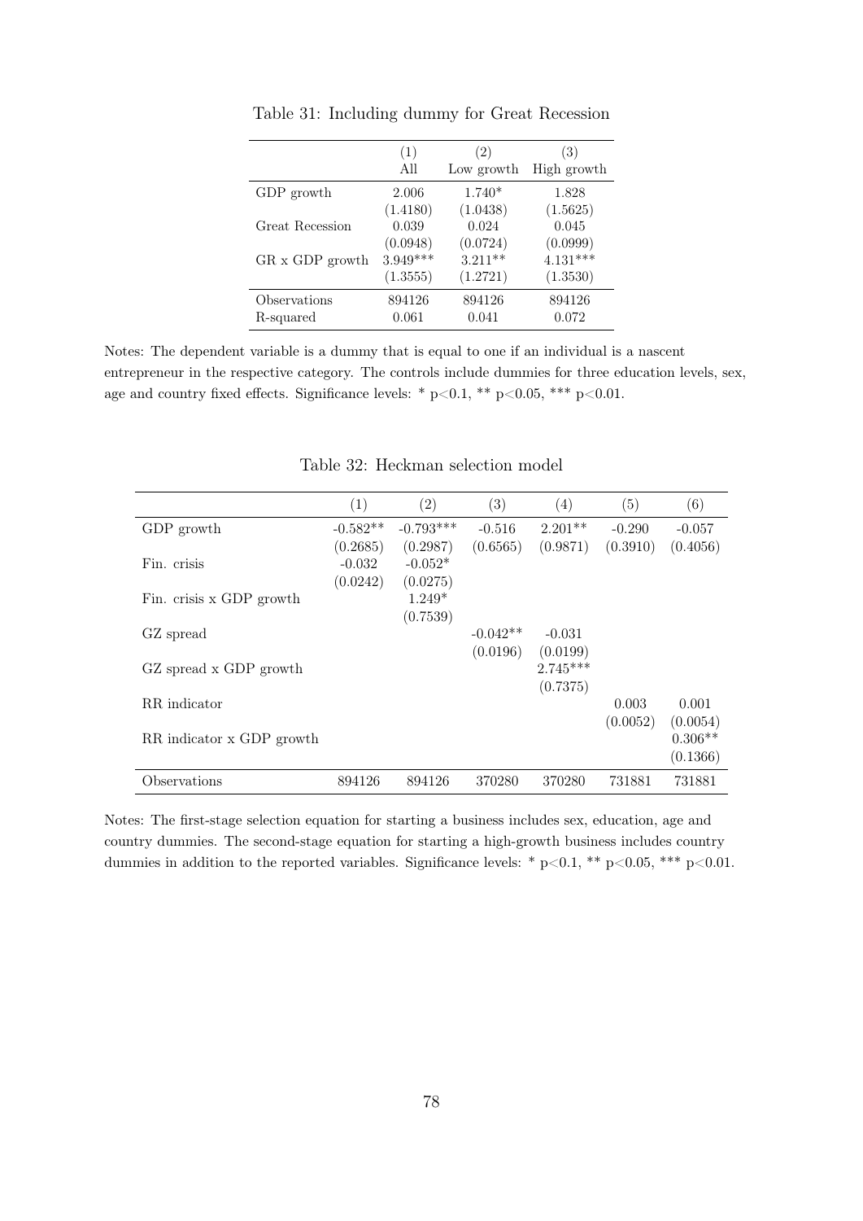Table 31: Including dummy for Great Recession

| | (1) | (2) | (3) |
|---|---|---|---|
| | All | Low growth | High growth |
| GDP growth | 2.006 | 1.740* | 1.828 |
| | (1.4180) | (1.0438) | (1.5625) |
| Great Recession | 0.039 | 0.024 | 0.045 |
| | (0.0948) | (0.0724) | (0.0999) |
| GR x GDP growth | 3.949*** | 3.211** | 4.131*** |
| | (1.3555) | (1.2721) | (1.3530) |
| Observations | 894126 | 894126 | 894126 |
| R-squared | 0.061 | 0.041 | 0.072 |

Notes: The dependent variable is a dummy that is equal to one if an individual is a nascent entrepreneur in the respective category. The controls include dummies for three education levels, sex, age and country fixed effects. Significance levels: * p<0.1, ** p<0.05, *** p<0.01.

Table 32: Heckman selection model

| | (1) | (2) | (3) | (4) | (5) | (6) |
|---|---|---|---|---|---|---|
| GDP growth | -0.582** | -0.793*** | -0.516 | 2.201** | -0.290 | -0.057 |
| | (0.2685) | (0.2987) | (0.6565) | (0.9871) | (0.3910) | (0.4056) |
| Fin. crisis | -0.032 | -0.052* | | | | |
| | (0.0242) | (0.0275) | | | | |
| Fin. crisis x GDP growth | | 1.249* | | | | |
| | | (0.7539) | | | | |
| GZ spread | | | -0.042** | -0.031 | | |
| | | | (0.0196) | (0.0199) | | |
| GZ spread x GDP growth | | | | 2.745*** | | |
| | | | | (0.7375) | | |
| RR indicator | | | | | 0.003 | 0.001 |
| | | | | | (0.0052) | (0.0054) |
| RR indicator x GDP growth | | | | | | 0.306** |
| | | | | | | (0.1366) |
| Observations | 894126 | 894126 | 370280 | 370280 | 731881 | 731881 |

Notes: The first-stage selection equation for starting a business includes sex, education, age and country dummies. The second-stage equation for starting a high-growth business includes country dummies in addition to the reported variables. Significance levels: * p<0.1, ** p<0.05, *** p<0.01.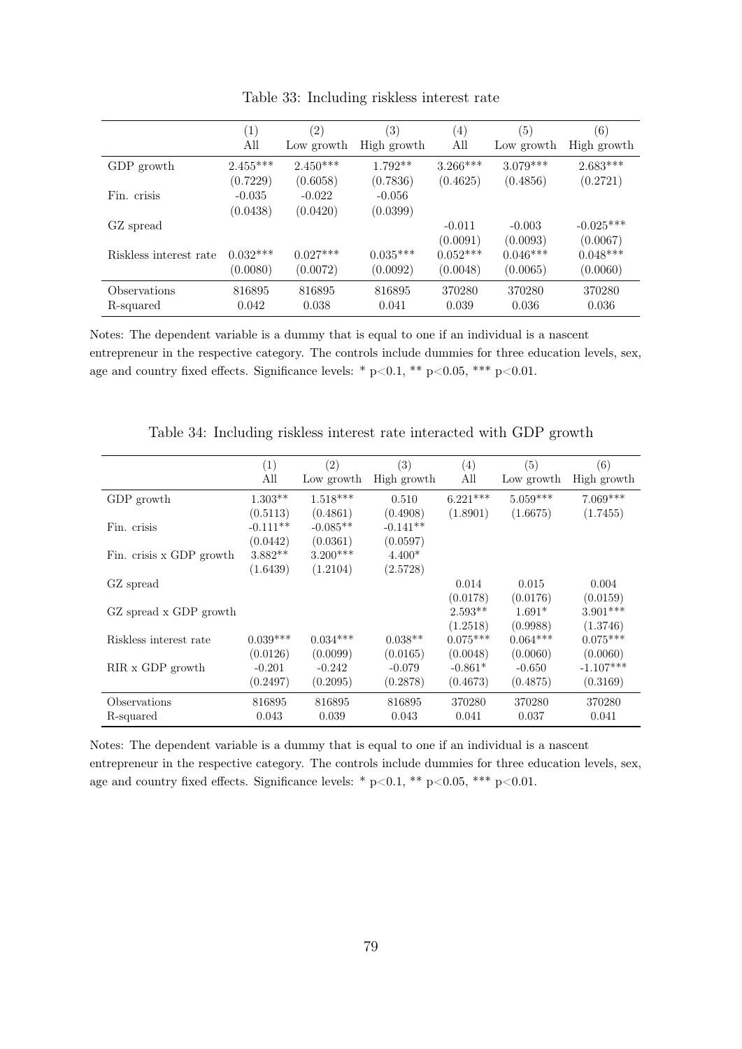Table 33: Including riskless interest rate

| | (1) All | (2) Low growth | (3) High growth | (4) All | (5) Low growth | (6) High growth |
|---|---|---|---|---|---|---|
| GDP growth | 2.455*** | 2.450*** | 1.792** | 3.266*** | 3.079*** | 2.683*** |
| | (0.7229) | (0.6058) | (0.7836) | (0.4625) | (0.4856) | (0.2721) |
| Fin. crisis | -0.035 | -0.022 | -0.056 | | | |
| | (0.0438) | (0.0420) | (0.0399) | | | |
| GZ spread | | | | -0.011 | -0.003 | -0.025*** |
| | | | | (0.0091) | (0.0093) | (0.0067) |
| Riskless interest rate | 0.032*** | 0.027*** | 0.035*** | 0.052*** | 0.046*** | 0.048*** |
| | (0.0080) | (0.0072) | (0.0092) | (0.0048) | (0.0065) | (0.0060) |
| Observations | 816895 | 816895 | 816895 | 370280 | 370280 | 370280 |
| R-squared | 0.042 | 0.038 | 0.041 | 0.039 | 0.036 | 0.036 |

Notes: The dependent variable is a dummy that is equal to one if an individual is a nascent entrepreneur in the respective category. The controls include dummies for three education levels, sex, age and country fixed effects. Significance levels: * p<0.1, ** p<0.05, *** p<0.01.

Table 34: Including riskless interest rate interacted with GDP growth

| | (1) All | (2) Low growth | (3) High growth | (4) All | (5) Low growth | (6) High growth |
|---|---|---|---|---|---|---|
| GDP growth | 1.303** | 1.518*** | 0.510 | 6.221*** | 5.059*** | 7.069*** |
| | (0.5113) | (0.4861) | (0.4908) | (1.8901) | (1.6675) | (1.7455) |
| Fin. crisis | -0.111** | -0.085** | -0.141** | | | |
| | (0.0442) | (0.0361) | (0.0597) | | | |
| Fin. crisis x GDP growth | 3.882** | 3.200*** | 4.400* | | | |
| | (1.6439) | (1.2104) | (2.5728) | | | |
| GZ spread | | | | 0.014 | 0.015 | 0.004 |
| | | | | (0.0178) | (0.0176) | (0.0159) |
| GZ spread x GDP growth | | | | 2.593** | 1.691* | 3.901*** |
| | | | | (1.2518) | (0.9988) | (1.3746) |
| Riskless interest rate | 0.039*** | 0.034*** | 0.038** | 0.075*** | 0.064*** | 0.075*** |
| | (0.0126) | (0.0099) | (0.0165) | (0.0048) | (0.0060) | (0.0060) |
| RIR x GDP growth | -0.201 | -0.242 | -0.079 | -0.861* | -0.650 | -1.107*** |
| | (0.2497) | (0.2095) | (0.2878) | (0.4673) | (0.4875) | (0.3169) |
| Observations | 816895 | 816895 | 816895 | 370280 | 370280 | 370280 |
| R-squared | 0.043 | 0.039 | 0.043 | 0.041 | 0.037 | 0.041 |

Notes: The dependent variable is a dummy that is equal to one if an individual is a nascent entrepreneur in the respective category. The controls include dummies for three education levels, sex, age and country fixed effects. Significance levels: * p<0.1, ** p<0.05, *** p<0.01.